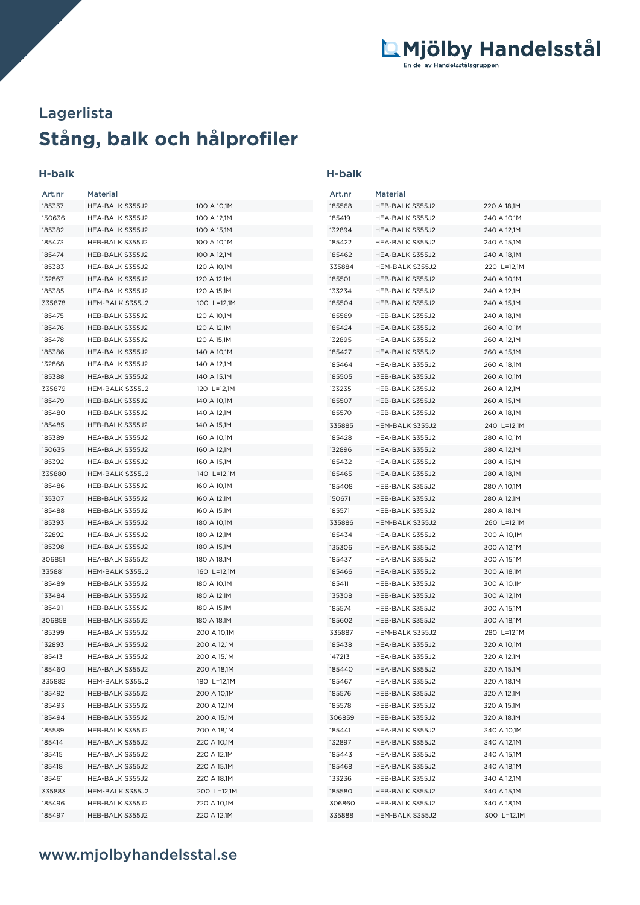# Lagerlista

## Stång, balk och hålprofiler

### H-balk

| Art.nr | Material | |
|---|---|---|
| 185337 | HEA-BALK S355J2 | 100 A 10,1M |
| 150636 | HEA-BALK S355J2 | 100 A 12,1M |
| 185382 | HEA-BALK S355J2 | 100 A 15,1M |
| 185473 | HEB-BALK S355J2 | 100 A 10,1M |
| 185474 | HEB-BALK S355J2 | 100 A 12,1M |
| 185383 | HEA-BALK S355J2 | 120 A 10,1M |
| 132867 | HEA-BALK S355J2 | 120 A 12,1M |
| 185385 | HEA-BALK S355J2 | 120 A 15,1M |
| 335878 | HEM-BALK S355J2 | 100 L=12,1M |
| 185475 | HEB-BALK S355J2 | 120 A 10,1M |
| 185476 | HEB-BALK S355J2 | 120 A 12,1M |
| 185478 | HEB-BALK S355J2 | 120 A 15,1M |
| 185386 | HEA-BALK S355J2 | 140 A 10,1M |
| 132868 | HEA-BALK S355J2 | 140 A 12,1M |
| 185388 | HEA-BALK S355J2 | 140 A 15,1M |
| 335879 | HEM-BALK S355J2 | 120 L=12,1M |
| 185479 | HEB-BALK S355J2 | 140 A 10,1M |
| 185480 | HEB-BALK S355J2 | 140 A 12,1M |
| 185485 | HEB-BALK S355J2 | 140 A 15,1M |
| 185389 | HEA-BALK S355J2 | 160 A 10,1M |
| 150635 | HEA-BALK S355J2 | 160 A 12,1M |
| 185392 | HEA-BALK S355J2 | 160 A 15,1M |
| 335880 | HEM-BALK S355J2 | 140 L=12,1M |
| 185486 | HEB-BALK S355J2 | 160 A 10,1M |
| 135307 | HEB-BALK S355J2 | 160 A 12,1M |
| 185488 | HEB-BALK S355J2 | 160 A 15,1M |
| 185393 | HEA-BALK S355J2 | 180 A 10,1M |
| 132892 | HEA-BALK S355J2 | 180 A 12,1M |
| 185398 | HEA-BALK S355J2 | 180 A 15,1M |
| 306851 | HEA-BALK S355J2 | 180 A 18,1M |
| 335881 | HEM-BALK S355J2 | 160 L=12,1M |
| 185489 | HEB-BALK S355J2 | 180 A 10,1M |
| 133484 | HEB-BALK S355J2 | 180 A 12,1M |
| 185491 | HEB-BALK S355J2 | 180 A 15,1M |
| 306858 | HEB-BALK S355J2 | 180 A 18,1M |
| 185399 | HEA-BALK S355J2 | 200 A 10,1M |
| 132893 | HEA-BALK S355J2 | 200 A 12,1M |
| 185413 | HEA-BALK S355J2 | 200 A 15,1M |
| 185460 | HEA-BALK S355J2 | 200 A 18,1M |
| 335882 | HEM-BALK S355J2 | 180 L=12,1M |
| 185492 | HEB-BALK S355J2 | 200 A 10,1M |
| 185493 | HEB-BALK S355J2 | 200 A 12,1M |
| 185494 | HEB-BALK S355J2 | 200 A 15,1M |
| 185589 | HEB-BALK S355J2 | 200 A 18,1M |
| 185414 | HEA-BALK S355J2 | 220 A 10,1M |
| 185415 | HEA-BALK S355J2 | 220 A 12,1M |
| 185418 | HEA-BALK S355J2 | 220 A 15,1M |
| 185461 | HEA-BALK S355J2 | 220 A 18,1M |
| 335883 | HEM-BALK S355J2 | 200 L=12,1M |
| 185496 | HEB-BALK S355J2 | 220 A 10,1M |
| 185497 | HEB-BALK S355J2 | 220 A 12,1M |

### H-balk

| Art.nr | Material | |
|---|---|---|
| 185568 | HEB-BALK S355J2 | 220 A 18,1M |
| 185419 | HEA-BALK S355J2 | 240 A 10,1M |
| 132894 | HEA-BALK S355J2 | 240 A 12,1M |
| 185422 | HEA-BALK S355J2 | 240 A 15,1M |
| 185462 | HEA-BALK S355J2 | 240 A 18,1M |
| 335884 | HEM-BALK S355J2 | 220 L=12,1M |
| 185501 | HEB-BALK S355J2 | 240 A 10,1M |
| 133234 | HEB-BALK S355J2 | 240 A 12,1M |
| 185504 | HEB-BALK S355J2 | 240 A 15,1M |
| 185569 | HEB-BALK S355J2 | 240 A 18,1M |
| 185424 | HEA-BALK S355J2 | 260 A 10,1M |
| 132895 | HEA-BALK S355J2 | 260 A 12,1M |
| 185427 | HEA-BALK S355J2 | 260 A 15,1M |
| 185464 | HEA-BALK S355J2 | 260 A 18,1M |
| 185505 | HEB-BALK S355J2 | 260 A 10,1M |
| 133235 | HEB-BALK S355J2 | 260 A 12,1M |
| 185507 | HEB-BALK S355J2 | 260 A 15,1M |
| 185570 | HEB-BALK S355J2 | 260 A 18,1M |
| 335885 | HEM-BALK S355J2 | 240 L=12,1M |
| 185428 | HEA-BALK S355J2 | 280 A 10,1M |
| 132896 | HEA-BALK S355J2 | 280 A 12,1M |
| 185432 | HEA-BALK S355J2 | 280 A 15,1M |
| 185465 | HEA-BALK S355J2 | 280 A 18,1M |
| 185408 | HEB-BALK S355J2 | 280 A 10,1M |
| 150671 | HEB-BALK S355J2 | 280 A 12,1M |
| 185571 | HEB-BALK S355J2 | 280 A 18,1M |
| 335886 | HEM-BALK S355J2 | 260 L=12,1M |
| 185434 | HEA-BALK S355J2 | 300 A 10,1M |
| 135306 | HEA-BALK S355J2 | 300 A 12,1M |
| 185437 | HEA-BALK S355J2 | 300 A 15,1M |
| 185466 | HEA-BALK S355J2 | 300 A 18,1M |
| 185411 | HEB-BALK S355J2 | 300 A 10,1M |
| 135308 | HEB-BALK S355J2 | 300 A 12,1M |
| 185574 | HEB-BALK S355J2 | 300 A 15,1M |
| 185602 | HEB-BALK S355J2 | 300 A 18,1M |
| 335887 | HEM-BALK S355J2 | 280 L=12,1M |
| 185438 | HEA-BALK S355J2 | 320 A 10,1M |
| 147213 | HEA-BALK S355J2 | 320 A 12,1M |
| 185440 | HEA-BALK S355J2 | 320 A 15,1M |
| 185467 | HEA-BALK S355J2 | 320 A 18,1M |
| 185576 | HEB-BALK S355J2 | 320 A 12,1M |
| 185578 | HEB-BALK S355J2 | 320 A 15,1M |
| 306859 | HEB-BALK S355J2 | 320 A 18,1M |
| 185441 | HEA-BALK S355J2 | 340 A 10,1M |
| 132897 | HEA-BALK S355J2 | 340 A 12,1M |
| 185443 | HEA-BALK S355J2 | 340 A 15,1M |
| 185468 | HEA-BALK S355J2 | 340 A 18,1M |
| 133236 | HEB-BALK S355J2 | 340 A 12,1M |
| 185580 | HEB-BALK S355J2 | 340 A 15,1M |
| 306860 | HEB-BALK S355J2 | 340 A 18,1M |
| 335888 | HEM-BALK S355J2 | 300 L=12,1M |

www.mjolbyhandelsstal.se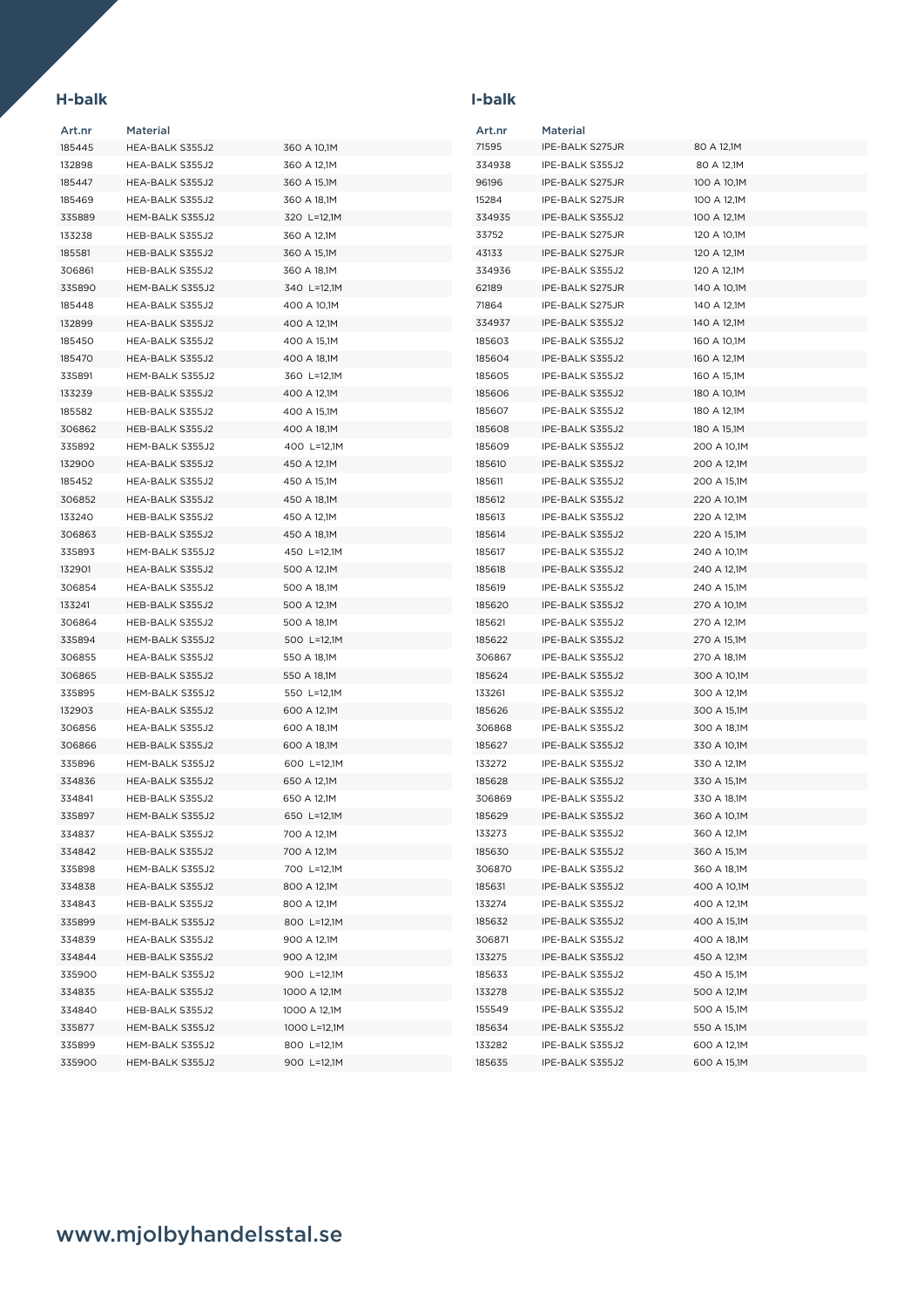## H-balk

| Art.nr | Material | |
|---|---|---|
| 185445 | HEA-BALK S355J2 | 360 A 10,1M |
| 132898 | HEA-BALK S355J2 | 360 A 12,1M |
| 185447 | HEA-BALK S355J2 | 360 A 15,1M |
| 185469 | HEA-BALK S355J2 | 360 A 18,1M |
| 335889 | HEM-BALK S355J2 | 320 L=12,1M |
| 133238 | HEB-BALK S355J2 | 360 A 12,1M |
| 185581 | HEB-BALK S355J2 | 360 A 15,1M |
| 306861 | HEB-BALK S355J2 | 360 A 18,1M |
| 335890 | HEM-BALK S355J2 | 340 L=12,1M |
| 185448 | HEA-BALK S355J2 | 400 A 10,1M |
| 132899 | HEA-BALK S355J2 | 400 A 12,1M |
| 185450 | HEA-BALK S355J2 | 400 A 15,1M |
| 185470 | HEA-BALK S355J2 | 400 A 18,1M |
| 335891 | HEM-BALK S355J2 | 360 L=12,1M |
| 133239 | HEB-BALK S355J2 | 400 A 12,1M |
| 185582 | HEB-BALK S355J2 | 400 A 15,1M |
| 306862 | HEB-BALK S355J2 | 400 A 18,1M |
| 335892 | HEM-BALK S355J2 | 400 L=12,1M |
| 132900 | HEA-BALK S355J2 | 450 A 12,1M |
| 185452 | HEA-BALK S355J2 | 450 A 15,1M |
| 306852 | HEA-BALK S355J2 | 450 A 18,1M |
| 133240 | HEB-BALK S355J2 | 450 A 12,1M |
| 306863 | HEB-BALK S355J2 | 450 A 18,1M |
| 335893 | HEM-BALK S355J2 | 450 L=12,1M |
| 132901 | HEA-BALK S355J2 | 500 A 12,1M |
| 306854 | HEA-BALK S355J2 | 500 A 18,1M |
| 133241 | HEB-BALK S355J2 | 500 A 12,1M |
| 306864 | HEB-BALK S355J2 | 500 A 18,1M |
| 335894 | HEM-BALK S355J2 | 500 L=12,1M |
| 306855 | HEA-BALK S355J2 | 550 A 18,1M |
| 306865 | HEB-BALK S355J2 | 550 A 18,1M |
| 335895 | HEM-BALK S355J2 | 550 L=12,1M |
| 132903 | HEA-BALK S355J2 | 600 A 12,1M |
| 306856 | HEA-BALK S355J2 | 600 A 18,1M |
| 306866 | HEB-BALK S355J2 | 600 A 18,1M |
| 335896 | HEM-BALK S355J2 | 600 L=12,1M |
| 334836 | HEA-BALK S355J2 | 650 A 12,1M |
| 334841 | HEB-BALK S355J2 | 650 A 12,1M |
| 335897 | HEM-BALK S355J2 | 650 L=12,1M |
| 334837 | HEA-BALK S355J2 | 700 A 12,1M |
| 334842 | HEB-BALK S355J2 | 700 A 12,1M |
| 335898 | HEM-BALK S355J2 | 700 L=12,1M |
| 334838 | HEA-BALK S355J2 | 800 A 12,1M |
| 334843 | HEB-BALK S355J2 | 800 A 12,1M |
| 335899 | HEM-BALK S355J2 | 800 L=12,1M |
| 334839 | HEA-BALK S355J2 | 900 A 12,1M |
| 334844 | HEB-BALK S355J2 | 900 A 12,1M |
| 335900 | HEM-BALK S355J2 | 900 L=12,1M |
| 334835 | HEA-BALK S355J2 | 1000 A 12,1M |
| 334840 | HEB-BALK S355J2 | 1000 A 12,1M |
| 335877 | HEM-BALK S355J2 | 1000 L=12,1M |
| 335899 | HEM-BALK S355J2 | 800 L=12,1M |
| 335900 | HEM-BALK S355J2 | 900 L=12,1M |

## I-balk

| Art.nr | Material | |
|---|---|---|
| 71595 | IPE-BALK S275JR | 80 A 12,1M |
| 334938 | IPE-BALK S355J2 | 80 A 12,1M |
| 96196 | IPE-BALK S275JR | 100 A 10,1M |
| 15284 | IPE-BALK S275JR | 100 A 12,1M |
| 334935 | IPE-BALK S355J2 | 100 A 12,1M |
| 33752 | IPE-BALK S275JR | 120 A 10,1M |
| 43133 | IPE-BALK S275JR | 120 A 12,1M |
| 334936 | IPE-BALK S355J2 | 120 A 12,1M |
| 62189 | IPE-BALK S275JR | 140 A 10,1M |
| 71864 | IPE-BALK S275JR | 140 A 12,1M |
| 334937 | IPE-BALK S355J2 | 140 A 12,1M |
| 185603 | IPE-BALK S355J2 | 160 A 10,1M |
| 185604 | IPE-BALK S355J2 | 160 A 12,1M |
| 185605 | IPE-BALK S355J2 | 160 A 15,1M |
| 185606 | IPE-BALK S355J2 | 180 A 10,1M |
| 185607 | IPE-BALK S355J2 | 180 A 12,1M |
| 185608 | IPE-BALK S355J2 | 180 A 15,1M |
| 185609 | IPE-BALK S355J2 | 200 A 10,1M |
| 185610 | IPE-BALK S355J2 | 200 A 12,1M |
| 185611 | IPE-BALK S355J2 | 200 A 15,1M |
| 185612 | IPE-BALK S355J2 | 220 A 10,1M |
| 185613 | IPE-BALK S355J2 | 220 A 12,1M |
| 185614 | IPE-BALK S355J2 | 220 A 15,1M |
| 185617 | IPE-BALK S355J2 | 240 A 10,1M |
| 185618 | IPE-BALK S355J2 | 240 A 12,1M |
| 185619 | IPE-BALK S355J2 | 240 A 15,1M |
| 185620 | IPE-BALK S355J2 | 270 A 10,1M |
| 185621 | IPE-BALK S355J2 | 270 A 12,1M |
| 185622 | IPE-BALK S355J2 | 270 A 15,1M |
| 306867 | IPE-BALK S355J2 | 270 A 18,1M |
| 185624 | IPE-BALK S355J2 | 300 A 10,1M |
| 133261 | IPE-BALK S355J2 | 300 A 12,1M |
| 185626 | IPE-BALK S355J2 | 300 A 15,1M |
| 306868 | IPE-BALK S355J2 | 300 A 18,1M |
| 185627 | IPE-BALK S355J2 | 330 A 10,1M |
| 133272 | IPE-BALK S355J2 | 330 A 12,1M |
| 185628 | IPE-BALK S355J2 | 330 A 15,1M |
| 306869 | IPE-BALK S355J2 | 330 A 18,1M |
| 185629 | IPE-BALK S355J2 | 360 A 10,1M |
| 133273 | IPE-BALK S355J2 | 360 A 12,1M |
| 185630 | IPE-BALK S355J2 | 360 A 15,1M |
| 306870 | IPE-BALK S355J2 | 360 A 18,1M |
| 185631 | IPE-BALK S355J2 | 400 A 10,1M |
| 133274 | IPE-BALK S355J2 | 400 A 12,1M |
| 185632 | IPE-BALK S355J2 | 400 A 15,1M |
| 306871 | IPE-BALK S355J2 | 400 A 18,1M |
| 133275 | IPE-BALK S355J2 | 450 A 12,1M |
| 185633 | IPE-BALK S355J2 | 450 A 15,1M |
| 133278 | IPE-BALK S355J2 | 500 A 12,1M |
| 155549 | IPE-BALK S355J2 | 500 A 15,1M |
| 185634 | IPE-BALK S355J2 | 550 A 15,1M |
| 133282 | IPE-BALK S355J2 | 600 A 12,1M |
| 185635 | IPE-BALK S355J2 | 600 A 15,1M |

www.mjolbyhandelsstal.se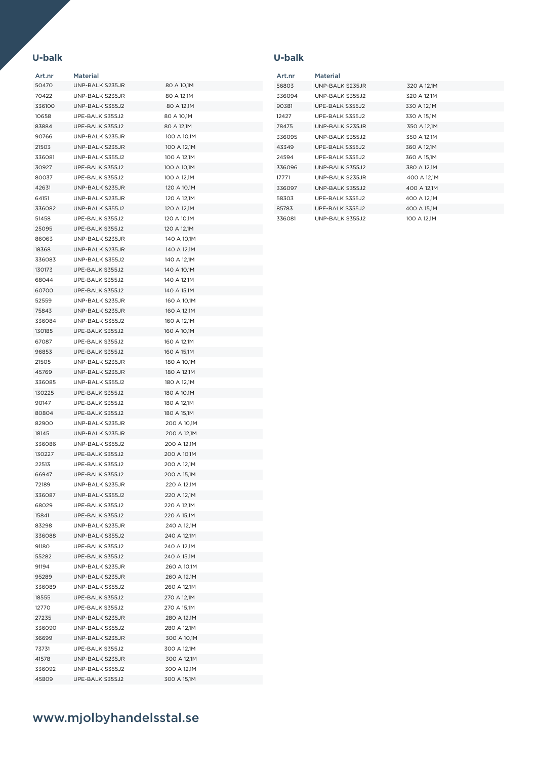## U-balk

| Art.nr | Material | |
|---|---|---|
| 50470 | UNP-BALK S235JR | 80 A 10,1M |
| 70422 | UNP-BALK S235JR | 80 A 12,1M |
| 336100 | UNP-BALK S355J2 | 80 A 12,1M |
| 10658 | UPE-BALK S355J2 | 80 A 10,1M |
| 83884 | UPE-BALK S355J2 | 80 A 12,1M |
| 90766 | UNP-BALK S235JR | 100 A 10,1M |
| 21503 | UNP-BALK S235JR | 100 A 12,1M |
| 336081 | UNP-BALK S355J2 | 100 A 12,1M |
| 30927 | UPE-BALK S355J2 | 100 A 10,1M |
| 80037 | UPE-BALK S355J2 | 100 A 12,1M |
| 42631 | UNP-BALK S235JR | 120 A 10,1M |
| 64151 | UNP-BALK S235JR | 120 A 12,1M |
| 336082 | UNP-BALK S355J2 | 120 A 12,1M |
| 51458 | UPE-BALK S355J2 | 120 A 10,1M |
| 25095 | UPE-BALK S355J2 | 120 A 12,1M |
| 86063 | UNP-BALK S235JR | 140 A 10,1M |
| 18368 | UNP-BALK S235JR | 140 A 12,1M |
| 336083 | UNP-BALK S355J2 | 140 A 12,1M |
| 130173 | UPE-BALK S355J2 | 140 A 10,1M |
| 68044 | UPE-BALK S355J2 | 140 A 12,1M |
| 60700 | UPE-BALK S355J2 | 140 A 15,1M |
| 52559 | UNP-BALK S235JR | 160 A 10,1M |
| 75843 | UNP-BALK S235JR | 160 A 12,1M |
| 336084 | UNP-BALK S355J2 | 160 A 12,1M |
| 130185 | UPE-BALK S355J2 | 160 A 10,1M |
| 67087 | UPE-BALK S355J2 | 160 A 12,1M |
| 96853 | UPE-BALK S355J2 | 160 A 15,1M |
| 21505 | UNP-BALK S235JR | 180 A 10,1M |
| 45769 | UNP-BALK S235JR | 180 A 12,1M |
| 336085 | UNP-BALK S355J2 | 180 A 12,1M |
| 130225 | UPE-BALK S355J2 | 180 A 10,1M |
| 90147 | UPE-BALK S355J2 | 180 A 12,1M |
| 80804 | UPE-BALK S355J2 | 180 A 15,1M |
| 82900 | UNP-BALK S235JR | 200 A 10,1M |
| 18145 | UNP-BALK S235JR | 200 A 12,1M |
| 336086 | UNP-BALK S355J2 | 200 A 12,1M |
| 130227 | UPE-BALK S355J2 | 200 A 10,1M |
| 22513 | UPE-BALK S355J2 | 200 A 12,1M |
| 66947 | UPE-BALK S355J2 | 200 A 15,1M |
| 72189 | UNP-BALK S235JR | 220 A 12,1M |
| 336087 | UNP-BALK S355J2 | 220 A 12,1M |
| 68029 | UPE-BALK S355J2 | 220 A 12,1M |
| 15841 | UPE-BALK S355J2 | 220 A 15,1M |
| 83298 | UNP-BALK S235JR | 240 A 12,1M |
| 336088 | UNP-BALK S355J2 | 240 A 12,1M |
| 91180 | UPE-BALK S355J2 | 240 A 12,1M |
| 55282 | UPE-BALK S355J2 | 240 A 15,1M |
| 91194 | UNP-BALK S235JR | 260 A 10,1M |
| 95289 | UNP-BALK S235JR | 260 A 12,1M |
| 336089 | UNP-BALK S355J2 | 260 A 12,1M |
| 18555 | UPE-BALK S355J2 | 270 A 12,1M |
| 12770 | UPE-BALK S355J2 | 270 A 15,1M |
| 27235 | UNP-BALK S235JR | 280 A 12,1M |
| 336090 | UNP-BALK S355J2 | 280 A 12,1M |
| 36699 | UNP-BALK S235JR | 300 A 10,1M |
| 73731 | UPE-BALK S355J2 | 300 A 12,1M |
| 41578 | UNP-BALK S235JR | 300 A 12,1M |
| 336092 | UNP-BALK S355J2 | 300 A 12,1M |
| 45809 | UPE-BALK S355J2 | 300 A 15,1M |

## U-balk

| Art.nr | Material | |
|---|---|---|
| 56803 | UNP-BALK S235JR | 320 A 12,1M |
| 336094 | UNP-BALK S355J2 | 320 A 12,1M |
| 90381 | UPE-BALK S355J2 | 330 A 12,1M |
| 12427 | UPE-BALK S355J2 | 330 A 15,1M |
| 78475 | UNP-BALK S235JR | 350 A 12,1M |
| 336095 | UNP-BALK S355J2 | 350 A 12,1M |
| 43349 | UPE-BALK S355J2 | 360 A 12,1M |
| 24594 | UPE-BALK S355J2 | 360 A 15,1M |
| 336096 | UNP-BALK S355J2 | 380 A 12,1M |
| 17771 | UNP-BALK S235JR | 400 A 12,1M |
| 336097 | UNP-BALK S355J2 | 400 A 12,1M |
| 58303 | UPE-BALK S355J2 | 400 A 12,1M |
| 85783 | UPE-BALK S355J2 | 400 A 15,1M |
| 336081 | UNP-BALK S355J2 | 100 A 12,1M |

www.mjolbyhandelsstal.se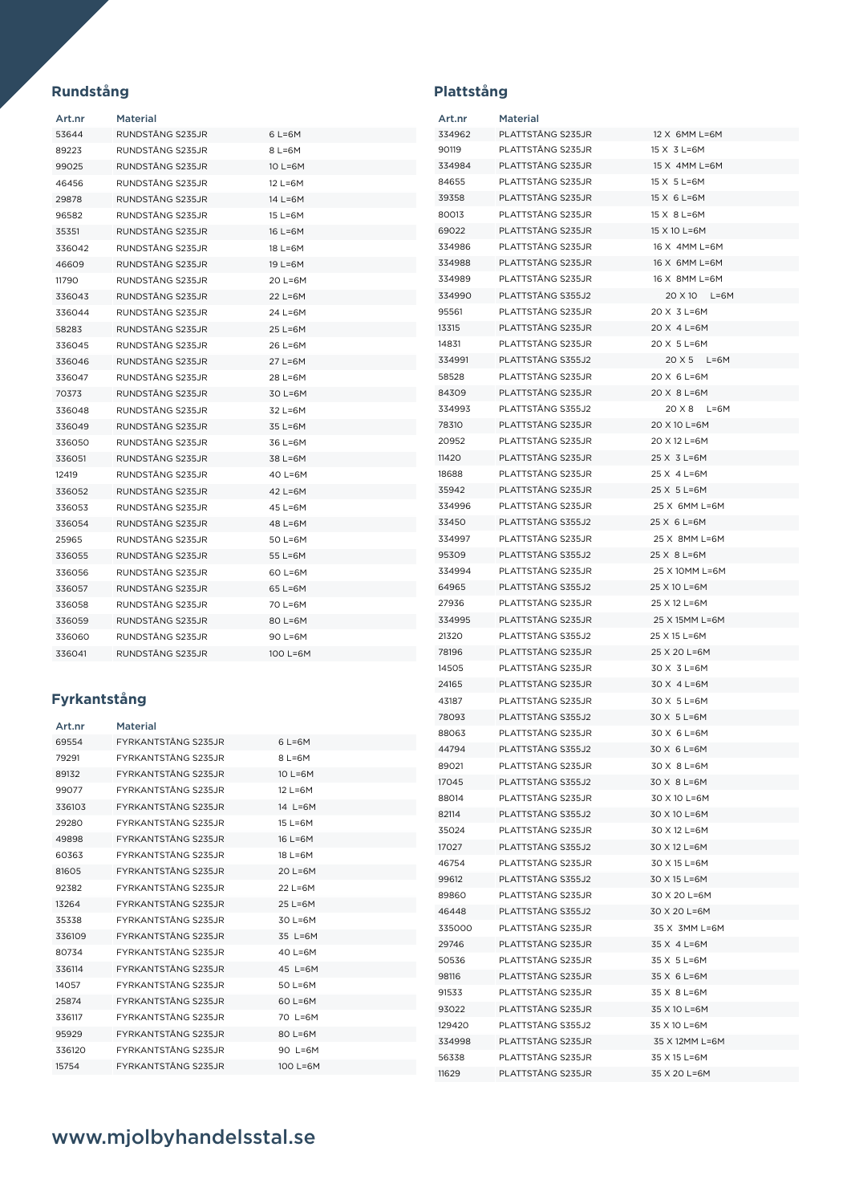## Rundstång

| Art.nr | Material | |
|---|---|---|
| 53644 | RUNDSTÅNG S235JR | 6 L=6M |
| 89223 | RUNDSTÅNG S235JR | 8 L=6M |
| 99025 | RUNDSTÅNG S235JR | 10 L=6M |
| 46456 | RUNDSTÅNG S235JR | 12 L=6M |
| 29878 | RUNDSTÅNG S235JR | 14 L=6M |
| 96582 | RUNDSTÅNG S235JR | 15 L=6M |
| 35351 | RUNDSTÅNG S235JR | 16 L=6M |
| 336042 | RUNDSTÅNG S235JR | 18 L=6M |
| 46609 | RUNDSTÅNG S235JR | 19 L=6M |
| 11790 | RUNDSTÅNG S235JR | 20 L=6M |
| 336043 | RUNDSTÅNG S235JR | 22 L=6M |
| 336044 | RUNDSTÅNG S235JR | 24 L=6M |
| 58283 | RUNDSTÅNG S235JR | 25 L=6M |
| 336045 | RUNDSTÅNG S235JR | 26 L=6M |
| 336046 | RUNDSTÅNG S235JR | 27 L=6M |
| 336047 | RUNDSTÅNG S235JR | 28 L=6M |
| 70373 | RUNDSTÅNG S235JR | 30 L=6M |
| 336048 | RUNDSTÅNG S235JR | 32 L=6M |
| 336049 | RUNDSTÅNG S235JR | 35 L=6M |
| 336050 | RUNDSTÅNG S235JR | 36 L=6M |
| 336051 | RUNDSTÅNG S235JR | 38 L=6M |
| 12419 | RUNDSTÅNG S235JR | 40 L=6M |
| 336052 | RUNDSTÅNG S235JR | 42 L=6M |
| 336053 | RUNDSTÅNG S235JR | 45 L=6M |
| 336054 | RUNDSTÅNG S235JR | 48 L=6M |
| 25965 | RUNDSTÅNG S235JR | 50 L=6M |
| 336055 | RUNDSTÅNG S235JR | 55 L=6M |
| 336056 | RUNDSTÅNG S235JR | 60 L=6M |
| 336057 | RUNDSTÅNG S235JR | 65 L=6M |
| 336058 | RUNDSTÅNG S235JR | 70 L=6M |
| 336059 | RUNDSTÅNG S235JR | 80 L=6M |
| 336060 | RUNDSTÅNG S235JR | 90 L=6M |
| 336041 | RUNDSTÅNG S235JR | 100 L=6M |

## Fyrkantstång

| Art.nr | Material | |
|---|---|---|
| 69554 | FYRKANTSTÅNG S235JR | 6 L=6M |
| 79291 | FYRKANTSTÅNG S235JR | 8 L=6M |
| 89132 | FYRKANTSTÅNG S235JR | 10 L=6M |
| 99077 | FYRKANTSTÅNG S235JR | 12 L=6M |
| 336103 | FYRKANTSTÅNG S235JR | 14 L=6M |
| 29280 | FYRKANTSTÅNG S235JR | 15 L=6M |
| 49898 | FYRKANTSTÅNG S235JR | 16 L=6M |
| 60363 | FYRKANTSTÅNG S235JR | 18 L=6M |
| 81605 | FYRKANTSTÅNG S235JR | 20 L=6M |
| 92382 | FYRKANTSTÅNG S235JR | 22 L=6M |
| 13264 | FYRKANTSTÅNG S235JR | 25 L=6M |
| 35338 | FYRKANTSTÅNG S235JR | 30 L=6M |
| 336109 | FYRKANTSTÅNG S235JR | 35 L=6M |
| 80734 | FYRKANTSTÅNG S235JR | 40 L=6M |
| 336114 | FYRKANTSTÅNG S235JR | 45 L=6M |
| 14057 | FYRKANTSTÅNG S235JR | 50 L=6M |
| 25874 | FYRKANTSTÅNG S235JR | 60 L=6M |
| 336117 | FYRKANTSTÅNG S235JR | 70 L=6M |
| 95929 | FYRKANTSTÅNG S235JR | 80 L=6M |
| 336120 | FYRKANTSTÅNG S235JR | 90 L=6M |
| 15754 | FYRKANTSTÅNG S235JR | 100 L=6M |

## Plattstång

| Art.nr | Material | |
|---|---|---|
| 334962 | PLATTSTÅNG S235JR | 12 X 6MM L=6M |
| 90119 | PLATTSTÅNG S235JR | 15 X 3 L=6M |
| 334984 | PLATTSTÅNG S235JR | 15 X 4MM L=6M |
| 84655 | PLATTSTÅNG S235JR | 15 X 5 L=6M |
| 39358 | PLATTSTÅNG S235JR | 15 X 6 L=6M |
| 80013 | PLATTSTÅNG S235JR | 15 X 8 L=6M |
| 69022 | PLATTSTÅNG S235JR | 15 X 10 L=6M |
| 334986 | PLATTSTÅNG S235JR | 16 X 4MM L=6M |
| 334988 | PLATTSTÅNG S235JR | 16 X 6MM L=6M |
| 334989 | PLATTSTÅNG S235JR | 16 X 8MM L=6M |
| 334990 | PLATTSTÅNG S355J2 | 20 X 10 L=6M |
| 95561 | PLATTSTÅNG S235JR | 20 X 3 L=6M |
| 13315 | PLATTSTÅNG S235JR | 20 X 4 L=6M |
| 14831 | PLATTSTÅNG S235JR | 20 X 5 L=6M |
| 334991 | PLATTSTÅNG S355J2 | 20 X 5 L=6M |
| 58528 | PLATTSTÅNG S235JR | 20 X 6 L=6M |
| 84309 | PLATTSTÅNG S235JR | 20 X 8 L=6M |
| 334993 | PLATTSTÅNG S355J2 | 20 X 8 L=6M |
| 78310 | PLATTSTÅNG S235JR | 20 X 10 L=6M |
| 20952 | PLATTSTÅNG S235JR | 20 X 12 L=6M |
| 11420 | PLATTSTÅNG S235JR | 25 X 3 L=6M |
| 18688 | PLATTSTÅNG S235JR | 25 X 4 L=6M |
| 35942 | PLATTSTÅNG S235JR | 25 X 5 L=6M |
| 334996 | PLATTSTÅNG S235JR | 25 X 6MM L=6M |
| 33450 | PLATTSTÅNG S355J2 | 25 X 6 L=6M |
| 334997 | PLATTSTÅNG S235JR | 25 X 8MM L=6M |
| 95309 | PLATTSTÅNG S355J2 | 25 X 8 L=6M |
| 334994 | PLATTSTÅNG S235JR | 25 X 10MM L=6M |
| 64965 | PLATTSTÅNG S355J2 | 25 X 10 L=6M |
| 27936 | PLATTSTÅNG S235JR | 25 X 12 L=6M |
| 334995 | PLATTSTÅNG S235JR | 25 X 15MM L=6M |
| 21320 | PLATTSTÅNG S355J2 | 25 X 15 L=6M |
| 78196 | PLATTSTÅNG S235JR | 25 X 20 L=6M |
| 14505 | PLATTSTÅNG S235JR | 30 X 3 L=6M |
| 24165 | PLATTSTÅNG S235JR | 30 X 4 L=6M |
| 43187 | PLATTSTÅNG S235JR | 30 X 5 L=6M |
| 78093 | PLATTSTÅNG S355J2 | 30 X 5 L=6M |
| 88063 | PLATTSTÅNG S235JR | 30 X 6 L=6M |
| 44794 | PLATTSTÅNG S355J2 | 30 X 6 L=6M |
| 89021 | PLATTSTÅNG S235JR | 30 X 8 L=6M |
| 17045 | PLATTSTÅNG S355J2 | 30 X 8 L=6M |
| 88014 | PLATTSTÅNG S235JR | 30 X 10 L=6M |
| 82114 | PLATTSTÅNG S355J2 | 30 X 10 L=6M |
| 35024 | PLATTSTÅNG S235JR | 30 X 12 L=6M |
| 17027 | PLATTSTÅNG S355J2 | 30 X 12 L=6M |
| 46754 | PLATTSTÅNG S235JR | 30 X 15 L=6M |
| 99612 | PLATTSTÅNG S355J2 | 30 X 15 L=6M |
| 89860 | PLATTSTÅNG S235JR | 30 X 20 L=6M |
| 46448 | PLATTSTÅNG S355J2 | 30 X 20 L=6M |
| 335000 | PLATTSTÅNG S235JR | 35 X 3MM L=6M |
| 29746 | PLATTSTÅNG S235JR | 35 X 4 L=6M |
| 50536 | PLATTSTÅNG S235JR | 35 X 5 L=6M |
| 98116 | PLATTSTÅNG S235JR | 35 X 6 L=6M |
| 91533 | PLATTSTÅNG S235JR | 35 X 8 L=6M |
| 93022 | PLATTSTÅNG S235JR | 35 X 10 L=6M |
| 129420 | PLATTSTÅNG S355J2 | 35 X 10 L=6M |
| 334998 | PLATTSTÅNG S235JR | 35 X 12MM L=6M |
| 56338 | PLATTSTÅNG S235JR | 35 X 15 L=6M |
| 11629 | PLATTSTÅNG S235JR | 35 X 20 L=6M |

**www.mjolbyhandelsstal.se**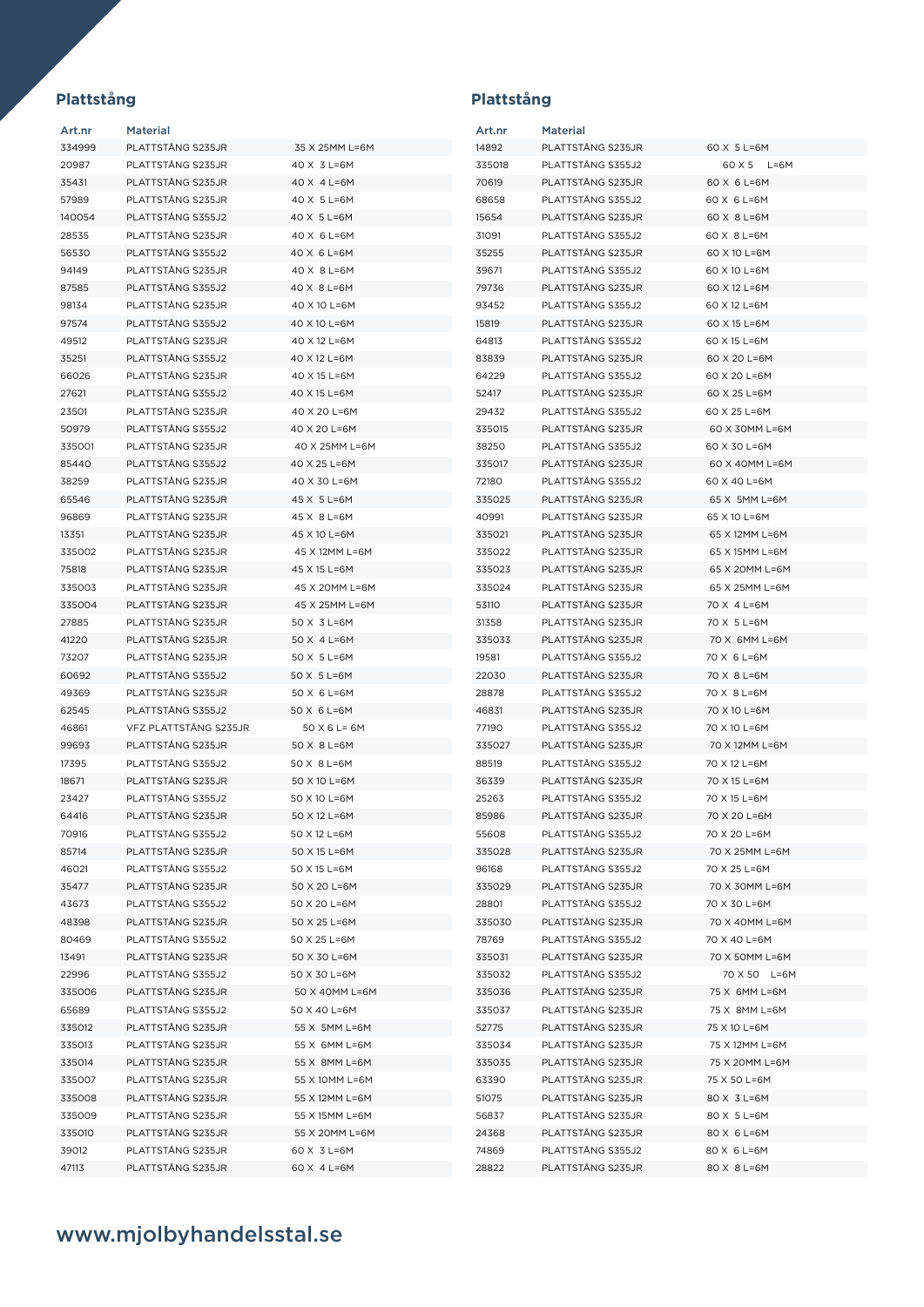## Plattstång

| Art.nr | Material | |
|---|---|---|
| 334999 | PLATTSTÅNG S235JR | 35 X 25MM L=6M |
| 20987 | PLATTSTÅNG S235JR | 40 X 3 L=6M |
| 35431 | PLATTSTÅNG S235JR | 40 X 4 L=6M |
| 57989 | PLATTSTÅNG S235JR | 40 X 5 L=6M |
| 140054 | PLATTSTÅNG S355J2 | 40 X 5 L=6M |
| 28535 | PLATTSTÅNG S235JR | 40 X 6 L=6M |
| 56530 | PLATTSTÅNG S355J2 | 40 X 6 L=6M |
| 94149 | PLATTSTÅNG S235JR | 40 X 8 L=6M |
| 87585 | PLATTSTÅNG S355J2 | 40 X 8 L=6M |
| 98134 | PLATTSTÅNG S235JR | 40 X 10 L=6M |
| 97574 | PLATTSTÅNG S355J2 | 40 X 10 L=6M |
| 49512 | PLATTSTÅNG S235JR | 40 X 12 L=6M |
| 35251 | PLATTSTÅNG S355J2 | 40 X 12 L=6M |
| 66026 | PLATTSTÅNG S235JR | 40 X 15 L=6M |
| 27621 | PLATTSTÅNG S355J2 | 40 X 15 L=6M |
| 23501 | PLATTSTÅNG S235JR | 40 X 20 L=6M |
| 50979 | PLATTSTÅNG S355J2 | 40 X 20 L=6M |
| 335001 | PLATTSTÅNG S235JR | 40 X 25MM L=6M |
| 85440 | PLATTSTÅNG S355J2 | 40 X 25 L=6M |
| 38259 | PLATTSTÅNG S235JR | 40 X 30 L=6M |
| 65546 | PLATTSTÅNG S235JR | 45 X 5 L=6M |
| 96869 | PLATTSTÅNG S235JR | 45 X 8 L=6M |
| 13351 | PLATTSTÅNG S235JR | 45 X 10 L=6M |
| 335002 | PLATTSTÅNG S235JR | 45 X 12MM L=6M |
| 75818 | PLATTSTÅNG S235JR | 45 X 15 L=6M |
| 335003 | PLATTSTÅNG S235JR | 45 X 20MM L=6M |
| 335004 | PLATTSTÅNG S235JR | 45 X 25MM L=6M |
| 27885 | PLATTSTÅNG S235JR | 50 X 3 L=6M |
| 41220 | PLATTSTÅNG S235JR | 50 X 4 L=6M |
| 73207 | PLATTSTÅNG S235JR | 50 X 5 L=6M |
| 60692 | PLATTSTÅNG S355J2 | 50 X 5 L=6M |
| 49369 | PLATTSTÅNG S235JR | 50 X 6 L=6M |
| 62545 | PLATTSTÅNG S355J2 | 50 X 6 L=6M |
| 46861 | VFZ PLATTSTÅNG S235JR | 50 X 6 L= 6M |
| 99693 | PLATTSTÅNG S235JR | 50 X 8 L=6M |
| 17395 | PLATTSTÅNG S355J2 | 50 X 8 L=6M |
| 18671 | PLATTSTÅNG S235JR | 50 X 10 L=6M |
| 23427 | PLATTSTÅNG S355J2 | 50 X 10 L=6M |
| 64416 | PLATTSTÅNG S235JR | 50 X 12 L=6M |
| 70916 | PLATTSTÅNG S355J2 | 50 X 12 L=6M |
| 85714 | PLATTSTÅNG S235JR | 50 X 15 L=6M |
| 46021 | PLATTSTÅNG S355J2 | 50 X 15 L=6M |
| 35477 | PLATTSTÅNG S235JR | 50 X 20 L=6M |
| 43673 | PLATTSTÅNG S355J2 | 50 X 20 L=6M |
| 48398 | PLATTSTÅNG S235JR | 50 X 25 L=6M |
| 80469 | PLATTSTÅNG S355J2 | 50 X 25 L=6M |
| 13491 | PLATTSTÅNG S235JR | 50 X 30 L=6M |
| 22996 | PLATTSTÅNG S355J2 | 50 X 30 L=6M |
| 335006 | PLATTSTÅNG S235JR | 50 X 40MM L=6M |
| 65689 | PLATTSTÅNG S355J2 | 50 X 40 L=6M |
| 335012 | PLATTSTÅNG S235JR | 55 X 5MM L=6M |
| 335013 | PLATTSTÅNG S235JR | 55 X 6MM L=6M |
| 335014 | PLATTSTÅNG S235JR | 55 X 8MM L=6M |
| 335007 | PLATTSTÅNG S235JR | 55 X 10MM L=6M |
| 335008 | PLATTSTÅNG S235JR | 55 X 12MM L=6M |
| 335009 | PLATTSTÅNG S235JR | 55 X 15MM L=6M |
| 335010 | PLATTSTÅNG S235JR | 55 X 20MM L=6M |
| 39012 | PLATTSTÅNG S235JR | 60 X 3 L=6M |
| 47113 | PLATTSTÅNG S235JR | 60 X 4 L=6M |

## Plattstång

| Art.nr | Material | |
|---|---|---|
| 14892 | PLATTSTÅNG S235JR | 60 X 5 L=6M |
| 335018 | PLATTSTÅNG S355J2 | 60 X 5 L=6M |
| 70619 | PLATTSTÅNG S235JR | 60 X 6 L=6M |
| 68658 | PLATTSTÅNG S355J2 | 60 X 6 L=6M |
| 15654 | PLATTSTÅNG S235JR | 60 X 8 L=6M |
| 31091 | PLATTSTÅNG S355J2 | 60 X 8 L=6M |
| 35255 | PLATTSTÅNG S235JR | 60 X 10 L=6M |
| 39671 | PLATTSTÅNG S355J2 | 60 X 10 L=6M |
| 79736 | PLATTSTÅNG S235JR | 60 X 12 L=6M |
| 93452 | PLATTSTÅNG S355J2 | 60 X 12 L=6M |
| 15819 | PLATTSTÅNG S235JR | 60 X 15 L=6M |
| 64813 | PLATTSTÅNG S355J2 | 60 X 15 L=6M |
| 83839 | PLATTSTÅNG S235JR | 60 X 20 L=6M |
| 64229 | PLATTSTÅNG S355J2 | 60 X 20 L=6M |
| 52417 | PLATTSTÅNG S235JR | 60 X 25 L=6M |
| 29432 | PLATTSTÅNG S355J2 | 60 X 25 L=6M |
| 335015 | PLATTSTÅNG S235JR | 60 X 30MM L=6M |
| 38250 | PLATTSTÅNG S235JR | 60 X 30 L=6M |
| 335017 | PLATTSTÅNG S235JR | 60 X 40MM L=6M |
| 72180 | PLATTSTÅNG S355J2 | 60 X 40 L=6M |
| 335025 | PLATTSTÅNG S235JR | 65 X 5MM L=6M |
| 40991 | PLATTSTÅNG S235JR | 65 X 10 L=6M |
| 335021 | PLATTSTÅNG S235JR | 65 X 12MM L=6M |
| 335022 | PLATTSTÅNG S235JR | 65 X 15MM L=6M |
| 335023 | PLATTSTÅNG S235JR | 65 X 20MM L=6M |
| 335024 | PLATTSTÅNG S235JR | 65 X 25MM L=6M |
| 53110 | PLATTSTÅNG S235JR | 70 X 4 L=6M |
| 31358 | PLATTSTÅNG S235JR | 70 X 5 L=6M |
| 335033 | PLATTSTÅNG S235JR | 70 X 6MM L=6M |
| 19581 | PLATTSTÅNG S355J2 | 70 X 6 L=6M |
| 22030 | PLATTSTÅNG S235JR | 70 X 8 L=6M |
| 28878 | PLATTSTÅNG S355J2 | 70 X 8 L=6M |
| 46831 | PLATTSTÅNG S235JR | 70 X 10 L=6M |
| 77190 | PLATTSTÅNG S355J2 | 70 X 10 L=6M |
| 335027 | PLATTSTÅNG S235JR | 70 X 12MM L=6M |
| 88519 | PLATTSTÅNG S355J2 | 70 X 12 L=6M |
| 36339 | PLATTSTÅNG S235JR | 70 X 15 L=6M |
| 25263 | PLATTSTÅNG S355J2 | 70 X 15 L=6M |
| 85986 | PLATTSTÅNG S235JR | 70 X 20 L=6M |
| 55608 | PLATTSTÅNG S355J2 | 70 X 20 L=6M |
| 335028 | PLATTSTÅNG S235JR | 70 X 25MM L=6M |
| 96168 | PLATTSTÅNG S355J2 | 70 X 25 L=6M |
| 335029 | PLATTSTÅNG S235JR | 70 X 30MM L=6M |
| 28801 | PLATTSTÅNG S355J2 | 70 X 30 L=6M |
| 335030 | PLATTSTÅNG S235JR | 70 X 40MM L=6M |
| 78769 | PLATTSTÅNG S355J2 | 70 X 40 L=6M |
| 335031 | PLATTSTÅNG S235JR | 70 X 50MM L=6M |
| 335032 | PLATTSTÅNG S355J2 | 70 X 50 L=6M |
| 335036 | PLATTSTÅNG S235JR | 75 X 6MM L=6M |
| 335037 | PLATTSTÅNG S235JR | 75 X 8MM L=6M |
| 52775 | PLATTSTÅNG S235JR | 75 X 10 L=6M |
| 335034 | PLATTSTÅNG S235JR | 75 X 12MM L=6M |
| 335035 | PLATTSTÅNG S235JR | 75 X 20MM L=6M |
| 63390 | PLATTSTÅNG S235JR | 75 X 50 L=6M |
| 51075 | PLATTSTÅNG S235JR | 80 X 3 L=6M |
| 56837 | PLATTSTÅNG S235JR | 80 X 5 L=6M |
| 24368 | PLATTSTÅNG S235JR | 80 X 6 L=6M |
| 74869 | PLATTSTÅNG S355J2 | 80 X 6 L=6M |
| 28822 | PLATTSTÅNG S235JR | 80 X 8 L=6M |

www.mjolbyhandelsstal.se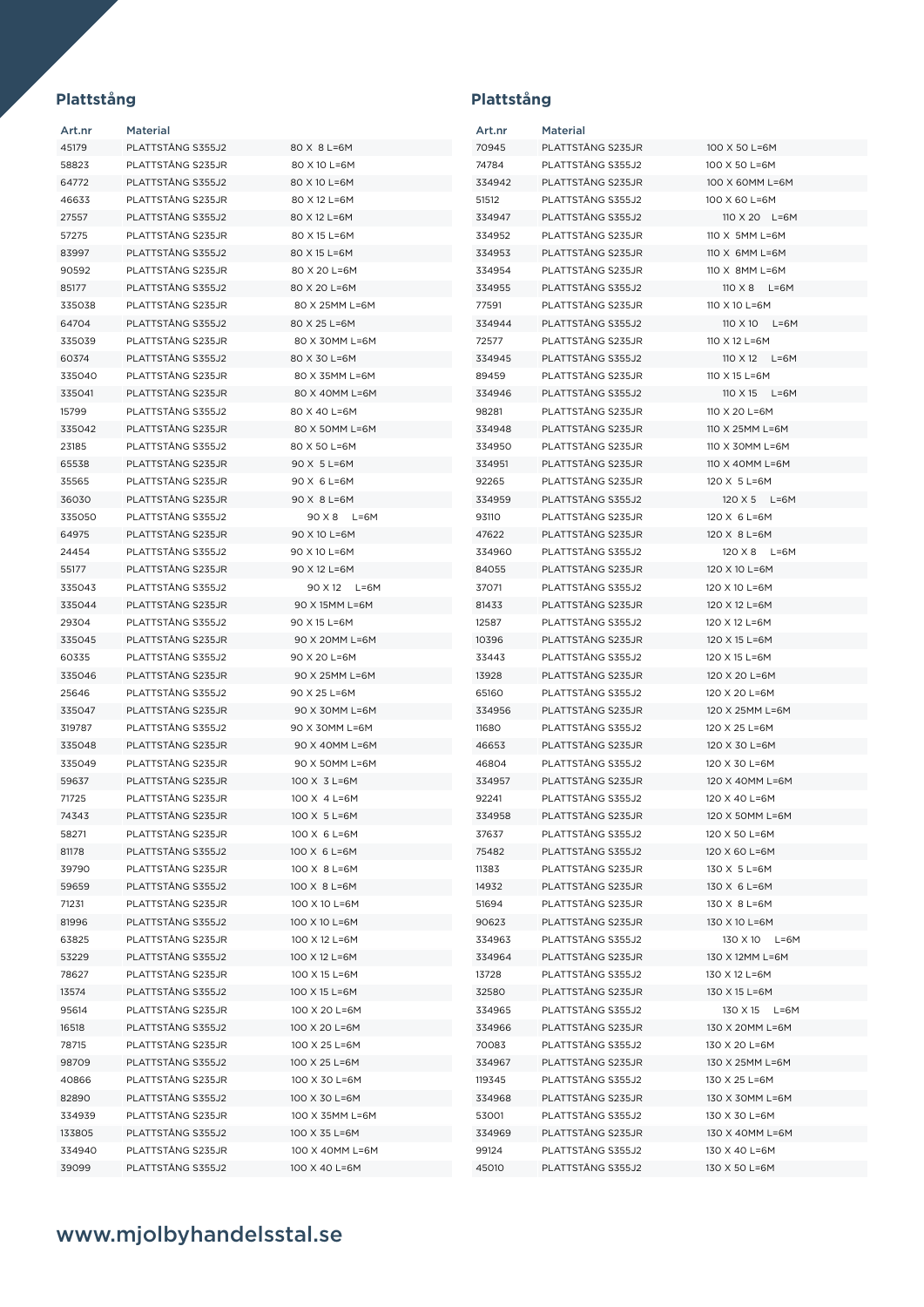## Plattstång

| Art.nr | Material | |
|---|---|---|
| 45179 | PLATTSTÅNG S355J2 | 80 X 8 L=6M |
| 58823 | PLATTSTÅNG S235JR | 80 X 10 L=6M |
| 64772 | PLATTSTÅNG S355J2 | 80 X 10 L=6M |
| 46633 | PLATTSTÅNG S235JR | 80 X 12 L=6M |
| 27557 | PLATTSTÅNG S355J2 | 80 X 12 L=6M |
| 57275 | PLATTSTÅNG S235JR | 80 X 15 L=6M |
| 83997 | PLATTSTÅNG S355J2 | 80 X 15 L=6M |
| 90592 | PLATTSTÅNG S235JR | 80 X 20 L=6M |
| 85177 | PLATTSTÅNG S355J2 | 80 X 20 L=6M |
| 335038 | PLATTSTÅNG S235JR | 80 X 25MM L=6M |
| 64704 | PLATTSTÅNG S355J2 | 80 X 25 L=6M |
| 335039 | PLATTSTÅNG S235JR | 80 X 30MM L=6M |
| 60374 | PLATTSTÅNG S355J2 | 80 X 30 L=6M |
| 335040 | PLATTSTÅNG S235JR | 80 X 35MM L=6M |
| 335041 | PLATTSTÅNG S235JR | 80 X 40MM L=6M |
| 15799 | PLATTSTÅNG S355J2 | 80 X 40 L=6M |
| 335042 | PLATTSTÅNG S235JR | 80 X 50MM L=6M |
| 23185 | PLATTSTÅNG S355J2 | 80 X 50 L=6M |
| 65538 | PLATTSTÅNG S235JR | 90 X 5 L=6M |
| 35565 | PLATTSTÅNG S235JR | 90 X 6 L=6M |
| 36030 | PLATTSTÅNG S235JR | 90 X 8 L=6M |
| 335050 | PLATTSTÅNG S355J2 | 90 X 8 L=6M |
| 64975 | PLATTSTÅNG S235JR | 90 X 10 L=6M |
| 24454 | PLATTSTÅNG S355J2 | 90 X 10 L=6M |
| 55177 | PLATTSTÅNG S235JR | 90 X 12 L=6M |
| 335043 | PLATTSTÅNG S355J2 | 90 X 12 L=6M |
| 335044 | PLATTSTÅNG S235JR | 90 X 15MM L=6M |
| 29304 | PLATTSTÅNG S355J2 | 90 X 15 L=6M |
| 335045 | PLATTSTÅNG S235JR | 90 X 20MM L=6M |
| 60335 | PLATTSTÅNG S355J2 | 90 X 20 L=6M |
| 335046 | PLATTSTÅNG S235JR | 90 X 25MM L=6M |
| 25646 | PLATTSTÅNG S355J2 | 90 X 25 L=6M |
| 335047 | PLATTSTÅNG S235JR | 90 X 30MM L=6M |
| 319787 | PLATTSTÅNG S355J2 | 90 X 30MM L=6M |
| 335048 | PLATTSTÅNG S235JR | 90 X 40MM L=6M |
| 335049 | PLATTSTÅNG S235JR | 90 X 50MM L=6M |
| 59637 | PLATTSTÅNG S235JR | 100 X 3 L=6M |
| 71725 | PLATTSTÅNG S235JR | 100 X 4 L=6M |
| 74343 | PLATTSTÅNG S235JR | 100 X 5 L=6M |
| 58271 | PLATTSTÅNG S235JR | 100 X 6 L=6M |
| 81178 | PLATTSTÅNG S355J2 | 100 X 6 L=6M |
| 39790 | PLATTSTÅNG S235JR | 100 X 8 L=6M |
| 59659 | PLATTSTÅNG S355J2 | 100 X 8 L=6M |
| 71231 | PLATTSTÅNG S235JR | 100 X 10 L=6M |
| 81996 | PLATTSTÅNG S355J2 | 100 X 10 L=6M |
| 63825 | PLATTSTÅNG S235JR | 100 X 12 L=6M |
| 53229 | PLATTSTÅNG S355J2 | 100 X 12 L=6M |
| 78627 | PLATTSTÅNG S235JR | 100 X 15 L=6M |
| 13574 | PLATTSTÅNG S355J2 | 100 X 15 L=6M |
| 95614 | PLATTSTÅNG S235JR | 100 X 20 L=6M |
| 16518 | PLATTSTÅNG S355J2 | 100 X 20 L=6M |
| 78715 | PLATTSTÅNG S235JR | 100 X 25 L=6M |
| 98709 | PLATTSTÅNG S355J2 | 100 X 25 L=6M |
| 40866 | PLATTSTÅNG S235JR | 100 X 30 L=6M |
| 82890 | PLATTSTÅNG S355J2 | 100 X 30 L=6M |
| 334939 | PLATTSTÅNG S235JR | 100 X 35MM L=6M |
| 133805 | PLATTSTÅNG S355J2 | 100 X 35 L=6M |
| 334940 | PLATTSTÅNG S235JR | 100 X 40MM L=6M |
| 39099 | PLATTSTÅNG S355J2 | 100 X 40 L=6M |

## Plattstång

| Art.nr | Material | |
|---|---|---|
| 70945 | PLATTSTÅNG S235JR | 100 X 50 L=6M |
| 74784 | PLATTSTÅNG S355J2 | 100 X 50 L=6M |
| 334942 | PLATTSTÅNG S235JR | 100 X 60MM L=6M |
| 51512 | PLATTSTÅNG S355J2 | 100 X 60 L=6M |
| 334947 | PLATTSTÅNG S355J2 | 110 X 20 L=6M |
| 334952 | PLATTSTÅNG S235JR | 110 X 5MM L=6M |
| 334953 | PLATTSTÅNG S235JR | 110 X 6MM L=6M |
| 334954 | PLATTSTÅNG S235JR | 110 X 8MM L=6M |
| 334955 | PLATTSTÅNG S355J2 | 110 X 8 L=6M |
| 77591 | PLATTSTÅNG S235JR | 110 X 10 L=6M |
| 334944 | PLATTSTÅNG S355J2 | 110 X 10 L=6M |
| 72577 | PLATTSTÅNG S235JR | 110 X 12 L=6M |
| 334945 | PLATTSTÅNG S355J2 | 110 X 12 L=6M |
| 89459 | PLATTSTÅNG S235JR | 110 X 15 L=6M |
| 334946 | PLATTSTÅNG S355J2 | 110 X 15 L=6M |
| 98281 | PLATTSTÅNG S235JR | 110 X 20 L=6M |
| 334948 | PLATTSTÅNG S235JR | 110 X 25MM L=6M |
| 334950 | PLATTSTÅNG S235JR | 110 X 30MM L=6M |
| 334951 | PLATTSTÅNG S235JR | 110 X 40MM L=6M |
| 92265 | PLATTSTÅNG S235JR | 120 X 5 L=6M |
| 334959 | PLATTSTÅNG S355J2 | 120 X 5 L=6M |
| 93110 | PLATTSTÅNG S235JR | 120 X 6 L=6M |
| 47622 | PLATTSTÅNG S235JR | 120 X 8 L=6M |
| 334960 | PLATTSTÅNG S355J2 | 120 X 8 L=6M |
| 84055 | PLATTSTÅNG S235JR | 120 X 10 L=6M |
| 37071 | PLATTSTÅNG S355J2 | 120 X 10 L=6M |
| 81433 | PLATTSTÅNG S235JR | 120 X 12 L=6M |
| 12587 | PLATTSTÅNG S355J2 | 120 X 12 L=6M |
| 10396 | PLATTSTÅNG S235JR | 120 X 15 L=6M |
| 33443 | PLATTSTÅNG S355J2 | 120 X 15 L=6M |
| 13928 | PLATTSTÅNG S235JR | 120 X 20 L=6M |
| 65160 | PLATTSTÅNG S355J2 | 120 X 20 L=6M |
| 334956 | PLATTSTÅNG S235JR | 120 X 25MM L=6M |
| 11680 | PLATTSTÅNG S355J2 | 120 X 25 L=6M |
| 46653 | PLATTSTÅNG S235JR | 120 X 30 L=6M |
| 46804 | PLATTSTÅNG S355J2 | 120 X 30 L=6M |
| 334957 | PLATTSTÅNG S235JR | 120 X 40MM L=6M |
| 92241 | PLATTSTÅNG S355J2 | 120 X 40 L=6M |
| 334958 | PLATTSTÅNG S235JR | 120 X 50MM L=6M |
| 37637 | PLATTSTÅNG S355J2 | 120 X 50 L=6M |
| 75482 | PLATTSTÅNG S355J2 | 120 X 60 L=6M |
| 11383 | PLATTSTÅNG S235JR | 130 X 5 L=6M |
| 14932 | PLATTSTÅNG S235JR | 130 X 6 L=6M |
| 51694 | PLATTSTÅNG S235JR | 130 X 8 L=6M |
| 90623 | PLATTSTÅNG S235JR | 130 X 10 L=6M |
| 334963 | PLATTSTÅNG S355J2 | 130 X 10 L=6M |
| 334964 | PLATTSTÅNG S235JR | 130 X 12MM L=6M |
| 13728 | PLATTSTÅNG S355J2 | 130 X 12 L=6M |
| 32580 | PLATTSTÅNG S235JR | 130 X 15 L=6M |
| 334965 | PLATTSTÅNG S355J2 | 130 X 15 L=6M |
| 334966 | PLATTSTÅNG S235JR | 130 X 20MM L=6M |
| 70083 | PLATTSTÅNG S355J2 | 130 X 20 L=6M |
| 334967 | PLATTSTÅNG S235JR | 130 X 25MM L=6M |
| 119345 | PLATTSTÅNG S355J2 | 130 X 25 L=6M |
| 334968 | PLATTSTÅNG S235JR | 130 X 30MM L=6M |
| 53001 | PLATTSTÅNG S355J2 | 130 X 30 L=6M |
| 334969 | PLATTSTÅNG S235JR | 130 X 40MM L=6M |
| 99124 | PLATTSTÅNG S355J2 | 130 X 40 L=6M |
| 45010 | PLATTSTÅNG S355J2 | 130 X 50 L=6M |

**www.mjolbyhandelsstal.se**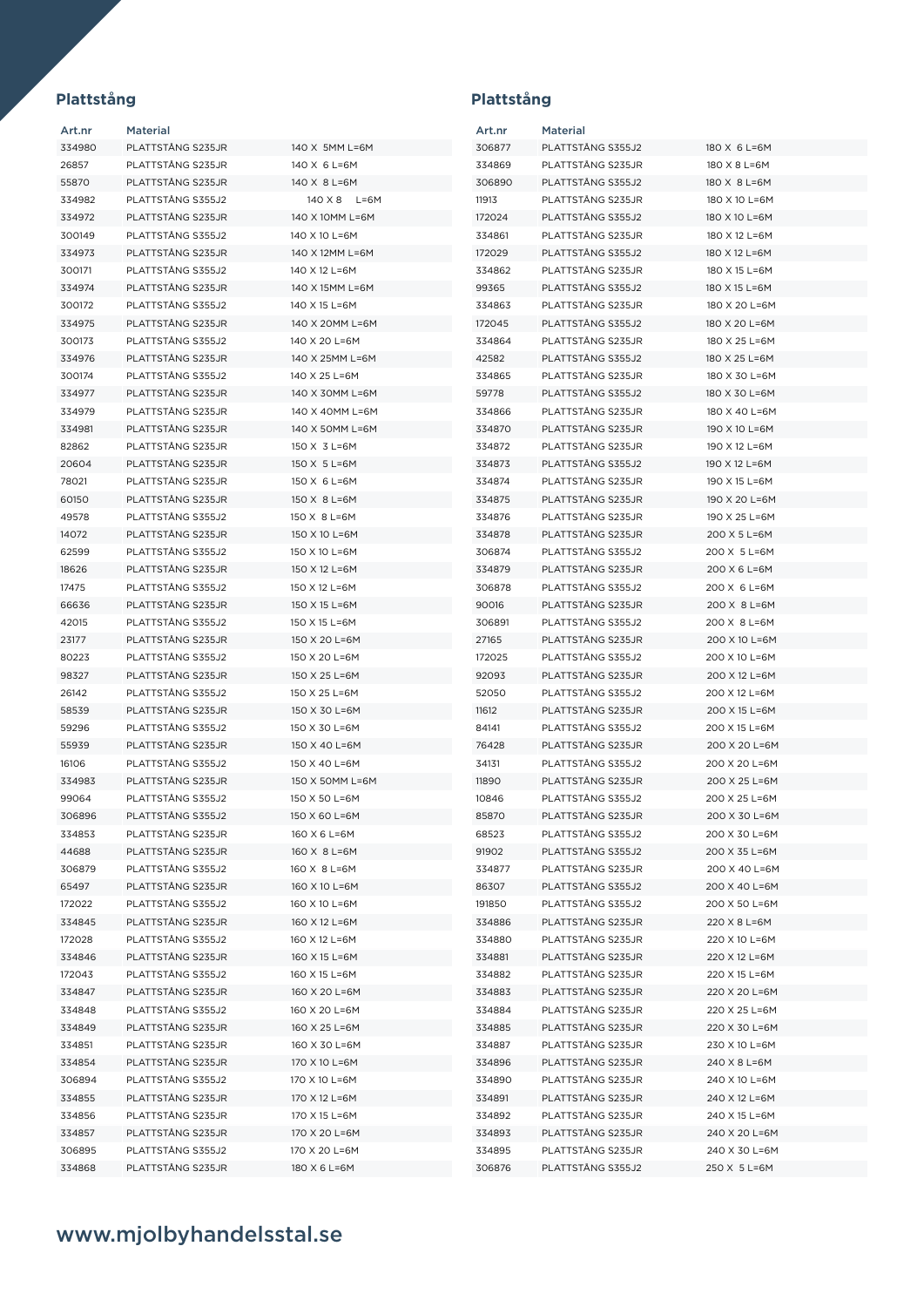## Plattstång

| Art.nr | Material | |
|---|---|---|
| 334980 | PLATTSTÅNG S235JR | 140 X 5MM L=6M |
| 26857 | PLATTSTÅNG S235JR | 140 X 6 L=6M |
| 55870 | PLATTSTÅNG S235JR | 140 X 8 L=6M |
| 334982 | PLATTSTÅNG S355J2 | 140 X 8 L=6M |
| 334972 | PLATTSTÅNG S235JR | 140 X 10MM L=6M |
| 300149 | PLATTSTÅNG S355J2 | 140 X 10 L=6M |
| 334973 | PLATTSTÅNG S235JR | 140 X 12MM L=6M |
| 300171 | PLATTSTÅNG S355J2 | 140 X 12 L=6M |
| 334974 | PLATTSTÅNG S235JR | 140 X 15MM L=6M |
| 300172 | PLATTSTÅNG S355J2 | 140 X 15 L=6M |
| 334975 | PLATTSTÅNG S235JR | 140 X 20MM L=6M |
| 300173 | PLATTSTÅNG S355J2 | 140 X 20 L=6M |
| 334976 | PLATTSTÅNG S235JR | 140 X 25MM L=6M |
| 300174 | PLATTSTÅNG S355J2 | 140 X 25 L=6M |
| 334977 | PLATTSTÅNG S235JR | 140 X 30MM L=6M |
| 334979 | PLATTSTÅNG S235JR | 140 X 40MM L=6M |
| 334981 | PLATTSTÅNG S235JR | 140 X 50MM L=6M |
| 82862 | PLATTSTÅNG S235JR | 150 X 3 L=6M |
| 20604 | PLATTSTÅNG S235JR | 150 X 5 L=6M |
| 78021 | PLATTSTÅNG S235JR | 150 X 6 L=6M |
| 60150 | PLATTSTÅNG S235JR | 150 X 8 L=6M |
| 49578 | PLATTSTÅNG S355J2 | 150 X 8 L=6M |
| 14072 | PLATTSTÅNG S235JR | 150 X 10 L=6M |
| 62599 | PLATTSTÅNG S355J2 | 150 X 10 L=6M |
| 18626 | PLATTSTÅNG S235JR | 150 X 12 L=6M |
| 17475 | PLATTSTÅNG S355J2 | 150 X 12 L=6M |
| 66636 | PLATTSTÅNG S235JR | 150 X 15 L=6M |
| 42015 | PLATTSTÅNG S355J2 | 150 X 15 L=6M |
| 23177 | PLATTSTÅNG S235JR | 150 X 20 L=6M |
| 80223 | PLATTSTÅNG S355J2 | 150 X 20 L=6M |
| 98327 | PLATTSTÅNG S235JR | 150 X 25 L=6M |
| 26142 | PLATTSTÅNG S355J2 | 150 X 25 L=6M |
| 58539 | PLATTSTÅNG S235JR | 150 X 30 L=6M |
| 59296 | PLATTSTÅNG S355J2 | 150 X 30 L=6M |
| 55939 | PLATTSTÅNG S235JR | 150 X 40 L=6M |
| 16106 | PLATTSTÅNG S355J2 | 150 X 40 L=6M |
| 334983 | PLATTSTÅNG S235JR | 150 X 50MM L=6M |
| 99064 | PLATTSTÅNG S355J2 | 150 X 50 L=6M |
| 306896 | PLATTSTÅNG S355J2 | 150 X 60 L=6M |
| 334853 | PLATTSTÅNG S235JR | 160 X 6 L=6M |
| 44688 | PLATTSTÅNG S235JR | 160 X 8 L=6M |
| 306879 | PLATTSTÅNG S355J2 | 160 X 8 L=6M |
| 65497 | PLATTSTÅNG S235JR | 160 X 10 L=6M |
| 172022 | PLATTSTÅNG S355J2 | 160 X 10 L=6M |
| 334845 | PLATTSTÅNG S235JR | 160 X 12 L=6M |
| 172028 | PLATTSTÅNG S355J2 | 160 X 12 L=6M |
| 334846 | PLATTSTÅNG S235JR | 160 X 15 L=6M |
| 172043 | PLATTSTÅNG S355J2 | 160 X 15 L=6M |
| 334847 | PLATTSTÅNG S235JR | 160 X 20 L=6M |
| 334848 | PLATTSTÅNG S355J2 | 160 X 20 L=6M |
| 334849 | PLATTSTÅNG S235JR | 160 X 25 L=6M |
| 334851 | PLATTSTÅNG S235JR | 160 X 30 L=6M |
| 334854 | PLATTSTÅNG S235JR | 170 X 10 L=6M |
| 306894 | PLATTSTÅNG S355J2 | 170 X 10 L=6M |
| 334855 | PLATTSTÅNG S235JR | 170 X 12 L=6M |
| 334856 | PLATTSTÅNG S235JR | 170 X 15 L=6M |
| 334857 | PLATTSTÅNG S235JR | 170 X 20 L=6M |
| 306895 | PLATTSTÅNG S355J2 | 170 X 20 L=6M |
| 334868 | PLATTSTÅNG S235JR | 180 X 6 L=6M |

## Plattstång

| Art.nr | Material | |
|---|---|---|
| 306877 | PLATTSTÅNG S355J2 | 180 X 6 L=6M |
| 334869 | PLATTSTÅNG S235JR | 180 X 8 L=6M |
| 306890 | PLATTSTÅNG S355J2 | 180 X 8 L=6M |
| 11913 | PLATTSTÅNG S235JR | 180 X 10 L=6M |
| 172024 | PLATTSTÅNG S355J2 | 180 X 10 L=6M |
| 334861 | PLATTSTÅNG S235JR | 180 X 12 L=6M |
| 172029 | PLATTSTÅNG S355J2 | 180 X 12 L=6M |
| 334862 | PLATTSTÅNG S235JR | 180 X 15 L=6M |
| 99365 | PLATTSTÅNG S355J2 | 180 X 15 L=6M |
| 334863 | PLATTSTÅNG S235JR | 180 X 20 L=6M |
| 172045 | PLATTSTÅNG S355J2 | 180 X 20 L=6M |
| 334864 | PLATTSTÅNG S235JR | 180 X 25 L=6M |
| 42582 | PLATTSTÅNG S355J2 | 180 X 25 L=6M |
| 334865 | PLATTSTÅNG S235JR | 180 X 30 L=6M |
| 59778 | PLATTSTÅNG S355J2 | 180 X 30 L=6M |
| 334866 | PLATTSTÅNG S235JR | 180 X 40 L=6M |
| 334870 | PLATTSTÅNG S235JR | 190 X 10 L=6M |
| 334872 | PLATTSTÅNG S235JR | 190 X 12 L=6M |
| 334873 | PLATTSTÅNG S355J2 | 190 X 12 L=6M |
| 334874 | PLATTSTÅNG S235JR | 190 X 15 L=6M |
| 334875 | PLATTSTÅNG S235JR | 190 X 20 L=6M |
| 334876 | PLATTSTÅNG S235JR | 190 X 25 L=6M |
| 334878 | PLATTSTÅNG S235JR | 200 X 5 L=6M |
| 306874 | PLATTSTÅNG S355J2 | 200 X 5 L=6M |
| 334879 | PLATTSTÅNG S235JR | 200 X 6 L=6M |
| 306878 | PLATTSTÅNG S355J2 | 200 X 6 L=6M |
| 90016 | PLATTSTÅNG S235JR | 200 X 8 L=6M |
| 306891 | PLATTSTÅNG S355J2 | 200 X 8 L=6M |
| 27165 | PLATTSTÅNG S235JR | 200 X 10 L=6M |
| 172025 | PLATTSTÅNG S355J2 | 200 X 10 L=6M |
| 92093 | PLATTSTÅNG S235JR | 200 X 12 L=6M |
| 52050 | PLATTSTÅNG S355J2 | 200 X 12 L=6M |
| 11612 | PLATTSTÅNG S235JR | 200 X 15 L=6M |
| 84141 | PLATTSTÅNG S355J2 | 200 X 15 L=6M |
| 76428 | PLATTSTÅNG S235JR | 200 X 20 L=6M |
| 34131 | PLATTSTÅNG S355J2 | 200 X 20 L=6M |
| 11890 | PLATTSTÅNG S235JR | 200 X 25 L=6M |
| 10846 | PLATTSTÅNG S355J2 | 200 X 25 L=6M |
| 85870 | PLATTSTÅNG S235JR | 200 X 30 L=6M |
| 68523 | PLATTSTÅNG S355J2 | 200 X 30 L=6M |
| 91902 | PLATTSTÅNG S355J2 | 200 X 35 L=6M |
| 334877 | PLATTSTÅNG S235JR | 200 X 40 L=6M |
| 86307 | PLATTSTÅNG S355J2 | 200 X 40 L=6M |
| 191850 | PLATTSTÅNG S355J2 | 200 X 50 L=6M |
| 334886 | PLATTSTÅNG S235JR | 220 X 8 L=6M |
| 334880 | PLATTSTÅNG S235JR | 220 X 10 L=6M |
| 334881 | PLATTSTÅNG S235JR | 220 X 12 L=6M |
| 334882 | PLATTSTÅNG S235JR | 220 X 15 L=6M |
| 334883 | PLATTSTÅNG S235JR | 220 X 20 L=6M |
| 334884 | PLATTSTÅNG S235JR | 220 X 25 L=6M |
| 334885 | PLATTSTÅNG S235JR | 220 X 30 L=6M |
| 334887 | PLATTSTÅNG S235JR | 230 X 10 L=6M |
| 334896 | PLATTSTÅNG S235JR | 240 X 8 L=6M |
| 334890 | PLATTSTÅNG S235JR | 240 X 10 L=6M |
| 334891 | PLATTSTÅNG S235JR | 240 X 12 L=6M |
| 334892 | PLATTSTÅNG S235JR | 240 X 15 L=6M |
| 334893 | PLATTSTÅNG S235JR | 240 X 20 L=6M |
| 334895 | PLATTSTÅNG S235JR | 240 X 30 L=6M |
| 306876 | PLATTSTÅNG S355J2 | 250 X 5 L=6M |

**www.mjolbyhandelsstal.se**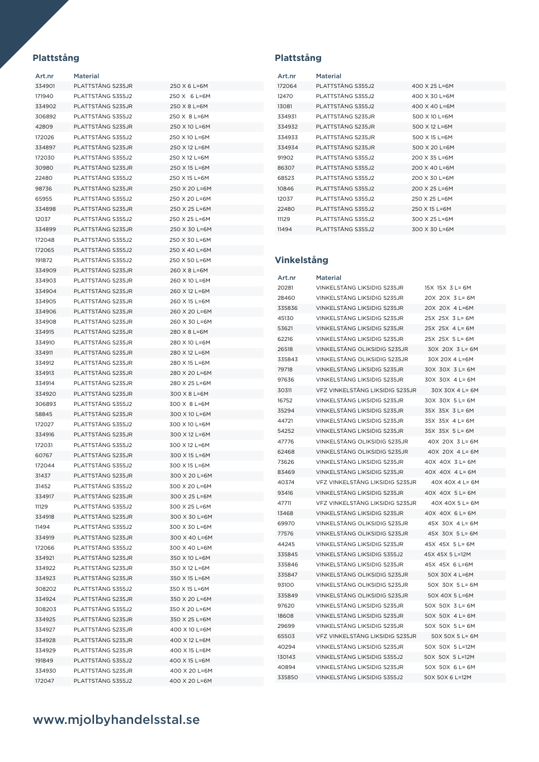## Plattstång

| Art.nr | Material | |
|---|---|---|
| 334901 | PLATTSTÅNG S235JR | 250 X 6 L=6M |
| 171940 | PLATTSTÅNG S355J2 | 250 X 6 L=6M |
| 334902 | PLATTSTÅNG S235JR | 250 X 8 L=6M |
| 306892 | PLATTSTÅNG S355J2 | 250 X 8 L=6M |
| 42809 | PLATTSTÅNG S235JR | 250 X 10 L=6M |
| 172026 | PLATTSTÅNG S355J2 | 250 X 10 L=6M |
| 334897 | PLATTSTÅNG S235JR | 250 X 12 L=6M |
| 172030 | PLATTSTÅNG S355J2 | 250 X 12 L=6M |
| 30980 | PLATTSTÅNG S235JR | 250 X 15 L=6M |
| 22480 | PLATTSTÅNG S355J2 | 250 X 15 L=6M |
| 98736 | PLATTSTÅNG S235JR | 250 X 20 L=6M |
| 65955 | PLATTSTÅNG S355J2 | 250 X 20 L=6M |
| 334898 | PLATTSTÅNG S235JR | 250 X 25 L=6M |
| 12037 | PLATTSTÅNG S355J2 | 250 X 25 L=6M |
| 334899 | PLATTSTÅNG S235JR | 250 X 30 L=6M |
| 172048 | PLATTSTÅNG S355J2 | 250 X 30 L=6M |
| 172065 | PLATTSTÅNG S355J2 | 250 X 40 L=6M |
| 191872 | PLATTSTÅNG S355J2 | 250 X 50 L=6M |
| 334909 | PLATTSTÅNG S235JR | 260 X 8 L=6M |
| 334903 | PLATTSTÅNG S235JR | 260 X 10 L=6M |
| 334904 | PLATTSTÅNG S235JR | 260 X 12 L=6M |
| 334905 | PLATTSTÅNG S235JR | 260 X 15 L=6M |
| 334906 | PLATTSTÅNG S235JR | 260 X 20 L=6M |
| 334908 | PLATTSTÅNG S235JR | 260 X 30 L=6M |
| 334915 | PLATTSTÅNG S235JR | 280 X 8 L=6M |
| 334910 | PLATTSTÅNG S235JR | 280 X 10 L=6M |
| 334911 | PLATTSTÅNG S235JR | 280 X 12 L=6M |
| 334912 | PLATTSTÅNG S235JR | 280 X 15 L=6M |
| 334913 | PLATTSTÅNG S235JR | 280 X 20 L=6M |
| 334914 | PLATTSTÅNG S235JR | 280 X 25 L=6M |
| 334920 | PLATTSTÅNG S235JR | 300 X 8 L=6M |
| 306893 | PLATTSTÅNG S355J2 | 300 X 8 L=6M |
| 58845 | PLATTSTÅNG S235JR | 300 X 10 L=6M |
| 172027 | PLATTSTÅNG S355J2 | 300 X 10 L=6M |
| 334916 | PLATTSTÅNG S235JR | 300 X 12 L=6M |
| 172031 | PLATTSTÅNG S355J2 | 300 X 12 L=6M |
| 60767 | PLATTSTÅNG S235JR | 300 X 15 L=6M |
| 172044 | PLATTSTÅNG S355J2 | 300 X 15 L=6M |
| 31437 | PLATTSTÅNG S235JR | 300 X 20 L=6M |
| 31452 | PLATTSTÅNG S355J2 | 300 X 20 L=6M |
| 334917 | PLATTSTÅNG S235JR | 300 X 25 L=6M |
| 11129 | PLATTSTÅNG S355J2 | 300 X 25 L=6M |
| 334918 | PLATTSTÅNG S235JR | 300 X 30 L=6M |
| 11494 | PLATTSTÅNG S355J2 | 300 X 30 L=6M |
| 334919 | PLATTSTÅNG S235JR | 300 X 40 L=6M |
| 172066 | PLATTSTÅNG S355J2 | 300 X 40 L=6M |
| 334921 | PLATTSTÅNG S235JR | 350 X 10 L=6M |
| 334922 | PLATTSTÅNG S235JR | 350 X 12 L=6M |
| 334923 | PLATTSTÅNG S235JR | 350 X 15 L=6M |
| 308202 | PLATTSTÅNG S355J2 | 350 X 15 L=6M |
| 334924 | PLATTSTÅNG S235JR | 350 X 20 L=6M |
| 308203 | PLATTSTÅNG S355J2 | 350 X 20 L=6M |
| 334925 | PLATTSTÅNG S235JR | 350 X 25 L=6M |
| 334927 | PLATTSTÅNG S235JR | 400 X 10 L=6M |
| 334928 | PLATTSTÅNG S235JR | 400 X 12 L=6M |
| 334929 | PLATTSTÅNG S235JR | 400 X 15 L=6M |
| 191849 | PLATTSTÅNG S355J2 | 400 X 15 L=6M |
| 334930 | PLATTSTÅNG S235JR | 400 X 20 L=6M |
| 172047 | PLATTSTÅNG S355J2 | 400 X 20 L=6M |
| 172064 | PLATTSTÅNG S355J2 | 400 X 25 L=6M |
| 12470 | PLATTSTÅNG S355J2 | 400 X 30 L=6M |
| 13081 | PLATTSTÅNG S355J2 | 400 X 40 L=6M |
| 334931 | PLATTSTÅNG S235JR | 500 X 10 L=6M |
| 334932 | PLATTSTÅNG S235JR | 500 X 12 L=6M |
| 334933 | PLATTSTÅNG S235JR | 500 X 15 L=6M |
| 334934 | PLATTSTÅNG S235JR | 500 X 20 L=6M |
| 91902 | PLATTSTÅNG S355J2 | 200 X 35 L=6M |
| 86307 | PLATTSTÅNG S355J2 | 200 X 40 L=6M |
| 68523 | PLATTSTÅNG S355J2 | 200 X 30 L=6M |
| 10846 | PLATTSTÅNG S355J2 | 200 X 25 L=6M |
| 12037 | PLATTSTÅNG S355J2 | 250 X 25 L=6M |
| 22480 | PLATTSTÅNG S355J2 | 250 X 15 L=6M |
| 11129 | PLATTSTÅNG S355J2 | 300 X 25 L=6M |
| 11494 | PLATTSTÅNG S355J2 | 300 X 30 L=6M |

## Vinkelstång

| Art.nr | Material | |
|---|---|---|
| 20281 | VINKELSTÅNG LIKSIDIG S235JR | 15X 15X 3 L= 6M |
| 28460 | VINKELSTÅNG LIKSIDIG S235JR | 20X 20X 3 L= 6M |
| 335836 | VINKELSTÅNG LIKSIDIG S235JR | 20X 20X 4 L=6M |
| 45130 | VINKELSTÅNG LIKSIDIG S235JR | 25X 25X 3 L= 6M |
| 53621 | VINKELSTÅNG LIKSIDIG S235JR | 25X 25X 4 L= 6M |
| 62216 | VINKELSTÅNG LIKSIDIG S235JR | 25X 25X 5 L= 6M |
| 26518 | VINKELSTÅNG OLIKSIDIG S235JR | 30X 20X 3 L= 6M |
| 335843 | VINKELSTÅNG OLIKSIDIG S235JR | 30X 20X 4 L=6M |
| 79718 | VINKELSTÅNG LIKSIDIG S235JR | 30X 30X 3 L= 6M |
| 97636 | VINKELSTÅNG LIKSIDIG S235JR | 30X 30X 4 L= 6M |
| 30311 | VFZ VINKELSTÅNG LIKSIDIG S235JR | 30X 30X 4 L= 6M |
| 16752 | VINKELSTÅNG LIKSIDIG S235JR | 30X 30X 5 L= 6M |
| 35294 | VINKELSTÅNG LIKSIDIG S235JR | 35X 35X 3 L= 6M |
| 44721 | VINKELSTÅNG LIKSIDIG S235JR | 35X 35X 4 L= 6M |
| 54252 | VINKELSTÅNG LIKSIDIG S235JR | 35X 35X 5 L= 6M |
| 47776 | VINKELSTÅNG OLIKSIDIG S235JR | 40X 20X 3 L= 6M |
| 62468 | VINKELSTÅNG OLIKSIDIG S235JR | 40X 20X 4 L= 6M |
| 73626 | VINKELSTÅNG LIKSIDIG S235JR | 40X 40X 3 L= 6M |
| 83469 | VINKELSTÅNG LIKSIDIG S235JR | 40X 40X 4 L= 6M |
| 40374 | VFZ VINKELSTÅNG LIKSIDIG S235JR | 40X 40X 4 L= 6M |
| 93416 | VINKELSTÅNG LIKSIDIG S235JR | 40X 40X 5 L= 6M |
| 47711 | VFZ VINKELSTÅNG LIKSIDIG S235JR | 40X 40X 5 L= 6M |
| 13468 | VINKELSTÅNG LIKSIDIG S235JR | 40X 40X 6 L= 6M |
| 69970 | VINKELSTÅNG OLIKSIDIG S235JR | 45X 30X 4 L= 6M |
| 77576 | VINKELSTÅNG OLIKSIDIG S235JR | 45X 30X 5 L= 6M |
| 44245 | VINKELSTÅNG LIKSIDIG S235JR | 45X 45X 5 L= 6M |
| 335845 | VINKELSTÅNG LIKSIDIG S355J2 | 45X 45X 5 L=12M |
| 335846 | VINKELSTÅNG LIKSIDIG S235JR | 45X 45X 6 L=6M |
| 335847 | VINKELSTÅNG OLIKSIDIG S235JR | 50X 30X 4 L=6M |
| 93100 | VINKELSTÅNG OLIKSIDIG S235JR | 50X 30X 5 L= 6M |
| 335849 | VINKELSTÅNG OLIKSIDIG S235JR | 50X 40X 5 L=6M |
| 97620 | VINKELSTÅNG LIKSIDIG S235JR | 50X 50X 3 L= 6M |
| 18608 | VINKELSTÅNG LIKSIDIG S235JR | 50X 50X 4 L= 6M |
| 29699 | VINKELSTÅNG LIKSIDIG S235JR | 50X 50X 5 L= 6M |
| 65503 | VFZ VINKELSTÅNG LIKSIDIG S235JR | 50X 50X 5 L= 6M |
| 40294 | VINKELSTÅNG LIKSIDIG S235JR | 50X 50X 5 L=12M |
| 130143 | VINKELSTÅNG LIKSIDIG S355J2 | 50X 50X 5 L=12M |
| 40894 | VINKELSTÅNG LIKSIDIG S235JR | 50X 50X 6 L= 6M |
| 335850 | VINKELSTÅNG LIKSIDIG S355J2 | 50X 50X 6 L=12M |

www.mjolbyhandelsstal.se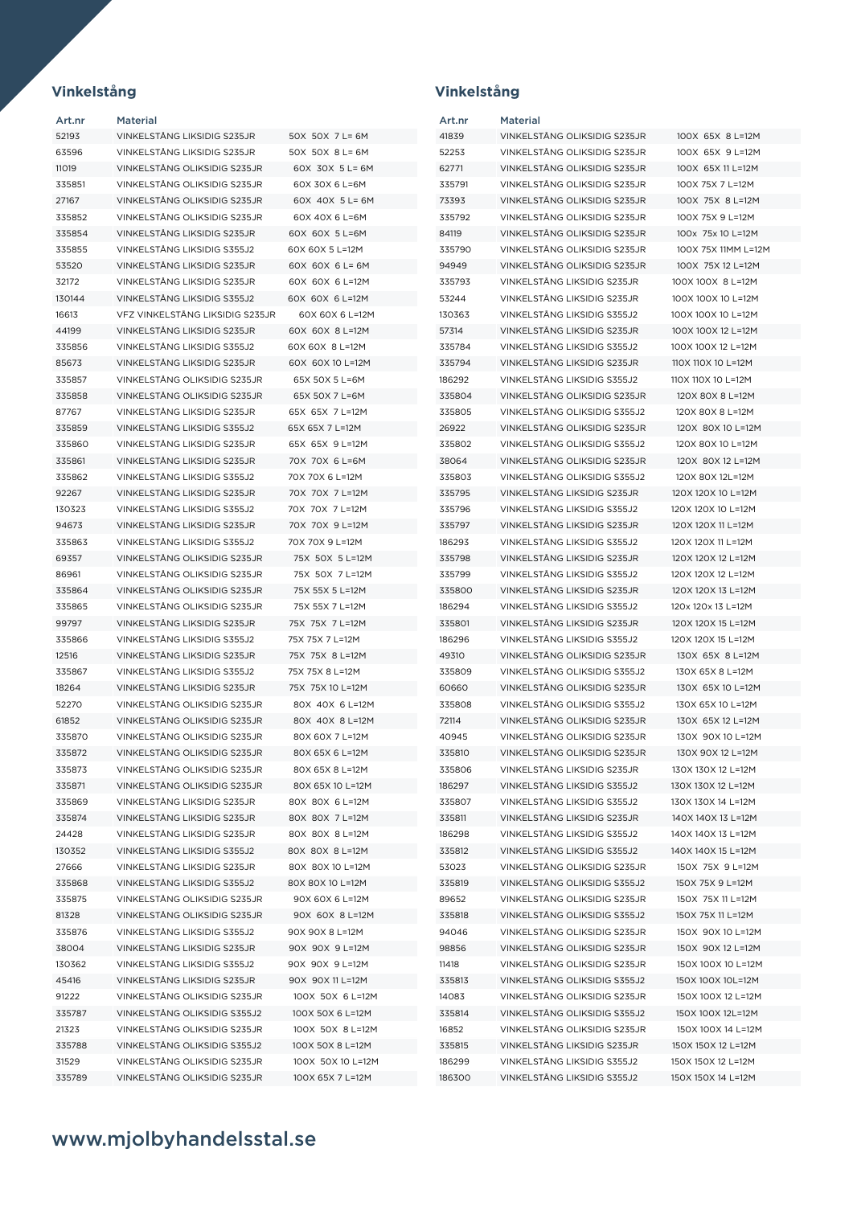## Vinkelstång

| Art.nr | Material | |
|---|---|---|
| 52193 | VINKELSTÅNG LIKSIDIG S235JR | 50X 50X 7 L= 6M |
| 63596 | VINKELSTÅNG LIKSIDIG S235JR | 50X 50X 8 L= 6M |
| 11019 | VINKELSTÅNG OLIKSIDIG S235JR | 60X 30X 5 L= 6M |
| 335851 | VINKELSTÅNG OLIKSIDIG S235JR | 60X 30X 6 L=6M |
| 27167 | VINKELSTÅNG OLIKSIDIG S235JR | 60X 40X 5 L= 6M |
| 335852 | VINKELSTÅNG OLIKSIDIG S235JR | 60X 40X 6 L=6M |
| 335854 | VINKELSTÅNG LIKSIDIG S235JR | 60X 60X 5 L=6M |
| 335855 | VINKELSTÅNG LIKSIDIG S355J2 | 60X 60X 5 L=12M |
| 53520 | VINKELSTÅNG LIKSIDIG S235JR | 60X 60X 6 L= 6M |
| 32172 | VINKELSTÅNG LIKSIDIG S235JR | 60X 60X 6 L=12M |
| 130144 | VINKELSTÅNG LIKSIDIG S355J2 | 60X 60X 6 L=12M |
| 16613 | VFZ VINKELSTÅNG LIKSIDIG S235JR | 60X 60X 6 L=12M |
| 44199 | VINKELSTÅNG LIKSIDIG S235JR | 60X 60X 8 L=12M |
| 335856 | VINKELSTÅNG LIKSIDIG S355J2 | 60X 60X 8 L=12M |
| 85673 | VINKELSTÅNG LIKSIDIG S235JR | 60X 60X 10 L=12M |
| 335857 | VINKELSTÅNG OLIKSIDIG S235JR | 65X 50X 5 L=6M |
| 335858 | VINKELSTÅNG OLIKSIDIG S235JR | 65X 50X 7 L=6M |
| 87767 | VINKELSTÅNG LIKSIDIG S235JR | 65X 65X 7 L=12M |
| 335859 | VINKELSTÅNG LIKSIDIG S355J2 | 65X 65X 7 L=12M |
| 335860 | VINKELSTÅNG LIKSIDIG S235JR | 65X 65X 9 L=12M |
| 335861 | VINKELSTÅNG LIKSIDIG S235JR | 70X 70X 6 L=6M |
| 335862 | VINKELSTÅNG LIKSIDIG S355J2 | 70X 70X 6 L=12M |
| 92267 | VINKELSTÅNG LIKSIDIG S235JR | 70X 70X 7 L=12M |
| 130323 | VINKELSTÅNG LIKSIDIG S355J2 | 70X 70X 7 L=12M |
| 94673 | VINKELSTÅNG LIKSIDIG S235JR | 70X 70X 9 L=12M |
| 335863 | VINKELSTÅNG LIKSIDIG S355J2 | 70X 70X 9 L=12M |
| 69357 | VINKELSTÅNG OLIKSIDIG S235JR | 75X 50X 5 L=12M |
| 86961 | VINKELSTÅNG OLIKSIDIG S235JR | 75X 50X 7 L=12M |
| 335864 | VINKELSTÅNG OLIKSIDIG S235JR | 75X 55X 5 L=12M |
| 335865 | VINKELSTÅNG OLIKSIDIG S235JR | 75X 55X 7 L=12M |
| 99797 | VINKELSTÅNG LIKSIDIG S235JR | 75X 75X 7 L=12M |
| 335866 | VINKELSTÅNG LIKSIDIG S355J2 | 75X 75X 7 L=12M |
| 12516 | VINKELSTÅNG LIKSIDIG S235JR | 75X 75X 8 L=12M |
| 335867 | VINKELSTÅNG LIKSIDIG S355J2 | 75X 75X 8 L=12M |
| 18264 | VINKELSTÅNG LIKSIDIG S235JR | 75X 75X 10 L=12M |
| 52270 | VINKELSTÅNG OLIKSIDIG S235JR | 80X 40X 6 L=12M |
| 61852 | VINKELSTÅNG OLIKSIDIG S235JR | 80X 40X 8 L=12M |
| 335870 | VINKELSTÅNG OLIKSIDIG S235JR | 80X 60X 7 L=12M |
| 335872 | VINKELSTÅNG OLIKSIDIG S235JR | 80X 65X 6 L=12M |
| 335873 | VINKELSTÅNG OLIKSIDIG S235JR | 80X 65X 8 L=12M |
| 335871 | VINKELSTÅNG OLIKSIDIG S235JR | 80X 65X 10 L=12M |
| 335869 | VINKELSTÅNG LIKSIDIG S235JR | 80X 80X 6 L=12M |
| 335874 | VINKELSTÅNG LIKSIDIG S235JR | 80X 80X 7 L=12M |
| 24428 | VINKELSTÅNG LIKSIDIG S235JR | 80X 80X 8 L=12M |
| 130352 | VINKELSTÅNG LIKSIDIG S355J2 | 80X 80X 8 L=12M |
| 27666 | VINKELSTÅNG LIKSIDIG S235JR | 80X 80X 10 L=12M |
| 335868 | VINKELSTÅNG LIKSIDIG S355J2 | 80X 80X 10 L=12M |
| 335875 | VINKELSTÅNG OLIKSIDIG S235JR | 90X 60X 6 L=12M |
| 81328 | VINKELSTÅNG OLIKSIDIG S235JR | 90X 60X 8 L=12M |
| 335876 | VINKELSTÅNG LIKSIDIG S355J2 | 90X 90X 8 L=12M |
| 38004 | VINKELSTÅNG LIKSIDIG S235JR | 90X 90X 9 L=12M |
| 130362 | VINKELSTÅNG LIKSIDIG S355J2 | 90X 90X 9 L=12M |
| 45416 | VINKELSTÅNG LIKSIDIG S235JR | 90X 90X 11 L=12M |
| 91222 | VINKELSTÅNG OLIKSIDIG S235JR | 100X 50X 6 L=12M |
| 335787 | VINKELSTÅNG OLIKSIDIG S355J2 | 100X 50X 6 L=12M |
| 21323 | VINKELSTÅNG OLIKSIDIG S235JR | 100X 50X 8 L=12M |
| 335788 | VINKELSTÅNG OLIKSIDIG S355J2 | 100X 50X 8 L=12M |
| 31529 | VINKELSTÅNG OLIKSIDIG S235JR | 100X 50X 10 L=12M |
| 335789 | VINKELSTÅNG OLIKSIDIG S235JR | 100X 65X 7 L=12M |

## Vinkelstång

| Art.nr | Material | |
|---|---|---|
| 41839 | VINKELSTÅNG OLIKSIDIG S235JR | 100X 65X 8 L=12M |
| 52253 | VINKELSTÅNG OLIKSIDIG S235JR | 100X 65X 9 L=12M |
| 62771 | VINKELSTÅNG OLIKSIDIG S235JR | 100X 65X 11 L=12M |
| 335791 | VINKELSTÅNG OLIKSIDIG S235JR | 100X 75X 7 L=12M |
| 73393 | VINKELSTÅNG OLIKSIDIG S235JR | 100X 75X 8 L=12M |
| 335792 | VINKELSTÅNG OLIKSIDIG S235JR | 100X 75X 9 L=12M |
| 84119 | VINKELSTÅNG OLIKSIDIG S235JR | 100x 75x 10 L=12M |
| 335790 | VINKELSTÅNG OLIKSIDIG S235JR | 100X 75X 11MM L=12M |
| 94949 | VINKELSTÅNG OLIKSIDIG S235JR | 100X 75X 12 L=12M |
| 335793 | VINKELSTÅNG LIKSIDIG S235JR | 100X 100X 8 L=12M |
| 53244 | VINKELSTÅNG LIKSIDIG S235JR | 100X 100X 10 L=12M |
| 130363 | VINKELSTÅNG LIKSIDIG S355J2 | 100X 100X 10 L=12M |
| 57314 | VINKELSTÅNG LIKSIDIG S235JR | 100X 100X 12 L=12M |
| 335784 | VINKELSTÅNG LIKSIDIG S355J2 | 100X 100X 12 L=12M |
| 335794 | VINKELSTÅNG LIKSIDIG S235JR | 110X 110X 10 L=12M |
| 186292 | VINKELSTÅNG LIKSIDIG S355J2 | 110X 110X 10 L=12M |
| 335804 | VINKELSTÅNG OLIKSIDIG S235JR | 120X 80X 8 L=12M |
| 335805 | VINKELSTÅNG OLIKSIDIG S355J2 | 120X 80X 8 L=12M |
| 26922 | VINKELSTÅNG OLIKSIDIG S235JR | 120X 80X 10 L=12M |
| 335802 | VINKELSTÅNG OLIKSIDIG S355J2 | 120X 80X 10 L=12M |
| 38064 | VINKELSTÅNG OLIKSIDIG S235JR | 120X 80X 12 L=12M |
| 335803 | VINKELSTÅNG OLIKSIDIG S355J2 | 120X 80X 12L=12M |
| 335795 | VINKELSTÅNG LIKSIDIG S235JR | 120X 120X 10 L=12M |
| 335796 | VINKELSTÅNG LIKSIDIG S355J2 | 120X 120X 10 L=12M |
| 335797 | VINKELSTÅNG LIKSIDIG S235JR | 120X 120X 11 L=12M |
| 186293 | VINKELSTÅNG LIKSIDIG S355J2 | 120X 120X 11 L=12M |
| 335798 | VINKELSTÅNG LIKSIDIG S235JR | 120X 120X 12 L=12M |
| 335799 | VINKELSTÅNG LIKSIDIG S355J2 | 120X 120X 12 L=12M |
| 335800 | VINKELSTÅNG LIKSIDIG S235JR | 120X 120X 13 L=12M |
| 186294 | VINKELSTÅNG LIKSIDIG S355J2 | 120x 120x 13 L=12M |
| 335801 | VINKELSTÅNG LIKSIDIG S235JR | 120X 120X 15 L=12M |
| 186296 | VINKELSTÅNG LIKSIDIG S355J2 | 120X 120X 15 L=12M |
| 49310 | VINKELSTÅNG OLIKSIDIG S235JR | 130X 65X 8 L=12M |
| 335809 | VINKELSTÅNG OLIKSIDIG S355J2 | 130X 65X 8 L=12M |
| 60660 | VINKELSTÅNG OLIKSIDIG S235JR | 130X 65X 10 L=12M |
| 335808 | VINKELSTÅNG OLIKSIDIG S355J2 | 130X 65X 10 L=12M |
| 72114 | VINKELSTÅNG OLIKSIDIG S235JR | 130X 65X 12 L=12M |
| 40945 | VINKELSTÅNG OLIKSIDIG S235JR | 130X 90X 10 L=12M |
| 335810 | VINKELSTÅNG OLIKSIDIG S235JR | 130X 90X 12 L=12M |
| 335806 | VINKELSTÅNG LIKSIDIG S235JR | 130X 130X 12 L=12M |
| 186297 | VINKELSTÅNG LIKSIDIG S355J2 | 130X 130X 12 L=12M |
| 335807 | VINKELSTÅNG LIKSIDIG S355J2 | 130X 130X 14 L=12M |
| 335811 | VINKELSTÅNG LIKSIDIG S235JR | 140X 140X 13 L=12M |
| 186298 | VINKELSTÅNG LIKSIDIG S355J2 | 140X 140X 13 L=12M |
| 335812 | VINKELSTÅNG LIKSIDIG S355J2 | 140X 140X 15 L=12M |
| 53023 | VINKELSTÅNG OLIKSIDIG S235JR | 150X 75X 9 L=12M |
| 335819 | VINKELSTÅNG OLIKSIDIG S355J2 | 150X 75X 9 L=12M |
| 89652 | VINKELSTÅNG OLIKSIDIG S235JR | 150X 75X 11 L=12M |
| 335818 | VINKELSTÅNG OLIKSIDIG S355J2 | 150X 75X 11 L=12M |
| 94046 | VINKELSTÅNG OLIKSIDIG S235JR | 150X 90X 10 L=12M |
| 98856 | VINKELSTÅNG OLIKSIDIG S235JR | 150X 90X 12 L=12M |
| 11418 | VINKELSTÅNG OLIKSIDIG S235JR | 150X 100X 10 L=12M |
| 335813 | VINKELSTÅNG OLIKSIDIG S355J2 | 150X 100X 10L=12M |
| 14083 | VINKELSTÅNG OLIKSIDIG S235JR | 150X 100X 12 L=12M |
| 335814 | VINKELSTÅNG OLIKSIDIG S355J2 | 150X 100X 12L=12M |
| 16852 | VINKELSTÅNG OLIKSIDIG S235JR | 150X 100X 14 L=12M |
| 335815 | VINKELSTÅNG LIKSIDIG S235JR | 150X 150X 12 L=12M |
| 186299 | VINKELSTÅNG LIKSIDIG S355J2 | 150X 150X 12 L=12M |
| 186300 | VINKELSTÅNG LIKSIDIG S355J2 | 150X 150X 14 L=12M |

www.mjolbyhandelsstal.se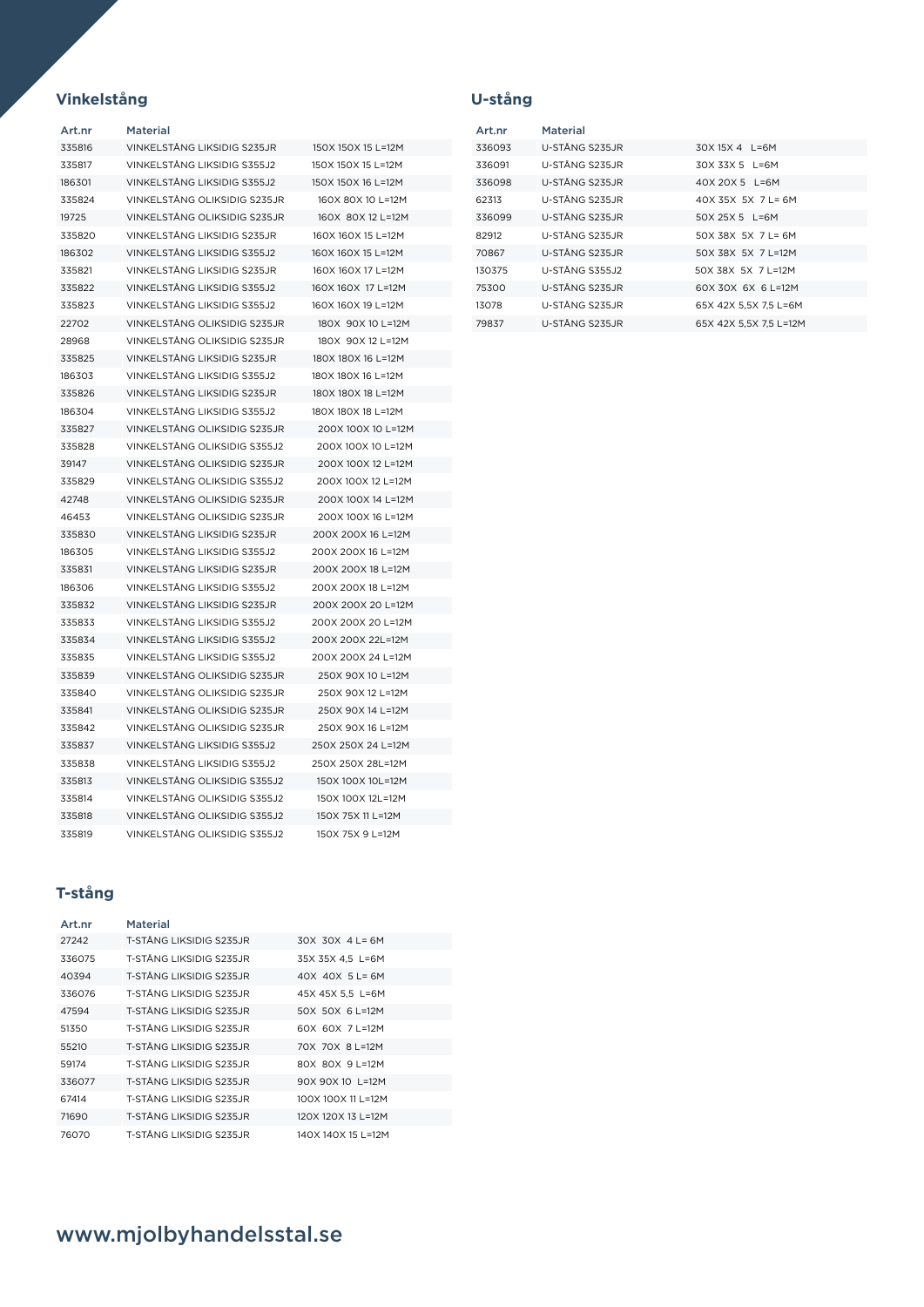## Vinkelstång

| Art.nr | Material | |
|---|---|---|
| 335816 | VINKELSTÅNG LIKSIDIG S235JR | 150X 150X 15 L=12M |
| 335817 | VINKELSTÅNG LIKSIDIG S355J2 | 150X 150X 15 L=12M |
| 186301 | VINKELSTÅNG LIKSIDIG S355J2 | 150X 150X 16 L=12M |
| 335824 | VINKELSTÅNG OLIKSIDIG S235JR | 160X 80X 10 L=12M |
| 19725 | VINKELSTÅNG OLIKSIDIG S235JR | 160X 80X 12 L=12M |
| 335820 | VINKELSTÅNG LIKSIDIG S235JR | 160X 160X 15 L=12M |
| 186302 | VINKELSTÅNG LIKSIDIG S355J2 | 160X 160X 15 L=12M |
| 335821 | VINKELSTÅNG LIKSIDIG S235JR | 160X 160X 17 L=12M |
| 335822 | VINKELSTÅNG LIKSIDIG S355J2 | 160X 160X 17 L=12M |
| 335823 | VINKELSTÅNG LIKSIDIG S355J2 | 160X 160X 19 L=12M |
| 22702 | VINKELSTÅNG OLIKSIDIG S235JR | 180X 90X 10 L=12M |
| 28968 | VINKELSTÅNG OLIKSIDIG S235JR | 180X 90X 12 L=12M |
| 335825 | VINKELSTÅNG LIKSIDIG S235JR | 180X 180X 16 L=12M |
| 186303 | VINKELSTÅNG LIKSIDIG S355J2 | 180X 180X 16 L=12M |
| 335826 | VINKELSTÅNG LIKSIDIG S235JR | 180X 180X 18 L=12M |
| 186304 | VINKELSTÅNG LIKSIDIG S355J2 | 180X 180X 18 L=12M |
| 335827 | VINKELSTÅNG OLIKSIDIG S235JR | 200X 100X 10 L=12M |
| 335828 | VINKELSTÅNG OLIKSIDIG S355J2 | 200X 100X 10 L=12M |
| 39147 | VINKELSTÅNG OLIKSIDIG S235JR | 200X 100X 12 L=12M |
| 335829 | VINKELSTÅNG OLIKSIDIG S355J2 | 200X 100X 12 L=12M |
| 42748 | VINKELSTÅNG OLIKSIDIG S235JR | 200X 100X 14 L=12M |
| 46453 | VINKELSTÅNG OLIKSIDIG S235JR | 200X 100X 16 L=12M |
| 335830 | VINKELSTÅNG LIKSIDIG S235JR | 200X 200X 16 L=12M |
| 186305 | VINKELSTÅNG LIKSIDIG S355J2 | 200X 200X 16 L=12M |
| 335831 | VINKELSTÅNG LIKSIDIG S235JR | 200X 200X 18 L=12M |
| 186306 | VINKELSTÅNG LIKSIDIG S355J2 | 200X 200X 18 L=12M |
| 335832 | VINKELSTÅNG LIKSIDIG S235JR | 200X 200X 20 L=12M |
| 335833 | VINKELSTÅNG LIKSIDIG S355J2 | 200X 200X 20 L=12M |
| 335834 | VINKELSTÅNG LIKSIDIG S355J2 | 200X 200X 22L=12M |
| 335835 | VINKELSTÅNG LIKSIDIG S355J2 | 200X 200X 24 L=12M |
| 335839 | VINKELSTÅNG OLIKSIDIG S235JR | 250X 90X 10 L=12M |
| 335840 | VINKELSTÅNG OLIKSIDIG S235JR | 250X 90X 12 L=12M |
| 335841 | VINKELSTÅNG OLIKSIDIG S235JR | 250X 90X 14 L=12M |
| 335842 | VINKELSTÅNG OLIKSIDIG S235JR | 250X 90X 16 L=12M |
| 335837 | VINKELSTÅNG LIKSIDIG S355J2 | 250X 250X 24 L=12M |
| 335838 | VINKELSTÅNG LIKSIDIG S355J2 | 250X 250X 28L=12M |
| 335813 | VINKELSTÅNG OLIKSIDIG S355J2 | 150X 100X 10L=12M |
| 335814 | VINKELSTÅNG OLIKSIDIG S355J2 | 150X 100X 12L=12M |
| 335818 | VINKELSTÅNG OLIKSIDIG S355J2 | 150X 75X 11 L=12M |
| 335819 | VINKELSTÅNG OLIKSIDIG S355J2 | 150X 75X 9 L=12M |

## U-stång

| Art.nr | Material | |
|---|---|---|
| 336093 | U-STÅNG S235JR | 30X 15X 4 L=6M |
| 336091 | U-STÅNG S235JR | 30X 33X 5 L=6M |
| 336098 | U-STÅNG S235JR | 40X 20X 5 L=6M |
| 62313 | U-STÅNG S235JR | 40X 35X 5X 7 L= 6M |
| 336099 | U-STÅNG S235JR | 50X 25X 5 L=6M |
| 82912 | U-STÅNG S235JR | 50X 38X 5X 7 L= 6M |
| 70867 | U-STÅNG S235JR | 50X 38X 5X 7 L=12M |
| 130375 | U-STÅNG S355J2 | 50X 38X 5X 7 L=12M |
| 75300 | U-STÅNG S235JR | 60X 30X 6X 6 L=12M |
| 13078 | U-STÅNG S235JR | 65X 42X 5,5X 7,5 L=6M |
| 79837 | U-STÅNG S235JR | 65X 42X 5,5X 7,5 L=12M |

## T-stång

| Art.nr | Material | |
|---|---|---|
| 27242 | T-STÅNG LIKSIDIG S235JR | 30X 30X 4 L= 6M |
| 336075 | T-STÅNG LIKSIDIG S235JR | 35X 35X 4,5 L=6M |
| 40394 | T-STÅNG LIKSIDIG S235JR | 40X 40X 5 L= 6M |
| 336076 | T-STÅNG LIKSIDIG S235JR | 45X 45X 5,5 L=6M |
| 47594 | T-STÅNG LIKSIDIG S235JR | 50X 50X 6 L=12M |
| 51350 | T-STÅNG LIKSIDIG S235JR | 60X 60X 7 L=12M |
| 55210 | T-STÅNG LIKSIDIG S235JR | 70X 70X 8 L=12M |
| 59174 | T-STÅNG LIKSIDIG S235JR | 80X 80X 9 L=12M |
| 336077 | T-STÅNG LIKSIDIG S235JR | 90X 90X 10 L=12M |
| 67414 | T-STÅNG LIKSIDIG S235JR | 100X 100X 11 L=12M |
| 71690 | T-STÅNG LIKSIDIG S235JR | 120X 120X 13 L=12M |
| 76070 | T-STÅNG LIKSIDIG S235JR | 140X 140X 15 L=12M |

www.mjolbyhandelsstal.se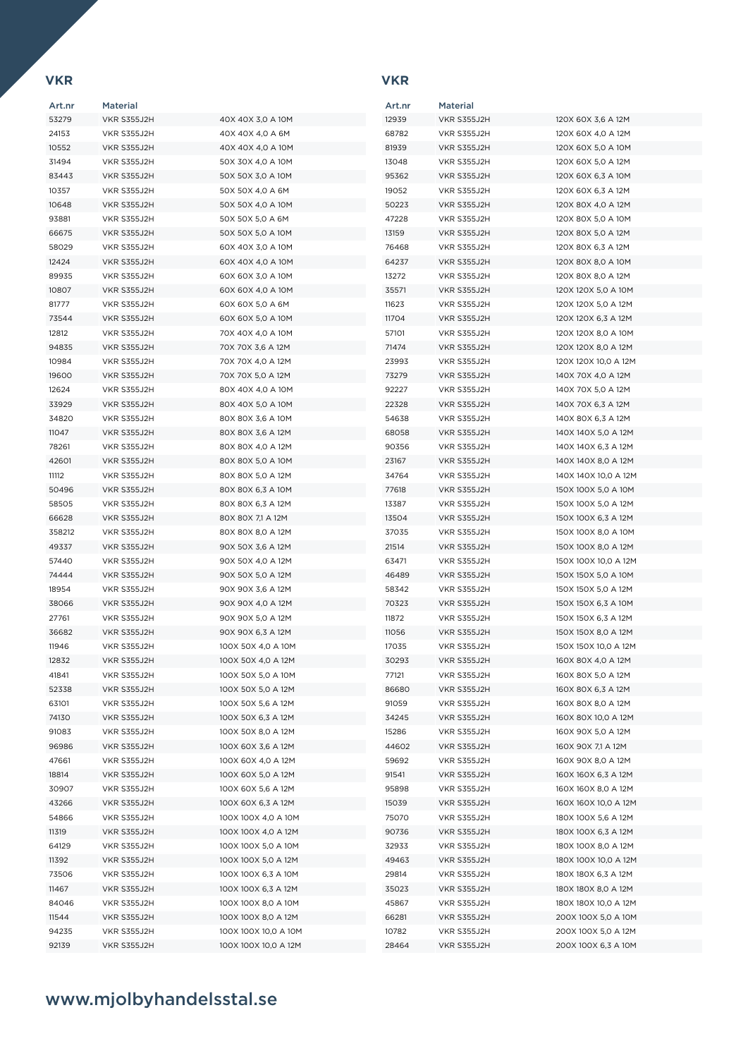## VKR

| Art.nr | Material | |
|---|---|---|
| 53279 | VKR S355J2H | 40X 40X 3,0 A 10M |
| 24153 | VKR S355J2H | 40X 40X 4,0 A 6M |
| 10552 | VKR S355J2H | 40X 40X 4,0 A 10M |
| 31494 | VKR S355J2H | 50X 30X 4,0 A 10M |
| 83443 | VKR S355J2H | 50X 50X 3,0 A 10M |
| 10357 | VKR S355J2H | 50X 50X 4,0 A 6M |
| 10648 | VKR S355J2H | 50X 50X 4,0 A 10M |
| 93881 | VKR S355J2H | 50X 50X 5,0 A 6M |
| 66675 | VKR S355J2H | 50X 50X 5,0 A 10M |
| 58029 | VKR S355J2H | 60X 40X 3,0 A 10M |
| 12424 | VKR S355J2H | 60X 40X 4,0 A 10M |
| 89935 | VKR S355J2H | 60X 60X 3,0 A 10M |
| 10807 | VKR S355J2H | 60X 60X 4,0 A 10M |
| 81777 | VKR S355J2H | 60X 60X 5,0 A 6M |
| 73544 | VKR S355J2H | 60X 60X 5,0 A 10M |
| 12812 | VKR S355J2H | 70X 40X 4,0 A 10M |
| 94835 | VKR S355J2H | 70X 70X 3,6 A 12M |
| 10984 | VKR S355J2H | 70X 70X 4,0 A 12M |
| 19600 | VKR S355J2H | 70X 70X 5,0 A 12M |
| 12624 | VKR S355J2H | 80X 40X 4,0 A 10M |
| 33929 | VKR S355J2H | 80X 40X 5,0 A 10M |
| 34820 | VKR S355J2H | 80X 80X 3,6 A 10M |
| 11047 | VKR S355J2H | 80X 80X 3,6 A 12M |
| 78261 | VKR S355J2H | 80X 80X 4,0 A 12M |
| 42601 | VKR S355J2H | 80X 80X 5,0 A 10M |
| 11112 | VKR S355J2H | 80X 80X 5,0 A 12M |
| 50496 | VKR S355J2H | 80X 80X 6,3 A 10M |
| 58505 | VKR S355J2H | 80X 80X 6,3 A 12M |
| 66628 | VKR S355J2H | 80X 80X 7,1 A 12M |
| 358212 | VKR S355J2H | 80X 80X 8,0 A 12M |
| 49337 | VKR S355J2H | 90X 50X 3,6 A 12M |
| 57440 | VKR S355J2H | 90X 50X 4,0 A 12M |
| 74444 | VKR S355J2H | 90X 50X 5,0 A 12M |
| 18954 | VKR S355J2H | 90X 90X 3,6 A 12M |
| 38066 | VKR S355J2H | 90X 90X 4,0 A 12M |
| 27761 | VKR S355J2H | 90X 90X 5,0 A 12M |
| 36682 | VKR S355J2H | 90X 90X 6,3 A 12M |
| 11946 | VKR S355J2H | 100X 50X 4,0 A 10M |
| 12832 | VKR S355J2H | 100X 50X 4,0 A 12M |
| 41841 | VKR S355J2H | 100X 50X 5,0 A 10M |
| 52338 | VKR S355J2H | 100X 50X 5,0 A 12M |
| 63101 | VKR S355J2H | 100X 50X 5,6 A 12M |
| 74130 | VKR S355J2H | 100X 50X 6,3 A 12M |
| 91083 | VKR S355J2H | 100X 50X 8,0 A 12M |
| 96986 | VKR S355J2H | 100X 60X 3,6 A 12M |
| 47661 | VKR S355J2H | 100X 60X 4,0 A 12M |
| 18814 | VKR S355J2H | 100X 60X 5,0 A 12M |
| 30907 | VKR S355J2H | 100X 60X 5,6 A 12M |
| 43266 | VKR S355J2H | 100X 60X 6,3 A 12M |
| 54866 | VKR S355J2H | 100X 100X 4,0 A 10M |
| 11319 | VKR S355J2H | 100X 100X 4,0 A 12M |
| 64129 | VKR S355J2H | 100X 100X 5,0 A 10M |
| 11392 | VKR S355J2H | 100X 100X 5,0 A 12M |
| 73506 | VKR S355J2H | 100X 100X 6,3 A 10M |
| 11467 | VKR S355J2H | 100X 100X 6,3 A 12M |
| 84046 | VKR S355J2H | 100X 100X 8,0 A 10M |
| 11544 | VKR S355J2H | 100X 100X 8,0 A 12M |
| 94235 | VKR S355J2H | 100X 100X 10,0 A 10M |
| 92139 | VKR S355J2H | 100X 100X 10,0 A 12M |

## VKR

| Art.nr | Material | |
|---|---|---|
| 12939 | VKR S355J2H | 120X 60X 3,6 A 12M |
| 68782 | VKR S355J2H | 120X 60X 4,0 A 12M |
| 81939 | VKR S355J2H | 120X 60X 5,0 A 10M |
| 13048 | VKR S355J2H | 120X 60X 5,0 A 12M |
| 95362 | VKR S355J2H | 120X 60X 6,3 A 10M |
| 19052 | VKR S355J2H | 120X 60X 6,3 A 12M |
| 50223 | VKR S355J2H | 120X 80X 4,0 A 12M |
| 47228 | VKR S355J2H | 120X 80X 5,0 A 10M |
| 13159 | VKR S355J2H | 120X 80X 5,0 A 12M |
| 76468 | VKR S355J2H | 120X 80X 6,3 A 12M |
| 64237 | VKR S355J2H | 120X 80X 8,0 A 10M |
| 13272 | VKR S355J2H | 120X 80X 8,0 A 12M |
| 35571 | VKR S355J2H | 120X 120X 5,0 A 10M |
| 11623 | VKR S355J2H | 120X 120X 5,0 A 12M |
| 11704 | VKR S355J2H | 120X 120X 6,3 A 12M |
| 57101 | VKR S355J2H | 120X 120X 8,0 A 10M |
| 71474 | VKR S355J2H | 120X 120X 8,0 A 12M |
| 23993 | VKR S355J2H | 120X 120X 10,0 A 12M |
| 73279 | VKR S355J2H | 140X 70X 4,0 A 12M |
| 92227 | VKR S355J2H | 140X 70X 5,0 A 12M |
| 22328 | VKR S355J2H | 140X 70X 6,3 A 12M |
| 54638 | VKR S355J2H | 140X 80X 6,3 A 12M |
| 68058 | VKR S355J2H | 140X 140X 5,0 A 12M |
| 90356 | VKR S355J2H | 140X 140X 6,3 A 12M |
| 23167 | VKR S355J2H | 140X 140X 8,0 A 12M |
| 34764 | VKR S355J2H | 140X 140X 10,0 A 12M |
| 77618 | VKR S355J2H | 150X 100X 5,0 A 10M |
| 13387 | VKR S355J2H | 150X 100X 5,0 A 12M |
| 13504 | VKR S355J2H | 150X 100X 6,3 A 12M |
| 37035 | VKR S355J2H | 150X 100X 8,0 A 10M |
| 21514 | VKR S355J2H | 150X 100X 8,0 A 12M |
| 63471 | VKR S355J2H | 150X 100X 10,0 A 12M |
| 46489 | VKR S355J2H | 150X 150X 5,0 A 10M |
| 58342 | VKR S355J2H | 150X 150X 5,0 A 12M |
| 70323 | VKR S355J2H | 150X 150X 6,3 A 10M |
| 11872 | VKR S355J2H | 150X 150X 6,3 A 12M |
| 11056 | VKR S355J2H | 150X 150X 8,0 A 12M |
| 17035 | VKR S355J2H | 150X 150X 10,0 A 12M |
| 30293 | VKR S355J2H | 160X 80X 4,0 A 12M |
| 77121 | VKR S355J2H | 160X 80X 5,0 A 12M |
| 86680 | VKR S355J2H | 160X 80X 6,3 A 12M |
| 91059 | VKR S355J2H | 160X 80X 8,0 A 12M |
| 34245 | VKR S355J2H | 160X 80X 10,0 A 12M |
| 15286 | VKR S355J2H | 160X 90X 5,0 A 12M |
| 44602 | VKR S355J2H | 160X 90X 7,1 A 12M |
| 59692 | VKR S355J2H | 160X 90X 8,0 A 12M |
| 91541 | VKR S355J2H | 160X 160X 6,3 A 12M |
| 95898 | VKR S355J2H | 160X 160X 8,0 A 12M |
| 15039 | VKR S355J2H | 160X 160X 10,0 A 12M |
| 75070 | VKR S355J2H | 180X 100X 5,6 A 12M |
| 90736 | VKR S355J2H | 180X 100X 6,3 A 12M |
| 32933 | VKR S355J2H | 180X 100X 8,0 A 12M |
| 49463 | VKR S355J2H | 180X 100X 10,0 A 12M |
| 29814 | VKR S355J2H | 180X 180X 6,3 A 12M |
| 35023 | VKR S355J2H | 180X 180X 8,0 A 12M |
| 45867 | VKR S355J2H | 180X 180X 10,0 A 12M |
| 66281 | VKR S355J2H | 200X 100X 5,0 A 10M |
| 10782 | VKR S355J2H | 200X 100X 5,0 A 12M |
| 28464 | VKR S355J2H | 200X 100X 6,3 A 10M |

www.mjolbyhandelsstal.se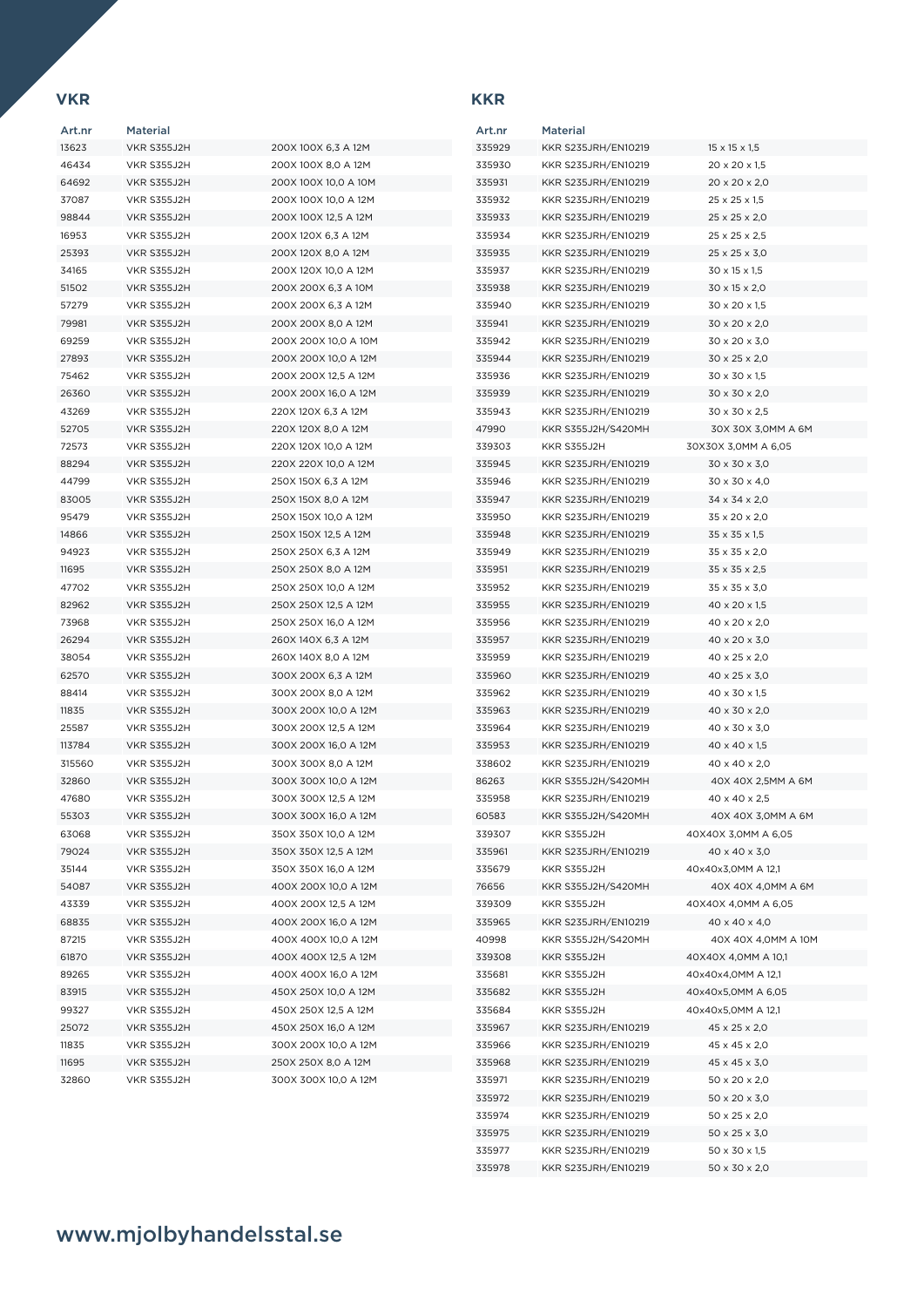## VKR

| Art.nr | Material | |
|---|---|---|
| 13623 | VKR S355J2H | 200X 100X 6,3 A 12M |
| 46434 | VKR S355J2H | 200X 100X 8,0 A 12M |
| 64692 | VKR S355J2H | 200X 100X 10,0 A 10M |
| 37087 | VKR S355J2H | 200X 100X 10,0 A 12M |
| 98844 | VKR S355J2H | 200X 100X 12,5 A 12M |
| 16953 | VKR S355J2H | 200X 120X 6,3 A 12M |
| 25393 | VKR S355J2H | 200X 120X 8,0 A 12M |
| 34165 | VKR S355J2H | 200X 120X 10,0 A 12M |
| 51502 | VKR S355J2H | 200X 200X 6,3 A 10M |
| 57279 | VKR S355J2H | 200X 200X 6,3 A 12M |
| 79981 | VKR S355J2H | 200X 200X 8,0 A 12M |
| 69259 | VKR S355J2H | 200X 200X 10,0 A 10M |
| 27893 | VKR S355J2H | 200X 200X 10,0 A 12M |
| 75462 | VKR S355J2H | 200X 200X 12,5 A 12M |
| 26360 | VKR S355J2H | 200X 200X 16,0 A 12M |
| 43269 | VKR S355J2H | 220X 120X 6,3 A 12M |
| 52705 | VKR S355J2H | 220X 120X 8,0 A 12M |
| 72573 | VKR S355J2H | 220X 120X 10,0 A 12M |
| 88294 | VKR S355J2H | 220X 220X 10,0 A 12M |
| 44799 | VKR S355J2H | 250X 150X 6,3 A 12M |
| 83005 | VKR S355J2H | 250X 150X 8,0 A 12M |
| 95479 | VKR S355J2H | 250X 150X 10,0 A 12M |
| 14866 | VKR S355J2H | 250X 150X 12,5 A 12M |
| 94923 | VKR S355J2H | 250X 250X 6,3 A 12M |
| 11695 | VKR S355J2H | 250X 250X 8,0 A 12M |
| 47702 | VKR S355J2H | 250X 250X 10,0 A 12M |
| 82962 | VKR S355J2H | 250X 250X 12,5 A 12M |
| 73968 | VKR S355J2H | 250X 250X 16,0 A 12M |
| 26294 | VKR S355J2H | 260X 140X 6,3 A 12M |
| 38054 | VKR S355J2H | 260X 140X 8,0 A 12M |
| 62570 | VKR S355J2H | 300X 200X 6,3 A 12M |
| 88414 | VKR S355J2H | 300X 200X 8,0 A 12M |
| 11835 | VKR S355J2H | 300X 200X 10,0 A 12M |
| 25587 | VKR S355J2H | 300X 200X 12,5 A 12M |
| 113784 | VKR S355J2H | 300X 200X 16,0 A 12M |
| 315560 | VKR S355J2H | 300X 300X 8,0 A 12M |
| 32860 | VKR S355J2H | 300X 300X 10,0 A 12M |
| 47680 | VKR S355J2H | 300X 300X 12,5 A 12M |
| 55303 | VKR S355J2H | 300X 300X 16,0 A 12M |
| 63068 | VKR S355J2H | 350X 350X 10,0 A 12M |
| 79024 | VKR S355J2H | 350X 350X 12,5 A 12M |
| 35144 | VKR S355J2H | 350X 350X 16,0 A 12M |
| 54087 | VKR S355J2H | 400X 200X 10,0 A 12M |
| 43339 | VKR S355J2H | 400X 200X 12,5 A 12M |
| 68835 | VKR S355J2H | 400X 200X 16,0 A 12M |
| 87215 | VKR S355J2H | 400X 400X 10,0 A 12M |
| 61870 | VKR S355J2H | 400X 400X 12,5 A 12M |
| 89265 | VKR S355J2H | 400X 400X 16,0 A 12M |
| 83915 | VKR S355J2H | 450X 250X 10,0 A 12M |
| 99327 | VKR S355J2H | 450X 250X 12,5 A 12M |
| 25072 | VKR S355J2H | 450X 250X 16,0 A 12M |
| 11835 | VKR S355J2H | 300X 200X 10,0 A 12M |
| 11695 | VKR S355J2H | 250X 250X 8,0 A 12M |
| 32860 | VKR S355J2H | 300X 300X 10,0 A 12M |

## KKR

| Art.nr | Material | |
|---|---|---|
| 335929 | KKR S235JRH/EN10219 | 15 x 15 x 1,5 |
| 335930 | KKR S235JRH/EN10219 | 20 x 20 x 1,5 |
| 335931 | KKR S235JRH/EN10219 | 20 x 20 x 2,0 |
| 335932 | KKR S235JRH/EN10219 | 25 x 25 x 1,5 |
| 335933 | KKR S235JRH/EN10219 | 25 x 25 x 2,0 |
| 335934 | KKR S235JRH/EN10219 | 25 x 25 x 2,5 |
| 335935 | KKR S235JRH/EN10219 | 25 x 25 x 3,0 |
| 335937 | KKR S235JRH/EN10219 | 30 x 15 x 1,5 |
| 335938 | KKR S235JRH/EN10219 | 30 x 15 x 2,0 |
| 335940 | KKR S235JRH/EN10219 | 30 x 20 x 1,5 |
| 335941 | KKR S235JRH/EN10219 | 30 x 20 x 2,0 |
| 335942 | KKR S235JRH/EN10219 | 30 x 20 x 3,0 |
| 335944 | KKR S235JRH/EN10219 | 30 x 25 x 2,0 |
| 335936 | KKR S235JRH/EN10219 | 30 x 30 x 1,5 |
| 335939 | KKR S235JRH/EN10219 | 30 x 30 x 2,0 |
| 335943 | KKR S235JRH/EN10219 | 30 x 30 x 2,5 |
| 47990 | KKR S355J2H/S420MH | 30X 30X 3,0MM A 6M |
| 339303 | KKR S355J2H | 30X30X 3,0MM A 6,05 |
| 335945 | KKR S235JRH/EN10219 | 30 x 30 x 3,0 |
| 335946 | KKR S235JRH/EN10219 | 30 x 30 x 4,0 |
| 335947 | KKR S235JRH/EN10219 | 34 x 34 x 2,0 |
| 335950 | KKR S235JRH/EN10219 | 35 x 20 x 2,0 |
| 335948 | KKR S235JRH/EN10219 | 35 x 35 x 1,5 |
| 335949 | KKR S235JRH/EN10219 | 35 x 35 x 2,0 |
| 335951 | KKR S235JRH/EN10219 | 35 x 35 x 2,5 |
| 335952 | KKR S235JRH/EN10219 | 35 x 35 x 3,0 |
| 335955 | KKR S235JRH/EN10219 | 40 x 20 x 1,5 |
| 335956 | KKR S235JRH/EN10219 | 40 x 20 x 2,0 |
| 335957 | KKR S235JRH/EN10219 | 40 x 20 x 3,0 |
| 335959 | KKR S235JRH/EN10219 | 40 x 25 x 2,0 |
| 335960 | KKR S235JRH/EN10219 | 40 x 25 x 3,0 |
| 335962 | KKR S235JRH/EN10219 | 40 x 30 x 1,5 |
| 335963 | KKR S235JRH/EN10219 | 40 x 30 x 2,0 |
| 335964 | KKR S235JRH/EN10219 | 40 x 30 x 3,0 |
| 335953 | KKR S235JRH/EN10219 | 40 x 40 x 1,5 |
| 338602 | KKR S235JRH/EN10219 | 40 x 40 x 2,0 |
| 86263 | KKR S355J2H/S420MH | 40X 40X 2,5MM A 6M |
| 335958 | KKR S235JRH/EN10219 | 40 x 40 x 2,5 |
| 60583 | KKR S355J2H/S420MH | 40X 40X 3,0MM A 6M |
| 339307 | KKR S355J2H | 40X40X 3,0MM A 6,05 |
| 335961 | KKR S235JRH/EN10219 | 40 x 40 x 3,0 |
| 335679 | KKR S355J2H | 40x40x3,0MM A 12,1 |
| 76656 | KKR S355J2H/S420MH | 40X 40X 4,0MM A 6M |
| 339309 | KKR S355J2H | 40X40X 4,0MM A 6,05 |
| 335965 | KKR S235JRH/EN10219 | 40 x 40 x 4,0 |
| 40998 | KKR S355J2H/S420MH | 40X 40X 4,0MM A 10M |
| 339308 | KKR S355J2H | 40X40X 4,0MM A 10,1 |
| 335681 | KKR S355J2H | 40x40x4,0MM A 12,1 |
| 335682 | KKR S355J2H | 40x40x5,0MM A 6,05 |
| 335684 | KKR S355J2H | 40x40x5,0MM A 12,1 |
| 335967 | KKR S235JRH/EN10219 | 45 x 25 x 2,0 |
| 335966 | KKR S235JRH/EN10219 | 45 x 45 x 2,0 |
| 335968 | KKR S235JRH/EN10219 | 45 x 45 x 3,0 |
| 335971 | KKR S235JRH/EN10219 | 50 x 20 x 2,0 |
| 335972 | KKR S235JRH/EN10219 | 50 x 20 x 3,0 |
| 335974 | KKR S235JRH/EN10219 | 50 x 25 x 2,0 |
| 335975 | KKR S235JRH/EN10219 | 50 x 25 x 3,0 |
| 335977 | KKR S235JRH/EN10219 | 50 x 30 x 1,5 |
| 335978 | KKR S235JRH/EN10219 | 50 x 30 x 2,0 |

www.mjolbyhandelsstal.se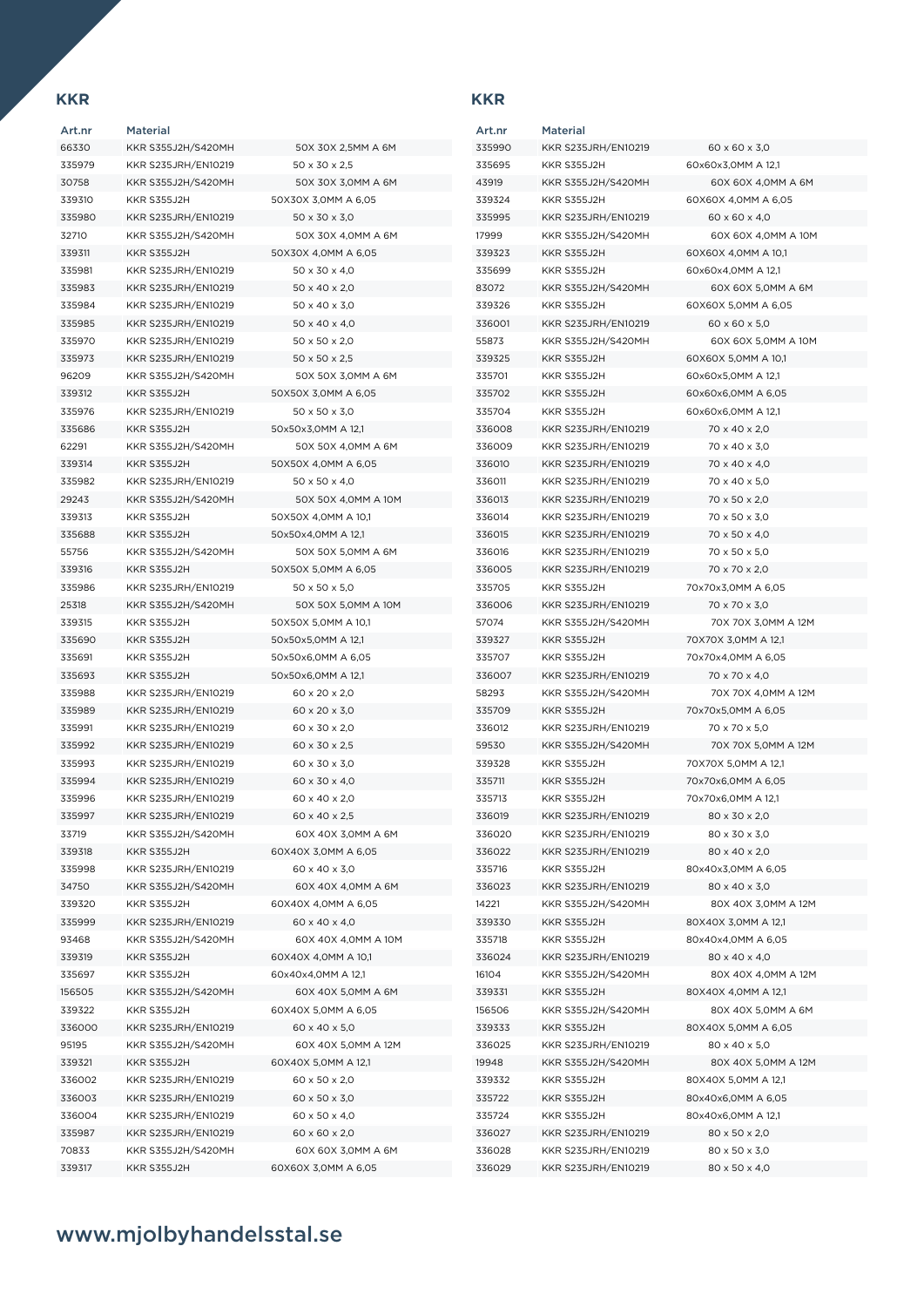## KKR

| Art.nr | Material | |
|---|---|---|
| 66330 | KKR S355J2H/S420MH | 50X 30X 2,5MM A 6M |
| 335979 | KKR S235JRH/EN10219 | 50 x 30 x 2,5 |
| 30758 | KKR S355J2H/S420MH | 50X 30X 3,0MM A 6M |
| 339310 | KKR S355J2H | 50X30X 3,0MM A 6,05 |
| 335980 | KKR S235JRH/EN10219 | 50 x 30 x 3,0 |
| 32710 | KKR S355J2H/S420MH | 50X 30X 4,0MM A 6M |
| 339311 | KKR S355J2H | 50X30X 4,0MM A 6,05 |
| 335981 | KKR S235JRH/EN10219 | 50 x 30 x 4,0 |
| 335983 | KKR S235JRH/EN10219 | 50 x 40 x 2,0 |
| 335984 | KKR S235JRH/EN10219 | 50 x 40 x 3,0 |
| 335985 | KKR S235JRH/EN10219 | 50 x 40 x 4,0 |
| 335970 | KKR S235JRH/EN10219 | 50 x 50 x 2,0 |
| 335973 | KKR S235JRH/EN10219 | 50 x 50 x 2,5 |
| 96209 | KKR S355J2H/S420MH | 50X 50X 3,0MM A 6M |
| 339312 | KKR S355J2H | 50X50X 3,0MM A 6,05 |
| 335976 | KKR S235JRH/EN10219 | 50 x 50 x 3,0 |
| 335686 | KKR S355J2H | 50x50x3,0MM A 12,1 |
| 62291 | KKR S355J2H/S420MH | 50X 50X 4,0MM A 6M |
| 339314 | KKR S355J2H | 50X50X 4,0MM A 6,05 |
| 335982 | KKR S235JRH/EN10219 | 50 x 50 x 4,0 |
| 29243 | KKR S355J2H/S420MH | 50X 50X 4,0MM A 10M |
| 339313 | KKR S355J2H | 50X50X 4,0MM A 10,1 |
| 335688 | KKR S355J2H | 50x50x4,0MM A 12,1 |
| 55756 | KKR S355J2H/S420MH | 50X 50X 5,0MM A 6M |
| 339316 | KKR S355J2H | 50X50X 5,0MM A 6,05 |
| 335986 | KKR S235JRH/EN10219 | 50 x 50 x 5,0 |
| 25318 | KKR S355J2H/S420MH | 50X 50X 5,0MM A 10M |
| 339315 | KKR S355J2H | 50X50X 5,0MM A 10,1 |
| 335690 | KKR S355J2H | 50x50x5,0MM A 12,1 |
| 335691 | KKR S355J2H | 50x50x6,0MM A 6,05 |
| 335693 | KKR S355J2H | 50x50x6,0MM A 12,1 |
| 335988 | KKR S235JRH/EN10219 | 60 x 20 x 2,0 |
| 335989 | KKR S235JRH/EN10219 | 60 x 20 x 3,0 |
| 335991 | KKR S235JRH/EN10219 | 60 x 30 x 2,0 |
| 335992 | KKR S235JRH/EN10219 | 60 x 30 x 2,5 |
| 335993 | KKR S235JRH/EN10219 | 60 x 30 x 3,0 |
| 335994 | KKR S235JRH/EN10219 | 60 x 30 x 4,0 |
| 335996 | KKR S235JRH/EN10219 | 60 x 40 x 2,0 |
| 335997 | KKR S235JRH/EN10219 | 60 x 40 x 2,5 |
| 33719 | KKR S355J2H/S420MH | 60X 40X 3,0MM A 6M |
| 339318 | KKR S355J2H | 60X40X 3,0MM A 6,05 |
| 335998 | KKR S235JRH/EN10219 | 60 x 40 x 3,0 |
| 34750 | KKR S355J2H/S420MH | 60X 40X 4,0MM A 6M |
| 339320 | KKR S355J2H | 60X40X 4,0MM A 6,05 |
| 335999 | KKR S235JRH/EN10219 | 60 x 40 x 4,0 |
| 93468 | KKR S355J2H/S420MH | 60X 40X 4,0MM A 10M |
| 339319 | KKR S355J2H | 60X40X 4,0MM A 10,1 |
| 335697 | KKR S355J2H | 60x40x4,0MM A 12,1 |
| 156505 | KKR S355J2H/S420MH | 60X 40X 5,0MM A 6M |
| 339322 | KKR S355J2H | 60X40X 5,0MM A 6,05 |
| 336000 | KKR S235JRH/EN10219 | 60 x 40 x 5,0 |
| 95195 | KKR S355J2H/S420MH | 60X 40X 5,0MM A 12M |
| 339321 | KKR S355J2H | 60X40X 5,0MM A 12,1 |
| 336002 | KKR S235JRH/EN10219 | 60 x 50 x 2,0 |
| 336003 | KKR S235JRH/EN10219 | 60 x 50 x 3,0 |
| 336004 | KKR S235JRH/EN10219 | 60 x 50 x 4,0 |
| 335987 | KKR S235JRH/EN10219 | 60 x 60 x 2,0 |
| 70833 | KKR S355J2H/S420MH | 60X 60X 3,0MM A 6M |
| 339317 | KKR S355J2H | 60X60X 3,0MM A 6,05 |

## KKR

| Art.nr | Material | |
|---|---|---|
| 335990 | KKR S235JRH/EN10219 | 60 x 60 x 3,0 |
| 335695 | KKR S355J2H | 60x60x3,0MM A 12,1 |
| 43919 | KKR S355J2H/S420MH | 60X 60X 4,0MM A 6M |
| 339324 | KKR S355J2H | 60X60X 4,0MM A 6,05 |
| 335995 | KKR S235JRH/EN10219 | 60 x 60 x 4,0 |
| 17999 | KKR S355J2H/S420MH | 60X 60X 4,0MM A 10M |
| 339323 | KKR S355J2H | 60X60X 4,0MM A 10,1 |
| 335699 | KKR S355J2H | 60x60x4,0MM A 12,1 |
| 83072 | KKR S355J2H/S420MH | 60X 60X 5,0MM A 6M |
| 339326 | KKR S355J2H | 60X60X 5,0MM A 6,05 |
| 336001 | KKR S235JRH/EN10219 | 60 x 60 x 5,0 |
| 55873 | KKR S355J2H/S420MH | 60X 60X 5,0MM A 10M |
| 339325 | KKR S355J2H | 60X60X 5,0MM A 10,1 |
| 335701 | KKR S355J2H | 60x60x5,0MM A 12,1 |
| 335702 | KKR S355J2H | 60x60x6,0MM A 6,05 |
| 335704 | KKR S355J2H | 60x60x6,0MM A 12,1 |
| 336008 | KKR S235JRH/EN10219 | 70 x 40 x 2,0 |
| 336009 | KKR S235JRH/EN10219 | 70 x 40 x 3,0 |
| 336010 | KKR S235JRH/EN10219 | 70 x 40 x 4,0 |
| 336011 | KKR S235JRH/EN10219 | 70 x 40 x 5,0 |
| 336013 | KKR S235JRH/EN10219 | 70 x 50 x 2,0 |
| 336014 | KKR S235JRH/EN10219 | 70 x 50 x 3,0 |
| 336015 | KKR S235JRH/EN10219 | 70 x 50 x 4,0 |
| 336016 | KKR S235JRH/EN10219 | 70 x 50 x 5,0 |
| 336005 | KKR S235JRH/EN10219 | 70 x 70 x 2,0 |
| 335705 | KKR S355J2H | 70x70x3,0MM A 6,05 |
| 336006 | KKR S235JRH/EN10219 | 70 x 70 x 3,0 |
| 57074 | KKR S355J2H/S420MH | 70X 70X 3,0MM A 12M |
| 339327 | KKR S355J2H | 70X70X 3,0MM A 12,1 |
| 335707 | KKR S355J2H | 70x70x4,0MM A 6,05 |
| 336007 | KKR S235JRH/EN10219 | 70 x 70 x 4,0 |
| 58293 | KKR S355J2H/S420MH | 70X 70X 4,0MM A 12M |
| 335709 | KKR S355J2H | 70x70x5,0MM A 6,05 |
| 336012 | KKR S235JRH/EN10219 | 70 x 70 x 5,0 |
| 59530 | KKR S355J2H/S420MH | 70X 70X 5,0MM A 12M |
| 339328 | KKR S355J2H | 70X70X 5,0MM A 12,1 |
| 335711 | KKR S355J2H | 70x70x6,0MM A 6,05 |
| 335713 | KKR S355J2H | 70x70x6,0MM A 12,1 |
| 336019 | KKR S235JRH/EN10219 | 80 x 30 x 2,0 |
| 336020 | KKR S235JRH/EN10219 | 80 x 30 x 3,0 |
| 336022 | KKR S235JRH/EN10219 | 80 x 40 x 2,0 |
| 335716 | KKR S355J2H | 80x40x3,0MM A 6,05 |
| 336023 | KKR S235JRH/EN10219 | 80 x 40 x 3,0 |
| 14221 | KKR S355J2H/S420MH | 80X 40X 3,0MM A 12M |
| 339330 | KKR S355J2H | 80X40X 3,0MM A 12,1 |
| 335718 | KKR S355J2H | 80x40x4,0MM A 6,05 |
| 336024 | KKR S235JRH/EN10219 | 80 x 40 x 4,0 |
| 16104 | KKR S355J2H/S420MH | 80X 40X 4,0MM A 12M |
| 339331 | KKR S355J2H | 80X40X 4,0MM A 12,1 |
| 156506 | KKR S355J2H/S420MH | 80X 40X 5,0MM A 6M |
| 339333 | KKR S355J2H | 80X40X 5,0MM A 6,05 |
| 336025 | KKR S235JRH/EN10219 | 80 x 40 x 5,0 |
| 19948 | KKR S355J2H/S420MH | 80X 40X 5,0MM A 12M |
| 339332 | KKR S355J2H | 80X40X 5,0MM A 12,1 |
| 335722 | KKR S355J2H | 80x40x6,0MM A 6,05 |
| 335724 | KKR S355J2H | 80x40x6,0MM A 12,1 |
| 336027 | KKR S235JRH/EN10219 | 80 x 50 x 2,0 |
| 336028 | KKR S235JRH/EN10219 | 80 x 50 x 3,0 |
| 336029 | KKR S235JRH/EN10219 | 80 x 50 x 4,0 |

www.mjolbyhandelsstal.se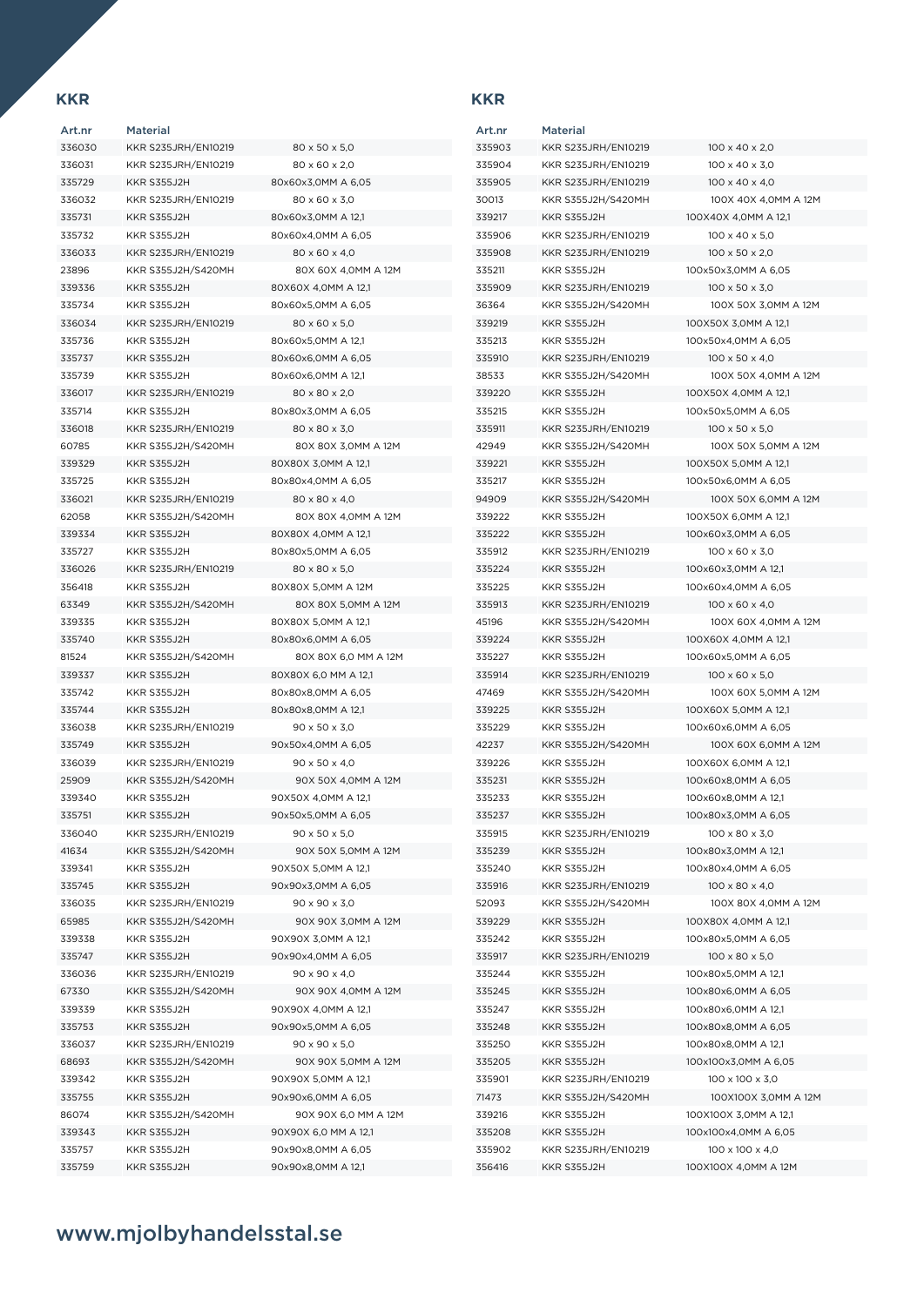## KKR

| Art.nr | Material | |
|---|---|---|
| 336030 | KKR S235JRH/EN10219 | 80 x 50 x 5,0 |
| 336031 | KKR S235JRH/EN10219 | 80 x 60 x 2,0 |
| 335729 | KKR S355J2H | 80x60x3,0MM A 6,05 |
| 336032 | KKR S235JRH/EN10219 | 80 x 60 x 3,0 |
| 335731 | KKR S355J2H | 80x60x3,0MM A 12,1 |
| 335732 | KKR S355J2H | 80x60x4,0MM A 6,05 |
| 336033 | KKR S235JRH/EN10219 | 80 x 60 x 4,0 |
| 23896 | KKR S355J2H/S420MH | 80X 60X 4,0MM A 12M |
| 339336 | KKR S355J2H | 80X60X 4,0MM A 12,1 |
| 335734 | KKR S355J2H | 80x60x5,0MM A 6,05 |
| 336034 | KKR S235JRH/EN10219 | 80 x 60 x 5,0 |
| 335736 | KKR S355J2H | 80x60x5,0MM A 12,1 |
| 335737 | KKR S355J2H | 80x60x6,0MM A 6,05 |
| 335739 | KKR S355J2H | 80x60x6,0MM A 12,1 |
| 336017 | KKR S235JRH/EN10219 | 80 x 80 x 2,0 |
| 335714 | KKR S355J2H | 80x80x3,0MM A 6,05 |
| 336018 | KKR S235JRH/EN10219 | 80 x 80 x 3,0 |
| 60785 | KKR S355J2H/S420MH | 80X 80X 3,0MM A 12M |
| 339329 | KKR S355J2H | 80X80X 3,0MM A 12,1 |
| 335725 | KKR S355J2H | 80x80x4,0MM A 6,05 |
| 336021 | KKR S235JRH/EN10219 | 80 x 80 x 4,0 |
| 62058 | KKR S355J2H/S420MH | 80X 80X 4,0MM A 12M |
| 339334 | KKR S355J2H | 80X80X 4,0MM A 12,1 |
| 335727 | KKR S355J2H | 80x80x5,0MM A 6,05 |
| 336026 | KKR S235JRH/EN10219 | 80 x 80 x 5,0 |
| 356418 | KKR S355J2H | 80X80X 5,0MM A 12M |
| 63349 | KKR S355J2H/S420MH | 80X 80X 5,0MM A 12M |
| 339335 | KKR S355J2H | 80X80X 5,0MM A 12,1 |
| 335740 | KKR S355J2H | 80x80x6,0MM A 6,05 |
| 81524 | KKR S355J2H/S420MH | 80X 80X 6,0 MM A 12M |
| 339337 | KKR S355J2H | 80X80X 6,0 MM A 12,1 |
| 335742 | KKR S355J2H | 80x80x8,0MM A 6,05 |
| 335744 | KKR S355J2H | 80x80x8,0MM A 12,1 |
| 336038 | KKR S235JRH/EN10219 | 90 x 50 x 3,0 |
| 335749 | KKR S355J2H | 90x50x4,0MM A 6,05 |
| 336039 | KKR S235JRH/EN10219 | 90 x 50 x 4,0 |
| 25909 | KKR S355J2H/S420MH | 90X 50X 4,0MM A 12M |
| 339340 | KKR S355J2H | 90X50X 4,0MM A 12,1 |
| 335751 | KKR S355J2H | 90x50x5,0MM A 6,05 |
| 336040 | KKR S235JRH/EN10219 | 90 x 50 x 5,0 |
| 41634 | KKR S355J2H/S420MH | 90X 50X 5,0MM A 12M |
| 339341 | KKR S355J2H | 90X50X 5,0MM A 12,1 |
| 335745 | KKR S355J2H | 90x90x3,0MM A 6,05 |
| 336035 | KKR S235JRH/EN10219 | 90 x 90 x 3,0 |
| 65985 | KKR S355J2H/S420MH | 90X 90X 3,0MM A 12M |
| 339338 | KKR S355J2H | 90X90X 3,0MM A 12,1 |
| 335747 | KKR S355J2H | 90x90x4,0MM A 6,05 |
| 336036 | KKR S235JRH/EN10219 | 90 x 90 x 4,0 |
| 67330 | KKR S355J2H/S420MH | 90X 90X 4,0MM A 12M |
| 339339 | KKR S355J2H | 90X90X 4,0MM A 12,1 |
| 335753 | KKR S355J2H | 90x90x5,0MM A 6,05 |
| 336037 | KKR S235JRH/EN10219 | 90 x 90 x 5,0 |
| 68693 | KKR S355J2H/S420MH | 90X 90X 5,0MM A 12M |
| 339342 | KKR S355J2H | 90X90X 5,0MM A 12,1 |
| 335755 | KKR S355J2H | 90x90x6,0MM A 6,05 |
| 86074 | KKR S355J2H/S420MH | 90X 90X 6,0 MM A 12M |
| 339343 | KKR S355J2H | 90X90X 6,0 MM A 12,1 |
| 335757 | KKR S355J2H | 90x90x8,0MM A 6,05 |
| 335759 | KKR S355J2H | 90x90x8,0MM A 12,1 |

## KKR

| Art.nr | Material | |
|---|---|---|
| 335903 | KKR S235JRH/EN10219 | 100 x 40 x 2,0 |
| 335904 | KKR S235JRH/EN10219 | 100 x 40 x 3,0 |
| 335905 | KKR S235JRH/EN10219 | 100 x 40 x 4,0 |
| 30013 | KKR S355J2H/S420MH | 100X 40X 4,0MM A 12M |
| 339217 | KKR S355J2H | 100X40X 4,0MM A 12,1 |
| 335906 | KKR S235JRH/EN10219 | 100 x 40 x 5,0 |
| 335908 | KKR S235JRH/EN10219 | 100 x 50 x 2,0 |
| 335211 | KKR S355J2H | 100x50x3,0MM A 6,05 |
| 335909 | KKR S235JRH/EN10219 | 100 x 50 x 3,0 |
| 36364 | KKR S355J2H/S420MH | 100X 50X 3,0MM A 12M |
| 339219 | KKR S355J2H | 100X50X 3,0MM A 12,1 |
| 335213 | KKR S355J2H | 100x50x4,0MM A 6,05 |
| 335910 | KKR S235JRH/EN10219 | 100 x 50 x 4,0 |
| 38533 | KKR S355J2H/S420MH | 100X 50X 4,0MM A 12M |
| 339220 | KKR S355J2H | 100X50X 4,0MM A 12,1 |
| 335215 | KKR S355J2H | 100x50x5,0MM A 6,05 |
| 335911 | KKR S235JRH/EN10219 | 100 x 50 x 5,0 |
| 42949 | KKR S355J2H/S420MH | 100X 50X 5,0MM A 12M |
| 339221 | KKR S355J2H | 100X50X 5,0MM A 12,1 |
| 335217 | KKR S355J2H | 100x50x6,0MM A 6,05 |
| 94909 | KKR S355J2H/S420MH | 100X 50X 6,0MM A 12M |
| 339222 | KKR S355J2H | 100X50X 6,0MM A 12,1 |
| 335222 | KKR S355J2H | 100x60x3,0MM A 6,05 |
| 335912 | KKR S235JRH/EN10219 | 100 x 60 x 3,0 |
| 335224 | KKR S355J2H | 100x60x3,0MM A 12,1 |
| 335225 | KKR S355J2H | 100x60x4,0MM A 6,05 |
| 335913 | KKR S235JRH/EN10219 | 100 x 60 x 4,0 |
| 45196 | KKR S355J2H/S420MH | 100X 60X 4,0MM A 12M |
| 339224 | KKR S355J2H | 100X60X 4,0MM A 12,1 |
| 335227 | KKR S355J2H | 100x60x5,0MM A 6,05 |
| 335914 | KKR S235JRH/EN10219 | 100 x 60 x 5,0 |
| 47469 | KKR S355J2H/S420MH | 100X 60X 5,0MM A 12M |
| 339225 | KKR S355J2H | 100X60X 5,0MM A 12,1 |
| 335229 | KKR S355J2H | 100x60x6,0MM A 6,05 |
| 42237 | KKR S355J2H/S420MH | 100X 60X 6,0MM A 12M |
| 339226 | KKR S355J2H | 100X60X 6,0MM A 12,1 |
| 335231 | KKR S355J2H | 100x60x8,0MM A 6,05 |
| 335233 | KKR S355J2H | 100x60x8,0MM A 12,1 |
| 335237 | KKR S355J2H | 100x80x3,0MM A 6,05 |
| 335915 | KKR S235JRH/EN10219 | 100 x 80 x 3,0 |
| 335239 | KKR S355J2H | 100x80x3,0MM A 12,1 |
| 335240 | KKR S355J2H | 100x80x4,0MM A 6,05 |
| 335916 | KKR S235JRH/EN10219 | 100 x 80 x 4,0 |
| 52093 | KKR S355J2H/S420MH | 100X 80X 4,0MM A 12M |
| 339229 | KKR S355J2H | 100X80X 4,0MM A 12,1 |
| 335242 | KKR S355J2H | 100x80x5,0MM A 6,05 |
| 335917 | KKR S235JRH/EN10219 | 100 x 80 x 5,0 |
| 335244 | KKR S355J2H | 100x80x5,0MM A 12,1 |
| 335245 | KKR S355J2H | 100x80x6,0MM A 6,05 |
| 335247 | KKR S355J2H | 100x80x6,0MM A 12,1 |
| 335248 | KKR S355J2H | 100x80x8,0MM A 6,05 |
| 335250 | KKR S355J2H | 100x80x8,0MM A 12,1 |
| 335205 | KKR S355J2H | 100x100x3,0MM A 6,05 |
| 335901 | KKR S235JRH/EN10219 | 100 x 100 x 3,0 |
| 71473 | KKR S355J2H/S420MH | 100X100X 3,0MM A 12M |
| 339216 | KKR S355J2H | 100X100X 3,0MM A 12,1 |
| 335208 | KKR S355J2H | 100x100x4,0MM A 6,05 |
| 335902 | KKR S235JRH/EN10219 | 100 x 100 x 4,0 |
| 356416 | KKR S355J2H | 100X100X 4,0MM A 12M |

www.mjolbyhandelsstal.se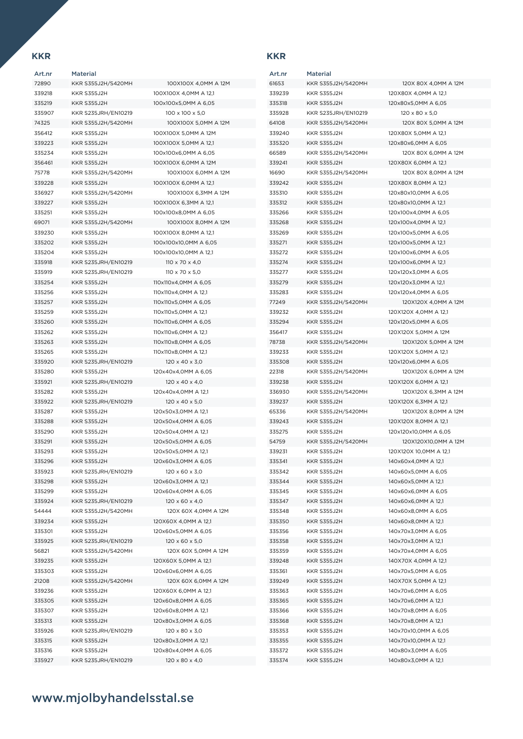## KKR

| Art.nr | Material | |
|---|---|---|
| 72890 | KKR S355J2H/S420MH | 100X100X 4,0MM A 12M |
| 339218 | KKR S355J2H | 100X100X 4,0MM A 12,1 |
| 335219 | KKR S355J2H | 100x100x5,0MM A 6,05 |
| 335907 | KKR S235JRH/EN10219 | 100 x 100 x 5,0 |
| 74325 | KKR S355J2H/S420MH | 100X100X 5,0MM A 12M |
| 356412 | KKR S355J2H | 100X100X 5,0MM A 12M |
| 339223 | KKR S355J2H | 100X100X 5,0MM A 12,1 |
| 335234 | KKR S355J2H | 100x100x6,0MM A 6,05 |
| 356461 | KKR S355J2H | 100X100X 6,0MM A 12M |
| 75778 | KKR S355J2H/S420MH | 100X100X 6,0MM A 12M |
| 339228 | KKR S355J2H | 100X100X 6,0MM A 12,1 |
| 336927 | KKR S355J2H/S420MH | 100X100X 6,3MM A 12M |
| 339227 | KKR S355J2H | 100X100X 6,3MM A 12,1 |
| 335251 | KKR S355J2H | 100x100x8,0MM A 6,05 |
| 69071 | KKR S355J2H/S420MH | 100X100X 8,0MM A 12M |
| 339230 | KKR S355J2H | 100X100X 8,0MM A 12,1 |
| 335202 | KKR S355J2H | 100x100x10,0MM A 6,05 |
| 335204 | KKR S355J2H | 100x100x10,0MM A 12,1 |
| 335918 | KKR S235JRH/EN10219 | 110 x 70 x 4,0 |
| 335919 | KKR S235JRH/EN10219 | 110 x 70 x 5,0 |
| 335254 | KKR S355J2H | 110x110x4,0MM A 6,05 |
| 335256 | KKR S355J2H | 110x110x4,0MM A 12,1 |
| 335257 | KKR S355J2H | 110x110x5,0MM A 6,05 |
| 335259 | KKR S355J2H | 110x110x5,0MM A 12,1 |
| 335260 | KKR S355J2H | 110x110x6,0MM A 6,05 |
| 335262 | KKR S355J2H | 110x110x6,0MM A 12,1 |
| 335263 | KKR S355J2H | 110x110x8,0MM A 6,05 |
| 335265 | KKR S355J2H | 110x110x8,0MM A 12,1 |
| 335920 | KKR S235JRH/EN10219 | 120 x 40 x 3,0 |
| 335280 | KKR S355J2H | 120x40x4,0MM A 6,05 |
| 335921 | KKR S235JRH/EN10219 | 120 x 40 x 4,0 |
| 335282 | KKR S355J2H | 120x40x4,0MM A 12,1 |
| 335922 | KKR S235JRH/EN10219 | 120 x 40 x 5,0 |
| 335287 | KKR S355J2H | 120x50x3,0MM A 12,1 |
| 335288 | KKR S355J2H | 120x50x4,0MM A 6,05 |
| 335290 | KKR S355J2H | 120x50x4,0MM A 12,1 |
| 335291 | KKR S355J2H | 120x50x5,0MM A 6,05 |
| 335293 | KKR S355J2H | 120x50x5,0MM A 12,1 |
| 335296 | KKR S355J2H | 120x60x3,0MM A 6,05 |
| 335923 | KKR S235JRH/EN10219 | 120 x 60 x 3,0 |
| 335298 | KKR S355J2H | 120x60x3,0MM A 12,1 |
| 335299 | KKR S355J2H | 120x60x4,0MM A 6,05 |
| 335924 | KKR S235JRH/EN10219 | 120 x 60 x 4,0 |
| 54444 | KKR S355J2H/S420MH | 120X 60X 4,0MM A 12M |
| 339234 | KKR S355J2H | 120X60X 4,0MM A 12,1 |
| 335301 | KKR S355J2H | 120x60x5,0MM A 6,05 |
| 335925 | KKR S235JRH/EN10219 | 120 x 60 x 5,0 |
| 56821 | KKR S355J2H/S420MH | 120X 60X 5,0MM A 12M |
| 339235 | KKR S355J2H | 120X60X 5,0MM A 12,1 |
| 335303 | KKR S355J2H | 120x60x6,0MM A 6,05 |
| 21208 | KKR S355J2H/S420MH | 120X 60X 6,0MM A 12M |
| 339236 | KKR S355J2H | 120X60X 6,0MM A 12,1 |
| 335305 | KKR S355J2H | 120x60x8,0MM A 6,05 |
| 335307 | KKR S355J2H | 120x60x8,0MM A 12,1 |
| 335313 | KKR S355J2H | 120x80x3,0MM A 6,05 |
| 335926 | KKR S235JRH/EN10219 | 120 x 80 x 3,0 |
| 335315 | KKR S355J2H | 120x80x3,0MM A 12,1 |
| 335316 | KKR S355J2H | 120x80x4,0MM A 6,05 |
| 335927 | KKR S235JRH/EN10219 | 120 x 80 x 4,0 |

## KKR

| Art.nr | Material | |
|---|---|---|
| 61653 | KKR S355J2H/S420MH | 120X 80X 4,0MM A 12M |
| 339239 | KKR S355J2H | 120X80X 4,0MM A 12,1 |
| 335318 | KKR S355J2H | 120x80x5,0MM A 6,05 |
| 335928 | KKR S235JRH/EN10219 | 120 x 80 x 5,0 |
| 64108 | KKR S355J2H/S420MH | 120X 80X 5,0MM A 12M |
| 339240 | KKR S355J2H | 120X80X 5,0MM A 12,1 |
| 335320 | KKR S355J2H | 120x80x6,0MM A 6,05 |
| 66589 | KKR S355J2H/S420MH | 120X 80X 6,0MM A 12M |
| 339241 | KKR S355J2H | 120X80X 6,0MM A 12,1 |
| 16690 | KKR S355J2H/S420MH | 120X 80X 8,0MM A 12M |
| 339242 | KKR S355J2H | 120X80X 8,0MM A 12,1 |
| 335310 | KKR S355J2H | 120x80x10,0MM A 6,05 |
| 335312 | KKR S355J2H | 120x80x10,0MM A 12,1 |
| 335266 | KKR S355J2H | 120x100x4,0MM A 6,05 |
| 335268 | KKR S355J2H | 120x100x4,0MM A 12,1 |
| 335269 | KKR S355J2H | 120x100x5,0MM A 6,05 |
| 335271 | KKR S355J2H | 120x100x5,0MM A 12,1 |
| 335272 | KKR S355J2H | 120x100x6,0MM A 6,05 |
| 335274 | KKR S355J2H | 120x100x6,0MM A 12,1 |
| 335277 | KKR S355J2H | 120x120x3,0MM A 6,05 |
| 335279 | KKR S355J2H | 120x120x3,0MM A 12,1 |
| 335283 | KKR S355J2H | 120x120x4,0MM A 6,05 |
| 77249 | KKR S355J2H/S420MH | 120X120X 4,0MM A 12M |
| 339232 | KKR S355J2H | 120X120X 4,0MM A 12,1 |
| 335294 | KKR S355J2H | 120x120x5,0MM A 6,05 |
| 356417 | KKR S355J2H | 120X120X 5,0MM A 12M |
| 78738 | KKR S355J2H/S420MH | 120X120X 5,0MM A 12M |
| 339233 | KKR S355J2H | 120X120X 5,0MM A 12,1 |
| 335308 | KKR S355J2H | 120x120x6,0MM A 6,05 |
| 22318 | KKR S355J2H/S420MH | 120X120X 6,0MM A 12M |
| 339238 | KKR S355J2H | 120X120X 6,0MM A 12,1 |
| 336930 | KKR S355J2H/S420MH | 120X120X 6,3MM A 12M |
| 339237 | KKR S355J2H | 120X120X 6,3MM A 12,1 |
| 65336 | KKR S355J2H/S420MH | 120X120X 8,0MM A 12M |
| 339243 | KKR S355J2H | 120X120X 8,0MM A 12,1 |
| 335275 | KKR S355J2H | 120x120x10,0MM A 6,05 |
| 54759 | KKR S355J2H/S420MH | 120X120X10,0MM A 12M |
| 339231 | KKR S355J2H | 120X120X 10,0MM A 12,1 |
| 335341 | KKR S355J2H | 140x60x4,0MM A 12,1 |
| 335342 | KKR S355J2H | 140x60x5,0MM A 6,05 |
| 335344 | KKR S355J2H | 140x60x5,0MM A 12,1 |
| 335345 | KKR S355J2H | 140x60x6,0MM A 6,05 |
| 335347 | KKR S355J2H | 140x60x6,0MM A 12,1 |
| 335348 | KKR S355J2H | 140x60x8,0MM A 6,05 |
| 335350 | KKR S355J2H | 140x60x8,0MM A 12,1 |
| 335356 | KKR S355J2H | 140x70x3,0MM A 6,05 |
| 335358 | KKR S355J2H | 140x70x3,0MM A 12,1 |
| 335359 | KKR S355J2H | 140x70x4,0MM A 6,05 |
| 339248 | KKR S355J2H | 140X70X 4,0MM A 12,1 |
| 335361 | KKR S355J2H | 140x70x5,0MM A 6,05 |
| 339249 | KKR S355J2H | 140X70X 5,0MM A 12,1 |
| 335363 | KKR S355J2H | 140x70x6,0MM A 6,05 |
| 335365 | KKR S355J2H | 140x70x6,0MM A 12,1 |
| 335366 | KKR S355J2H | 140x70x8,0MM A 6,05 |
| 335368 | KKR S355J2H | 140x70x8,0MM A 12,1 |
| 335353 | KKR S355J2H | 140x70x10,0MM A 6,05 |
| 335355 | KKR S355J2H | 140x70x10,0MM A 12,1 |
| 335372 | KKR S355J2H | 140x80x3,0MM A 6,05 |
| 335374 | KKR S355J2H | 140x80x3,0MM A 12,1 |

www.mjolbyhandelsstal.se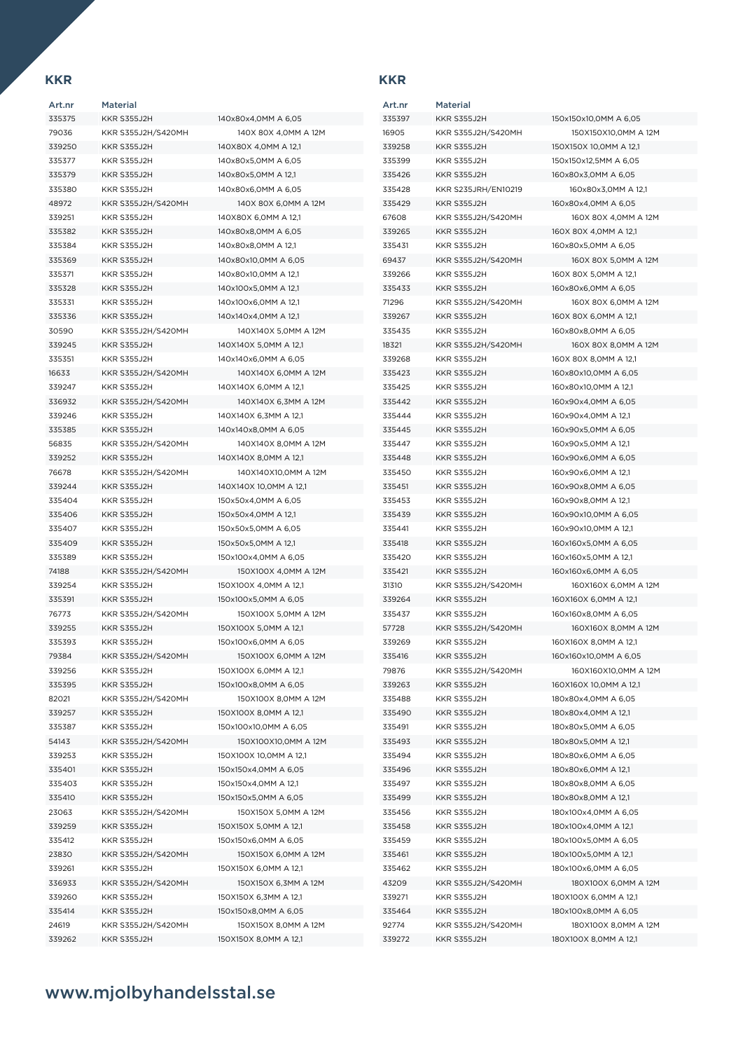## KKR

| Art.nr | Material | |
|---|---|---|
| 335375 | KKR S355J2H | 140x80x4,0MM A 6,05 |
| 79036 | KKR S355J2H/S420MH | 140X 80X 4,0MM A 12M |
| 339250 | KKR S355J2H | 140X80X 4,0MM A 12,1 |
| 335377 | KKR S355J2H | 140x80x5,0MM A 6,05 |
| 335379 | KKR S355J2H | 140x80x5,0MM A 12,1 |
| 335380 | KKR S355J2H | 140x80x6,0MM A 6,05 |
| 48972 | KKR S355J2H/S420MH | 140X 80X 6,0MM A 12M |
| 339251 | KKR S355J2H | 140X80X 6,0MM A 12,1 |
| 335382 | KKR S355J2H | 140x80x8,0MM A 6,05 |
| 335384 | KKR S355J2H | 140x80x8,0MM A 12,1 |
| 335369 | KKR S355J2H | 140x80x10,0MM A 6,05 |
| 335371 | KKR S355J2H | 140x80x10,0MM A 12,1 |
| 335328 | KKR S355J2H | 140x100x5,0MM A 12,1 |
| 335331 | KKR S355J2H | 140x100x6,0MM A 12,1 |
| 335336 | KKR S355J2H | 140x140x4,0MM A 12,1 |
| 30590 | KKR S355J2H/S420MH | 140X140X 5,0MM A 12M |
| 339245 | KKR S355J2H | 140X140X 5,0MM A 12,1 |
| 335351 | KKR S355J2H | 140x140x6,0MM A 6,05 |
| 16633 | KKR S355J2H/S420MH | 140X140X 6,0MM A 12M |
| 339247 | KKR S355J2H | 140X140X 6,0MM A 12,1 |
| 336932 | KKR S355J2H/S420MH | 140X140X 6,3MM A 12M |
| 339246 | KKR S355J2H | 140X140X 6,3MM A 12,1 |
| 335385 | KKR S355J2H | 140x140x8,0MM A 6,05 |
| 56835 | KKR S355J2H/S420MH | 140X140X 8,0MM A 12M |
| 339252 | KKR S355J2H | 140X140X 8,0MM A 12,1 |
| 76678 | KKR S355J2H/S420MH | 140X140X10,0MM A 12M |
| 339244 | KKR S355J2H | 140X140X 10,0MM A 12,1 |
| 335404 | KKR S355J2H | 150x50x4,0MM A 6,05 |
| 335406 | KKR S355J2H | 150x50x4,0MM A 12,1 |
| 335407 | KKR S355J2H | 150x50x5,0MM A 6,05 |
| 335409 | KKR S355J2H | 150x50x5,0MM A 12,1 |
| 335389 | KKR S355J2H | 150x100x4,0MM A 6,05 |
| 74188 | KKR S355J2H/S420MH | 150X100X 4,0MM A 12M |
| 339254 | KKR S355J2H | 150X100X 4,0MM A 12,1 |
| 335391 | KKR S355J2H | 150x100x5,0MM A 6,05 |
| 76773 | KKR S355J2H/S420MH | 150X100X 5,0MM A 12M |
| 339255 | KKR S355J2H | 150X100X 5,0MM A 12,1 |
| 335393 | KKR S355J2H | 150x100x6,0MM A 6,05 |
| 79384 | KKR S355J2H/S420MH | 150X100X 6,0MM A 12M |
| 339256 | KKR S355J2H | 150X100X 6,0MM A 12,1 |
| 335395 | KKR S355J2H | 150x100x8,0MM A 6,05 |
| 82021 | KKR S355J2H/S420MH | 150X100X 8,0MM A 12M |
| 339257 | KKR S355J2H | 150X100X 8,0MM A 12,1 |
| 335387 | KKR S355J2H | 150x100x10,0MM A 6,05 |
| 54143 | KKR S355J2H/S420MH | 150X100X10,0MM A 12M |
| 339253 | KKR S355J2H | 150X100X 10,0MM A 12,1 |
| 335401 | KKR S355J2H | 150x150x4,0MM A 6,05 |
| 335403 | KKR S355J2H | 150x150x4,0MM A 12,1 |
| 335410 | KKR S355J2H | 150x150x5,0MM A 6,05 |
| 23063 | KKR S355J2H/S420MH | 150X150X 5,0MM A 12M |
| 339259 | KKR S355J2H | 150X150X 5,0MM A 12,1 |
| 335412 | KKR S355J2H | 150x150x6,0MM A 6,05 |
| 23830 | KKR S355J2H/S420MH | 150X150X 6,0MM A 12M |
| 339261 | KKR S355J2H | 150X150X 6,0MM A 12,1 |
| 336933 | KKR S355J2H/S420MH | 150X150X 6,3MM A 12M |
| 339260 | KKR S355J2H | 150X150X 6,3MM A 12,1 |
| 335414 | KKR S355J2H | 150x150x8,0MM A 6,05 |
| 24619 | KKR S355J2H/S420MH | 150X150X 8,0MM A 12M |
| 339262 | KKR S355J2H | 150X150X 8,0MM A 12,1 |

## KKR

| Art.nr | Material | |
|---|---|---|
| 335397 | KKR S355J2H | 150x150x10,0MM A 6,05 |
| 16905 | KKR S355J2H/S420MH | 150X150X10,0MM A 12M |
| 339258 | KKR S355J2H | 150X150X 10,0MM A 12,1 |
| 335399 | KKR S355J2H | 150x150x12,5MM A 6,05 |
| 335426 | KKR S355J2H | 160x80x3,0MM A 6,05 |
| 335428 | KKR S235JRH/EN10219 | 160x80x3,0MM A 12,1 |
| 335429 | KKR S355J2H | 160x80x4,0MM A 6,05 |
| 67608 | KKR S355J2H/S420MH | 160X 80X 4,0MM A 12M |
| 339265 | KKR S355J2H | 160X 80X 4,0MM A 12,1 |
| 335431 | KKR S355J2H | 160x80x5,0MM A 6,05 |
| 69437 | KKR S355J2H/S420MH | 160X 80X 5,0MM A 12M |
| 339266 | KKR S355J2H | 160X 80X 5,0MM A 12,1 |
| 335433 | KKR S355J2H | 160x80x6,0MM A 6,05 |
| 71296 | KKR S355J2H/S420MH | 160X 80X 6,0MM A 12M |
| 339267 | KKR S355J2H | 160X 80X 6,0MM A 12,1 |
| 335435 | KKR S355J2H | 160x80x8,0MM A 6,05 |
| 18321 | KKR S355J2H/S420MH | 160X 80X 8,0MM A 12M |
| 339268 | KKR S355J2H | 160X 80X 8,0MM A 12,1 |
| 335423 | KKR S355J2H | 160x80x10,0MM A 6,05 |
| 335425 | KKR S355J2H | 160x80x10,0MM A 12,1 |
| 335442 | KKR S355J2H | 160x90x4,0MM A 6,05 |
| 335444 | KKR S355J2H | 160x90x4,0MM A 12,1 |
| 335445 | KKR S355J2H | 160x90x5,0MM A 6,05 |
| 335447 | KKR S355J2H | 160x90x5,0MM A 12,1 |
| 335448 | KKR S355J2H | 160x90x6,0MM A 6,05 |
| 335450 | KKR S355J2H | 160x90x6,0MM A 12,1 |
| 335451 | KKR S355J2H | 160x90x8,0MM A 6,05 |
| 335453 | KKR S355J2H | 160x90x8,0MM A 12,1 |
| 335439 | KKR S355J2H | 160x90x10,0MM A 6,05 |
| 335441 | KKR S355J2H | 160x90x10,0MM A 12,1 |
| 335418 | KKR S355J2H | 160x160x5,0MM A 6,05 |
| 335420 | KKR S355J2H | 160x160x5,0MM A 12,1 |
| 335421 | KKR S355J2H | 160x160x6,0MM A 6,05 |
| 31310 | KKR S355J2H/S420MH | 160X160X 6,0MM A 12M |
| 339264 | KKR S355J2H | 160X160X 6,0MM A 12,1 |
| 335437 | KKR S355J2H | 160x160x8,0MM A 6,05 |
| 57728 | KKR S355J2H/S420MH | 160X160X 8,0MM A 12M |
| 339269 | KKR S355J2H | 160X160X 8,0MM A 12,1 |
| 335416 | KKR S355J2H | 160x160x10,0MM A 6,05 |
| 79876 | KKR S355J2H/S420MH | 160X160X10,0MM A 12M |
| 339263 | KKR S355J2H | 160X160X 10,0MM A 12,1 |
| 335488 | KKR S355J2H | 180x80x4,0MM A 6,05 |
| 335490 | KKR S355J2H | 180x80x4,0MM A 12,1 |
| 335491 | KKR S355J2H | 180x80x5,0MM A 6,05 |
| 335493 | KKR S355J2H | 180x80x5,0MM A 12,1 |
| 335494 | KKR S355J2H | 180x80x6,0MM A 6,05 |
| 335496 | KKR S355J2H | 180x80x6,0MM A 12,1 |
| 335497 | KKR S355J2H | 180x80x8,0MM A 6,05 |
| 335499 | KKR S355J2H | 180x80x8,0MM A 12,1 |
| 335456 | KKR S355J2H | 180x100x4,0MM A 6,05 |
| 335458 | KKR S355J2H | 180x100x4,0MM A 12,1 |
| 335459 | KKR S355J2H | 180x100x5,0MM A 6,05 |
| 335461 | KKR S355J2H | 180x100x5,0MM A 12,1 |
| 335462 | KKR S355J2H | 180x100x6,0MM A 6,05 |
| 43209 | KKR S355J2H/S420MH | 180X100X 6,0MM A 12M |
| 339271 | KKR S355J2H | 180X100X 6,0MM A 12,1 |
| 335464 | KKR S355J2H | 180x100x8,0MM A 6,05 |
| 92774 | KKR S355J2H/S420MH | 180X100X 8,0MM A 12M |
| 339272 | KKR S355J2H | 180X100X 8,0MM A 12,1 |

www.mjolbyhandelsstal.se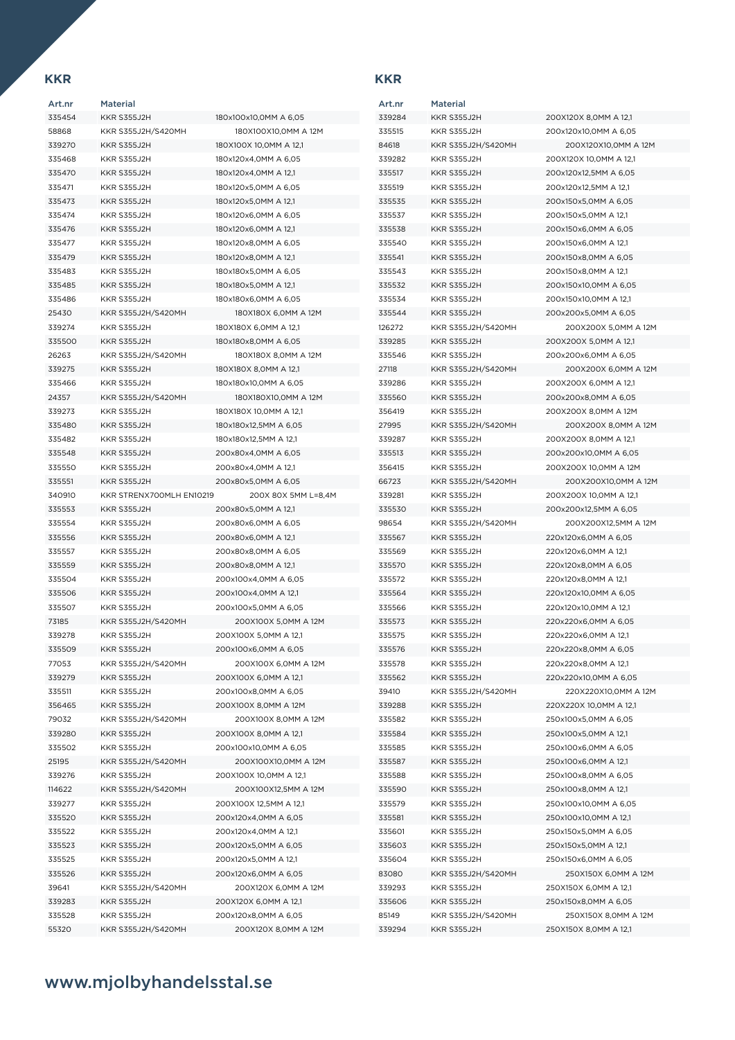## KKR

| Art.nr | Material | |
|---|---|---|
| 335454 | KKR S355J2H | 180x100x10,0MM A 6,05 |
| 58868 | KKR S355J2H/S420MH | 180X100X10,0MM A 12M |
| 339270 | KKR S355J2H | 180X100X 10,0MM A 12,1 |
| 335468 | KKR S355J2H | 180x120x4,0MM A 6,05 |
| 335470 | KKR S355J2H | 180x120x4,0MM A 12,1 |
| 335471 | KKR S355J2H | 180x120x5,0MM A 6,05 |
| 335473 | KKR S355J2H | 180x120x5,0MM A 12,1 |
| 335474 | KKR S355J2H | 180x120x6,0MM A 6,05 |
| 335476 | KKR S355J2H | 180x120x6,0MM A 12,1 |
| 335477 | KKR S355J2H | 180x120x8,0MM A 6,05 |
| 335479 | KKR S355J2H | 180x120x8,0MM A 12,1 |
| 335483 | KKR S355J2H | 180x180x5,0MM A 6,05 |
| 335485 | KKR S355J2H | 180x180x5,0MM A 12,1 |
| 335486 | KKR S355J2H | 180x180x6,0MM A 6,05 |
| 25430 | KKR S355J2H/S420MH | 180X180X 6,0MM A 12M |
| 339274 | KKR S355J2H | 180X180X 6,0MM A 12,1 |
| 335500 | KKR S355J2H | 180x180x8,0MM A 6,05 |
| 26263 | KKR S355J2H/S420MH | 180X180X 8,0MM A 12M |
| 339275 | KKR S355J2H | 180X180X 8,0MM A 12,1 |
| 335466 | KKR S355J2H | 180x180x10,0MM A 6,05 |
| 24357 | KKR S355J2H/S420MH | 180X180X10,0MM A 12M |
| 339273 | KKR S355J2H | 180X180X 10,0MM A 12,1 |
| 335480 | KKR S355J2H | 180x180x12,5MM A 6,05 |
| 335482 | KKR S355J2H | 180x180x12,5MM A 12,1 |
| 335548 | KKR S355J2H | 200x80x4,0MM A 6,05 |
| 335550 | KKR S355J2H | 200x80x4,0MM A 12,1 |
| 335551 | KKR S355J2H | 200x80x5,0MM A 6,05 |
| 340910 | KKR STRENX700MLH EN10219 | 200X 80X 5MM L=8,4M |
| 335553 | KKR S355J2H | 200x80x5,0MM A 12,1 |
| 335554 | KKR S355J2H | 200x80x6,0MM A 6,05 |
| 335556 | KKR S355J2H | 200x80x6,0MM A 12,1 |
| 335557 | KKR S355J2H | 200x80x8,0MM A 6,05 |
| 335559 | KKR S355J2H | 200x80x8,0MM A 12,1 |
| 335504 | KKR S355J2H | 200x100x4,0MM A 6,05 |
| 335506 | KKR S355J2H | 200x100x4,0MM A 12,1 |
| 335507 | KKR S355J2H | 200x100x5,0MM A 6,05 |
| 73185 | KKR S355J2H/S420MH | 200X100X 5,0MM A 12M |
| 339278 | KKR S355J2H | 200X100X 5,0MM A 12,1 |
| 335509 | KKR S355J2H | 200x100x6,0MM A 6,05 |
| 77053 | KKR S355J2H/S420MH | 200X100X 6,0MM A 12M |
| 339279 | KKR S355J2H | 200X100X 6,0MM A 12,1 |
| 335511 | KKR S355J2H | 200x100x8,0MM A 6,05 |
| 356465 | KKR S355J2H | 200X100X 8,0MM A 12M |
| 79032 | KKR S355J2H/S420MH | 200X100X 8,0MM A 12M |
| 339280 | KKR S355J2H | 200X100X 8,0MM A 12,1 |
| 335502 | KKR S355J2H | 200x100x10,0MM A 6,05 |
| 25195 | KKR S355J2H/S420MH | 200X100X10,0MM A 12M |
| 339276 | KKR S355J2H | 200X100X 10,0MM A 12,1 |
| 114622 | KKR S355J2H/S420MH | 200X100X12,5MM A 12M |
| 339277 | KKR S355J2H | 200X100X 12,5MM A 12,1 |
| 335520 | KKR S355J2H | 200x120x4,0MM A 6,05 |
| 335522 | KKR S355J2H | 200x120x4,0MM A 12,1 |
| 335523 | KKR S355J2H | 200x120x5,0MM A 6,05 |
| 335525 | KKR S355J2H | 200x120x5,0MM A 12,1 |
| 335526 | KKR S355J2H | 200x120x6,0MM A 6,05 |
| 39641 | KKR S355J2H/S420MH | 200X120X 6,0MM A 12M |
| 339283 | KKR S355J2H | 200X120X 6,0MM A 12,1 |
| 335528 | KKR S355J2H | 200x120x8,0MM A 6,05 |
| 55320 | KKR S355J2H/S420MH | 200X120X 8,0MM A 12M |

## KKR

| Art.nr | Material | |
|---|---|---|
| 339284 | KKR S355J2H | 200X120X 8,0MM A 12,1 |
| 335515 | KKR S355J2H | 200x120x10,0MM A 6,05 |
| 84618 | KKR S355J2H/S420MH | 200X120X10,0MM A 12M |
| 339282 | KKR S355J2H | 200X120X 10,0MM A 12,1 |
| 335517 | KKR S355J2H | 200x120x12,5MM A 6,05 |
| 335519 | KKR S355J2H | 200x120x12,5MM A 12,1 |
| 335535 | KKR S355J2H | 200x150x5,0MM A 6,05 |
| 335537 | KKR S355J2H | 200x150x5,0MM A 12,1 |
| 335538 | KKR S355J2H | 200x150x6,0MM A 6,05 |
| 335540 | KKR S355J2H | 200x150x6,0MM A 12,1 |
| 335541 | KKR S355J2H | 200x150x8,0MM A 6,05 |
| 335543 | KKR S355J2H | 200x150x8,0MM A 12,1 |
| 335532 | KKR S355J2H | 200x150x10,0MM A 6,05 |
| 335534 | KKR S355J2H | 200x150x10,0MM A 12,1 |
| 335544 | KKR S355J2H | 200x200x5,0MM A 6,05 |
| 126272 | KKR S355J2H/S420MH | 200X200X 5,0MM A 12M |
| 339285 | KKR S355J2H | 200X200X 5,0MM A 12,1 |
| 335546 | KKR S355J2H | 200x200x6,0MM A 6,05 |
| 27118 | KKR S355J2H/S420MH | 200X200X 6,0MM A 12M |
| 339286 | KKR S355J2H | 200X200X 6,0MM A 12,1 |
| 335560 | KKR S355J2H | 200x200x8,0MM A 6,05 |
| 356419 | KKR S355J2H | 200X200X 8,0MM A 12M |
| 27995 | KKR S355J2H/S420MH | 200X200X 8,0MM A 12M |
| 339287 | KKR S355J2H | 200X200X 8,0MM A 12,1 |
| 335513 | KKR S355J2H | 200x200x10,0MM A 6,05 |
| 356415 | KKR S355J2H | 200X200X 10,0MM A 12M |
| 66723 | KKR S355J2H/S420MH | 200X200X10,0MM A 12M |
| 339281 | KKR S355J2H | 200X200X 10,0MM A 12,1 |
| 335530 | KKR S355J2H | 200x200x12,5MM A 6,05 |
| 98654 | KKR S355J2H/S420MH | 200X200X12,5MM A 12M |
| 335567 | KKR S355J2H | 220x120x6,0MM A 6,05 |
| 335569 | KKR S355J2H | 220x120x6,0MM A 12,1 |
| 335570 | KKR S355J2H | 220x120x8,0MM A 6,05 |
| 335572 | KKR S355J2H | 220x120x8,0MM A 12,1 |
| 335564 | KKR S355J2H | 220x120x10,0MM A 6,05 |
| 335566 | KKR S355J2H | 220x120x10,0MM A 12,1 |
| 335573 | KKR S355J2H | 220x220x6,0MM A 6,05 |
| 335575 | KKR S355J2H | 220x220x6,0MM A 12,1 |
| 335576 | KKR S355J2H | 220x220x8,0MM A 6,05 |
| 335578 | KKR S355J2H | 220x220x8,0MM A 12,1 |
| 335562 | KKR S355J2H | 220x220x10,0MM A 6,05 |
| 39410 | KKR S355J2H/S420MH | 220X220X10,0MM A 12M |
| 339288 | KKR S355J2H | 220X220X 10,0MM A 12,1 |
| 335582 | KKR S355J2H | 250x100x5,0MM A 6,05 |
| 335584 | KKR S355J2H | 250x100x5,0MM A 12,1 |
| 335585 | KKR S355J2H | 250x100x6,0MM A 6,05 |
| 335587 | KKR S355J2H | 250x100x6,0MM A 12,1 |
| 335588 | KKR S355J2H | 250x100x8,0MM A 6,05 |
| 335590 | KKR S355J2H | 250x100x8,0MM A 12,1 |
| 335579 | KKR S355J2H | 250x100x10,0MM A 6,05 |
| 335581 | KKR S355J2H | 250x100x10,0MM A 12,1 |
| 335601 | KKR S355J2H | 250x150x5,0MM A 6,05 |
| 335603 | KKR S355J2H | 250x150x5,0MM A 12,1 |
| 335604 | KKR S355J2H | 250x150x6,0MM A 6,05 |
| 83080 | KKR S355J2H/S420MH | 250X150X 6,0MM A 12M |
| 339293 | KKR S355J2H | 250X150X 6,0MM A 12,1 |
| 335606 | KKR S355J2H | 250x150x8,0MM A 6,05 |
| 85149 | KKR S355J2H/S420MH | 250X150X 8,0MM A 12M |
| 339294 | KKR S355J2H | 250X150X 8,0MM A 12,1 |

**www.mjolbyhandelsstal.se**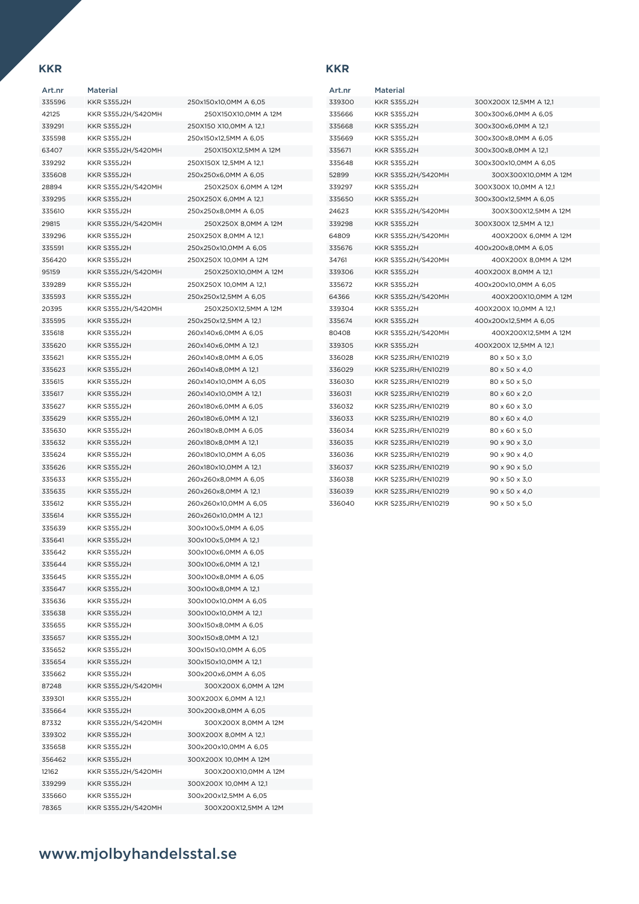## KKR

| Art.nr | Material | |
|---|---|---|
| 335596 | KKR S355J2H | 250x150x10,0MM A 6,05 |
| 42125 | KKR S355J2H/S420MH | 250X150X10,0MM A 12M |
| 339291 | KKR S355J2H | 250X150 X10,0MM A 12,1 |
| 335598 | KKR S355J2H | 250x150x12,5MM A 6,05 |
| 63407 | KKR S355J2H/S420MH | 250X150X12,5MM A 12M |
| 339292 | KKR S355J2H | 250X150X 12,5MM A 12,1 |
| 335608 | KKR S355J2H | 250x250x6,0MM A 6,05 |
| 28894 | KKR S355J2H/S420MH | 250X250X 6,0MM A 12M |
| 339295 | KKR S355J2H | 250X250X 6,0MM A 12,1 |
| 335610 | KKR S355J2H | 250x250x8,0MM A 6,05 |
| 29815 | KKR S355J2H/S420MH | 250X250X 8,0MM A 12M |
| 339296 | KKR S355J2H | 250X250X 8,0MM A 12,1 |
| 335591 | KKR S355J2H | 250x250x10,0MM A 6,05 |
| 356420 | KKR S355J2H | 250X250X 10,0MM A 12M |
| 95159 | KKR S355J2H/S420MH | 250X250X10,0MM A 12M |
| 339289 | KKR S355J2H | 250X250X 10,0MM A 12,1 |
| 335593 | KKR S355J2H | 250x250x12,5MM A 6,05 |
| 20395 | KKR S355J2H/S420MH | 250X250X12,5MM A 12M |
| 335595 | KKR S355J2H | 250x250x12,5MM A 12,1 |
| 335618 | KKR S355J2H | 260x140x6,0MM A 6,05 |
| 335620 | KKR S355J2H | 260x140x6,0MM A 12,1 |
| 335621 | KKR S355J2H | 260x140x8,0MM A 6,05 |
| 335623 | KKR S355J2H | 260x140x8,0MM A 12,1 |
| 335615 | KKR S355J2H | 260x140x10,0MM A 6,05 |
| 335617 | KKR S355J2H | 260x140x10,0MM A 12,1 |
| 335627 | KKR S355J2H | 260x180x6,0MM A 6,05 |
| 335629 | KKR S355J2H | 260x180x6,0MM A 12,1 |
| 335630 | KKR S355J2H | 260x180x8,0MM A 6,05 |
| 335632 | KKR S355J2H | 260x180x8,0MM A 12,1 |
| 335624 | KKR S355J2H | 260x180x10,0MM A 6,05 |
| 335626 | KKR S355J2H | 260x180x10,0MM A 12,1 |
| 335633 | KKR S355J2H | 260x260x8,0MM A 6,05 |
| 335635 | KKR S355J2H | 260x260x8,0MM A 12,1 |
| 335612 | KKR S355J2H | 260x260x10,0MM A 6,05 |
| 335614 | KKR S355J2H | 260x260x10,0MM A 12,1 |
| 335639 | KKR S355J2H | 300x100x5,0MM A 6,05 |
| 335641 | KKR S355J2H | 300x100x5,0MM A 12,1 |
| 335642 | KKR S355J2H | 300x100x6,0MM A 6,05 |
| 335644 | KKR S355J2H | 300x100x6,0MM A 12,1 |
| 335645 | KKR S355J2H | 300x100x8,0MM A 6,05 |
| 335647 | KKR S355J2H | 300x100x8,0MM A 12,1 |
| 335636 | KKR S355J2H | 300x100x10,0MM A 6,05 |
| 335638 | KKR S355J2H | 300x100x10,0MM A 12,1 |
| 335655 | KKR S355J2H | 300x150x8,0MM A 6,05 |
| 335657 | KKR S355J2H | 300x150x8,0MM A 12,1 |
| 335652 | KKR S355J2H | 300x150x10,0MM A 6,05 |
| 335654 | KKR S355J2H | 300x150x10,0MM A 12,1 |
| 335662 | KKR S355J2H | 300x200x6,0MM A 6,05 |
| 87248 | KKR S355J2H/S420MH | 300X200X 6,0MM A 12M |
| 339301 | KKR S355J2H | 300X200X 6,0MM A 12,1 |
| 335664 | KKR S355J2H | 300x200x8,0MM A 6,05 |
| 87332 | KKR S355J2H/S420MH | 300X200X 8,0MM A 12M |
| 339302 | KKR S355J2H | 300X200X 8,0MM A 12,1 |
| 335658 | KKR S355J2H | 300x200x10,0MM A 6,05 |
| 356462 | KKR S355J2H | 300X200X 10,0MM A 12M |
| 12162 | KKR S355J2H/S420MH | 300X200X10,0MM A 12M |
| 339299 | KKR S355J2H | 300X200X 10,0MM A 12,1 |
| 335660 | KKR S355J2H | 300x200x12,5MM A 6,05 |
| 78365 | KKR S355J2H/S420MH | 300X200X12,5MM A 12M |

## KKR

| Art.nr | Material | |
|---|---|---|
| 339300 | KKR S355J2H | 300X200X 12,5MM A 12,1 |
| 335666 | KKR S355J2H | 300x300x6,0MM A 6,05 |
| 335668 | KKR S355J2H | 300x300x6,0MM A 12,1 |
| 335669 | KKR S355J2H | 300x300x8,0MM A 6,05 |
| 335671 | KKR S355J2H | 300x300x8,0MM A 12,1 |
| 335648 | KKR S355J2H | 300x300x10,0MM A 6,05 |
| 52899 | KKR S355J2H/S420MH | 300X300X10,0MM A 12M |
| 339297 | KKR S355J2H | 300X300X 10,0MM A 12,1 |
| 335650 | KKR S355J2H | 300x300x12,5MM A 6,05 |
| 24623 | KKR S355J2H/S420MH | 300X300X12,5MM A 12M |
| 339298 | KKR S355J2H | 300X300X 12,5MM A 12,1 |
| 64809 | KKR S355J2H/S420MH | 400X200X 6,0MM A 12M |
| 335676 | KKR S355J2H | 400x200x8,0MM A 6,05 |
| 34761 | KKR S355J2H/S420MH | 400X200X 8,0MM A 12M |
| 339306 | KKR S355J2H | 400X200X 8,0MM A 12,1 |
| 335672 | KKR S355J2H | 400x200x10,0MM A 6,05 |
| 64366 | KKR S355J2H/S420MH | 400X200X10,0MM A 12M |
| 339304 | KKR S355J2H | 400X200X 10,0MM A 12,1 |
| 335674 | KKR S355J2H | 400x200x12,5MM A 6,05 |
| 80408 | KKR S355J2H/S420MH | 400X200X12,5MM A 12M |
| 339305 | KKR S355J2H | 400X200X 12,5MM A 12,1 |
| 336028 | KKR S235JRH/EN10219 | 80 x 50 x 3,0 |
| 336029 | KKR S235JRH/EN10219 | 80 x 50 x 4,0 |
| 336030 | KKR S235JRH/EN10219 | 80 x 50 x 5,0 |
| 336031 | KKR S235JRH/EN10219 | 80 x 60 x 2,0 |
| 336032 | KKR S235JRH/EN10219 | 80 x 60 x 3,0 |
| 336033 | KKR S235JRH/EN10219 | 80 x 60 x 4,0 |
| 336034 | KKR S235JRH/EN10219 | 80 x 60 x 5,0 |
| 336035 | KKR S235JRH/EN10219 | 90 x 90 x 3,0 |
| 336036 | KKR S235JRH/EN10219 | 90 x 90 x 4,0 |
| 336037 | KKR S235JRH/EN10219 | 90 x 90 x 5,0 |
| 336038 | KKR S235JRH/EN10219 | 90 x 50 x 3,0 |
| 336039 | KKR S235JRH/EN10219 | 90 x 50 x 4,0 |
| 336040 | KKR S235JRH/EN10219 | 90 x 50 x 5,0 |

www.mjolbyhandelsstal.se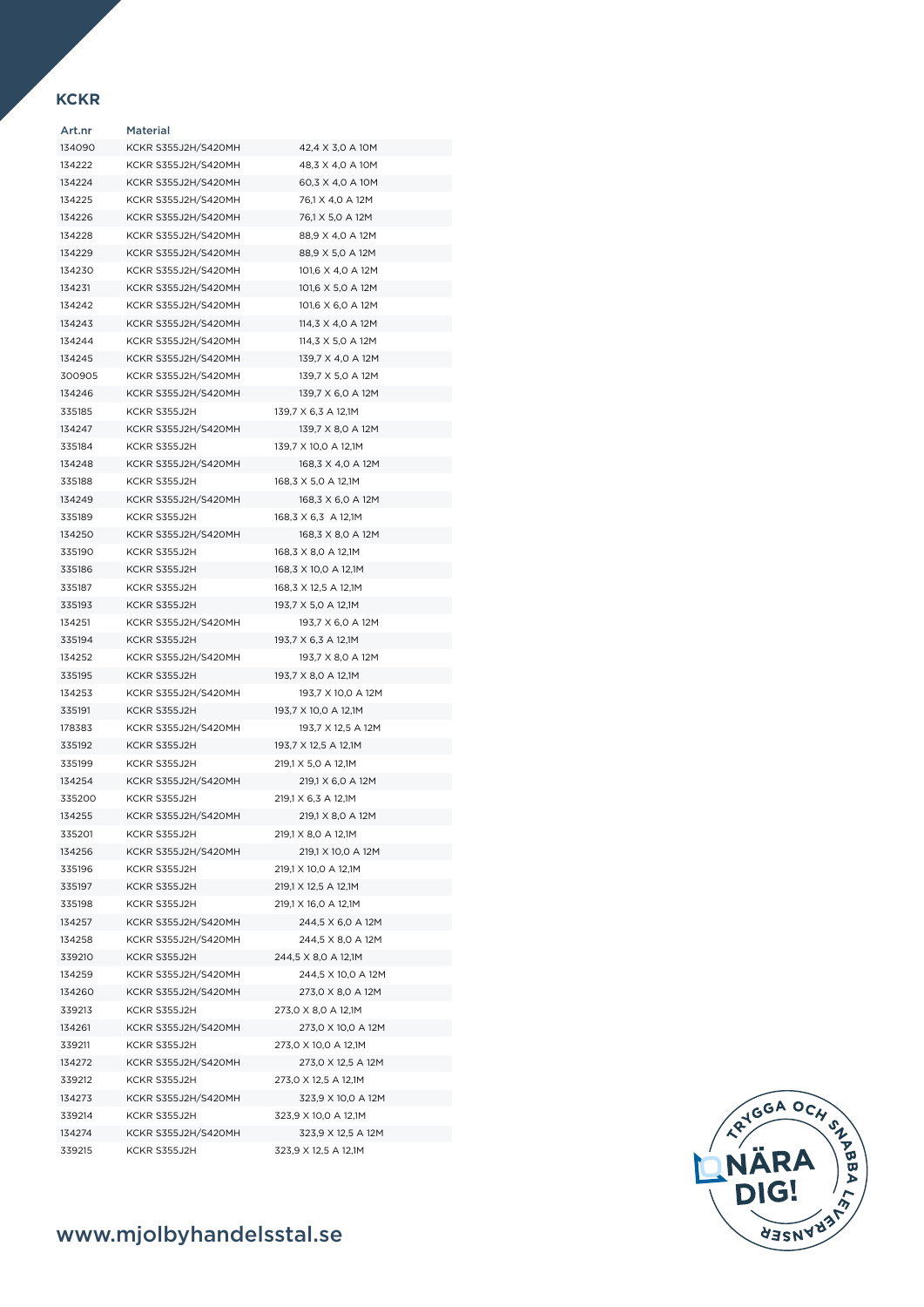## KCKR

| Art.nr | Material | |
|---|---|---|
| 134090 | KCKR S355J2H/S420MH | 42,4 X 3,0 A 10M |
| 134222 | KCKR S355J2H/S420MH | 48,3 X 4,0 A 10M |
| 134224 | KCKR S355J2H/S420MH | 60,3 X 4,0 A 10M |
| 134225 | KCKR S355J2H/S420MH | 76,1 X 4,0 A 12M |
| 134226 | KCKR S355J2H/S420MH | 76,1 X 5,0 A 12M |
| 134228 | KCKR S355J2H/S420MH | 88,9 X 4,0 A 12M |
| 134229 | KCKR S355J2H/S420MH | 88,9 X 5,0 A 12M |
| 134230 | KCKR S355J2H/S420MH | 101,6 X 4,0 A 12M |
| 134231 | KCKR S355J2H/S420MH | 101,6 X 5,0 A 12M |
| 134242 | KCKR S355J2H/S420MH | 101,6 X 6,0 A 12M |
| 134243 | KCKR S355J2H/S420MH | 114,3 X 4,0 A 12M |
| 134244 | KCKR S355J2H/S420MH | 114,3 X 5,0 A 12M |
| 134245 | KCKR S355J2H/S420MH | 139,7 X 4,0 A 12M |
| 300905 | KCKR S355J2H/S420MH | 139,7 X 5,0 A 12M |
| 134246 | KCKR S355J2H/S420MH | 139,7 X 6,0 A 12M |
| 335185 | KCKR S355J2H | 139,7 X 6,3 A 12,1M |
| 134247 | KCKR S355J2H/S420MH | 139,7 X 8,0 A 12M |
| 335184 | KCKR S355J2H | 139,7 X 10,0 A 12,1M |
| 134248 | KCKR S355J2H/S420MH | 168,3 X 4,0 A 12M |
| 335188 | KCKR S355J2H | 168,3 X 5,0 A 12,1M |
| 134249 | KCKR S355J2H/S420MH | 168,3 X 6,0 A 12M |
| 335189 | KCKR S355J2H | 168,3 X 6,3 A 12,1M |
| 134250 | KCKR S355J2H/S420MH | 168,3 X 8,0 A 12M |
| 335190 | KCKR S355J2H | 168,3 X 8,0 A 12,1M |
| 335186 | KCKR S355J2H | 168,3 X 10,0 A 12,1M |
| 335187 | KCKR S355J2H | 168,3 X 12,5 A 12,1M |
| 335193 | KCKR S355J2H | 193,7 X 5,0 A 12,1M |
| 134251 | KCKR S355J2H/S420MH | 193,7 X 6,0 A 12M |
| 335194 | KCKR S355J2H | 193,7 X 6,3 A 12,1M |
| 134252 | KCKR S355J2H/S420MH | 193,7 X 8,0 A 12M |
| 335195 | KCKR S355J2H | 193,7 X 8,0 A 12,1M |
| 134253 | KCKR S355J2H/S420MH | 193,7 X 10,0 A 12M |
| 335191 | KCKR S355J2H | 193,7 X 10,0 A 12,1M |
| 178383 | KCKR S355J2H/S420MH | 193,7 X 12,5 A 12M |
| 335192 | KCKR S355J2H | 193,7 X 12,5 A 12,1M |
| 335199 | KCKR S355J2H | 219,1 X 5,0 A 12,1M |
| 134254 | KCKR S355J2H/S420MH | 219,1 X 6,0 A 12M |
| 335200 | KCKR S355J2H | 219,1 X 6,3 A 12,1M |
| 134255 | KCKR S355J2H/S420MH | 219,1 X 8,0 A 12M |
| 335201 | KCKR S355J2H | 219,1 X 8,0 A 12,1M |
| 134256 | KCKR S355J2H/S420MH | 219,1 X 10,0 A 12M |
| 335196 | KCKR S355J2H | 219,1 X 10,0 A 12,1M |
| 335197 | KCKR S355J2H | 219,1 X 12,5 A 12,1M |
| 335198 | KCKR S355J2H | 219,1 X 16,0 A 12,1M |
| 134257 | KCKR S355J2H/S420MH | 244,5 X 6,0 A 12M |
| 134258 | KCKR S355J2H/S420MH | 244,5 X 8,0 A 12M |
| 339210 | KCKR S355J2H | 244,5 X 8,0 A 12,1M |
| 134259 | KCKR S355J2H/S420MH | 244,5 X 10,0 A 12M |
| 134260 | KCKR S355J2H/S420MH | 273,0 X 8,0 A 12M |
| 339213 | KCKR S355J2H | 273,0 X 8,0 A 12,1M |
| 134261 | KCKR S355J2H/S420MH | 273,0 X 10,0 A 12M |
| 339211 | KCKR S355J2H | 273,0 X 10,0 A 12,1M |
| 134272 | KCKR S355J2H/S420MH | 273,0 X 12,5 A 12M |
| 339212 | KCKR S355J2H | 273,0 X 12,5 A 12,1M |
| 134273 | KCKR S355J2H/S420MH | 323,9 X 10,0 A 12M |
| 339214 | KCKR S355J2H | 323,9 X 10,0 A 12,1M |
| 134274 | KCKR S355J2H/S420MH | 323,9 X 12,5 A 12M |
| 339215 | KCKR S355J2H | 323,9 X 12,5 A 12,1M |

www.mjolbyhandelsstal.se

TRYGGA OCH SNABBA LEVERANSER
NÄRA DIG!